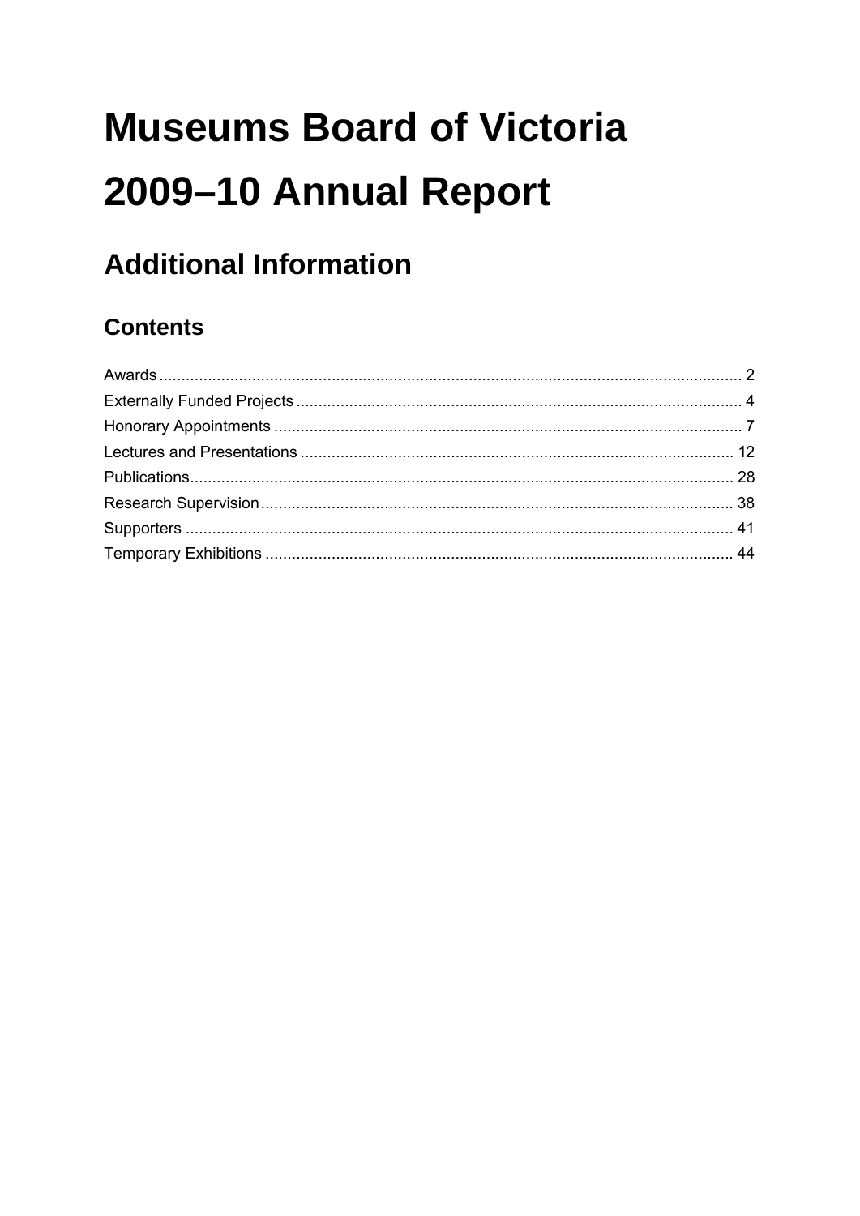# Museums Board of Victoria

# 2009–10 Annual Report

## Additional Information

### Contents

Awards ........................................................................................................................ 2
Externally Funded Projects ......................................................................................... 4
Honorary Appointments .............................................................................................. 7
Lectures and Presentations ....................................................................................... 12
Publications............................................................................................................... 28
Research Supervision................................................................................................ 38
Supporters ................................................................................................................ 41
Temporary Exhibitions .............................................................................................. 44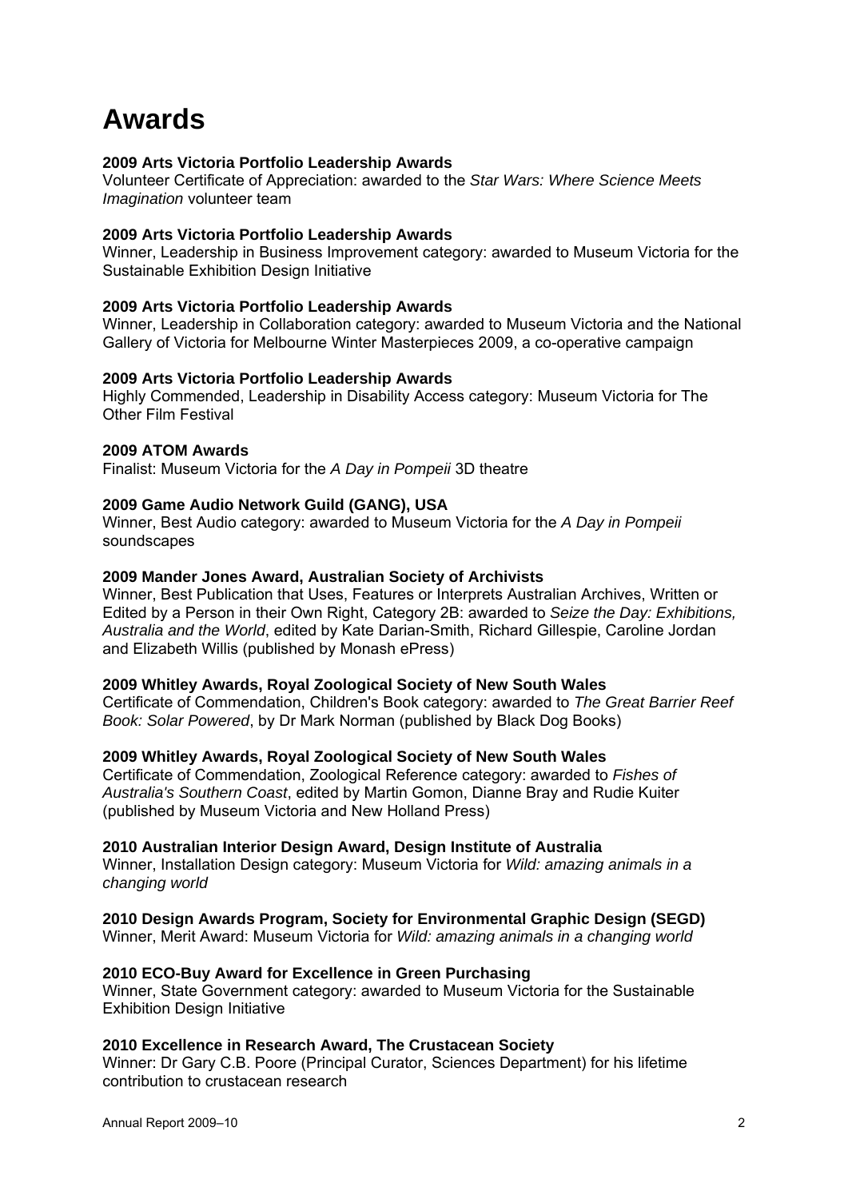# Awards

**2009 Arts Victoria Portfolio Leadership Awards**
Volunteer Certificate of Appreciation: awarded to the *Star Wars: Where Science Meets Imagination* volunteer team

**2009 Arts Victoria Portfolio Leadership Awards**
Winner, Leadership in Business Improvement category: awarded to Museum Victoria for the Sustainable Exhibition Design Initiative

**2009 Arts Victoria Portfolio Leadership Awards**
Winner, Leadership in Collaboration category: awarded to Museum Victoria and the National Gallery of Victoria for Melbourne Winter Masterpieces 2009, a co-operative campaign

**2009 Arts Victoria Portfolio Leadership Awards**
Highly Commended, Leadership in Disability Access category: Museum Victoria for The Other Film Festival

**2009 ATOM Awards**
Finalist: Museum Victoria for the *A Day in Pompeii* 3D theatre

**2009 Game Audio Network Guild (GANG), USA**
Winner, Best Audio category: awarded to Museum Victoria for the *A Day in Pompeii* soundscapes

**2009 Mander Jones Award, Australian Society of Archivists**
Winner, Best Publication that Uses, Features or Interprets Australian Archives, Written or Edited by a Person in their Own Right, Category 2B: awarded to *Seize the Day: Exhibitions, Australia and the World*, edited by Kate Darian-Smith, Richard Gillespie, Caroline Jordan and Elizabeth Willis (published by Monash ePress)

**2009 Whitley Awards, Royal Zoological Society of New South Wales**
Certificate of Commendation, Children's Book category: awarded to *The Great Barrier Reef Book: Solar Powered*, by Dr Mark Norman (published by Black Dog Books)

**2009 Whitley Awards, Royal Zoological Society of New South Wales**
Certificate of Commendation, Zoological Reference category: awarded to *Fishes of Australia's Southern Coast*, edited by Martin Gomon, Dianne Bray and Rudie Kuiter (published by Museum Victoria and New Holland Press)

**2010 Australian Interior Design Award, Design Institute of Australia**
Winner, Installation Design category: Museum Victoria for *Wild: amazing animals in a changing world*

**2010 Design Awards Program, Society for Environmental Graphic Design (SEGD)**
Winner, Merit Award: Museum Victoria for *Wild: amazing animals in a changing world*

**2010 ECO-Buy Award for Excellence in Green Purchasing**
Winner, State Government category: awarded to Museum Victoria for the Sustainable Exhibition Design Initiative

**2010 Excellence in Research Award, The Crustacean Society**
Winner: Dr Gary C.B. Poore (Principal Curator, Sciences Department) for his lifetime contribution to crustacean research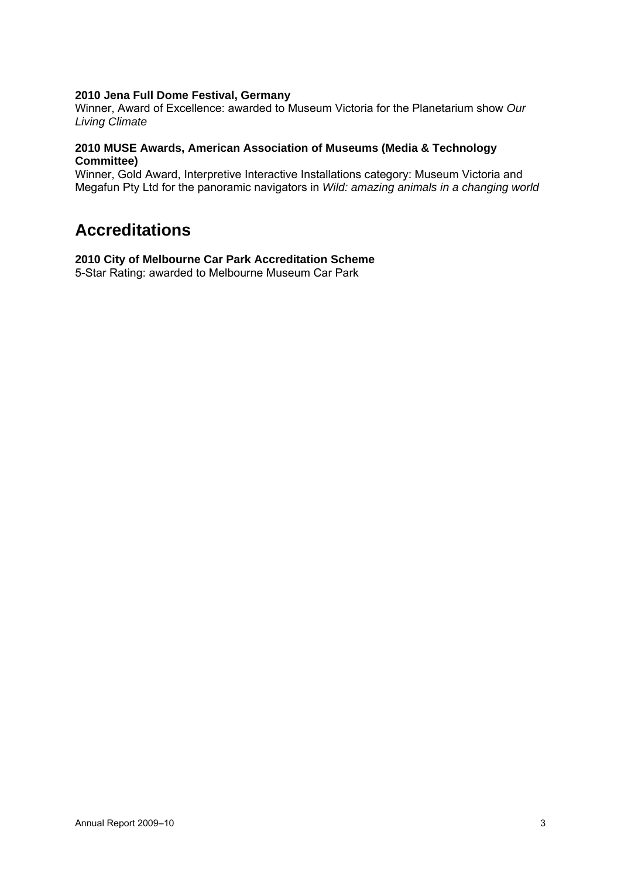**2010 Jena Full Dome Festival, Germany**
Winner, Award of Excellence: awarded to Museum Victoria for the Planetarium show *Our Living Climate*

**2010 MUSE Awards, American Association of Museums (Media & Technology Committee)**
Winner, Gold Award, Interpretive Interactive Installations category: Museum Victoria and Megafun Pty Ltd for the panoramic navigators in *Wild: amazing animals in a changing world*

## Accreditations

**2010 City of Melbourne Car Park Accreditation Scheme**
5-Star Rating: awarded to Melbourne Museum Car Park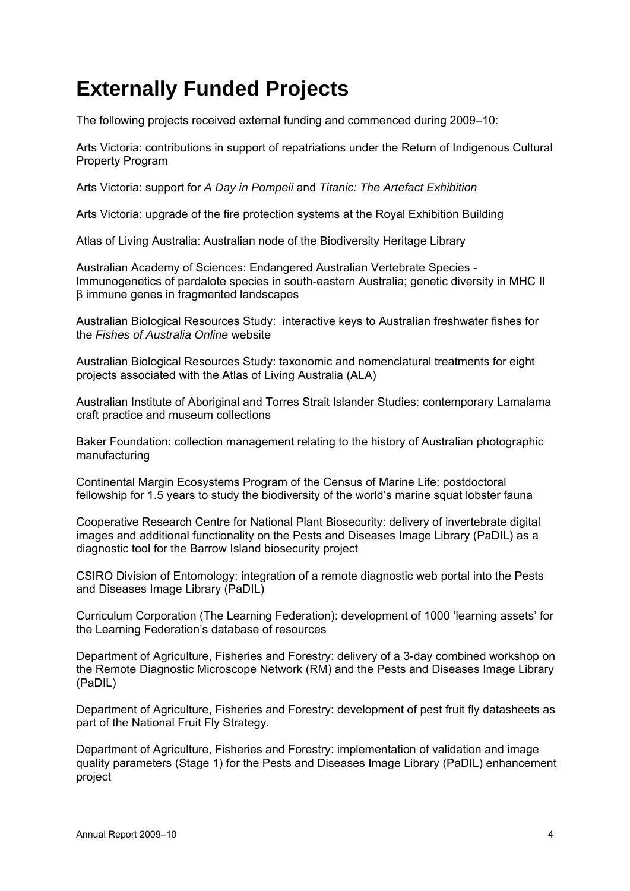# Externally Funded Projects

The following projects received external funding and commenced during 2009–10:

Arts Victoria: contributions in support of repatriations under the Return of Indigenous Cultural Property Program

Arts Victoria: support for *A Day in Pompeii* and *Titanic: The Artefact Exhibition*

Arts Victoria: upgrade of the fire protection systems at the Royal Exhibition Building

Atlas of Living Australia: Australian node of the Biodiversity Heritage Library

Australian Academy of Sciences: Endangered Australian Vertebrate Species - Immunogenetics of pardalote species in south-eastern Australia; genetic diversity in MHC II β immune genes in fragmented landscapes

Australian Biological Resources Study: interactive keys to Australian freshwater fishes for the *Fishes of Australia Online* website

Australian Biological Resources Study: taxonomic and nomenclatural treatments for eight projects associated with the Atlas of Living Australia (ALA)

Australian Institute of Aboriginal and Torres Strait Islander Studies: contemporary Lamalama craft practice and museum collections

Baker Foundation: collection management relating to the history of Australian photographic manufacturing

Continental Margin Ecosystems Program of the Census of Marine Life: postdoctoral fellowship for 1.5 years to study the biodiversity of the world's marine squat lobster fauna

Cooperative Research Centre for National Plant Biosecurity: delivery of invertebrate digital images and additional functionality on the Pests and Diseases Image Library (PaDIL) as a diagnostic tool for the Barrow Island biosecurity project

CSIRO Division of Entomology: integration of a remote diagnostic web portal into the Pests and Diseases Image Library (PaDIL)

Curriculum Corporation (The Learning Federation): development of 1000 'learning assets' for the Learning Federation's database of resources

Department of Agriculture, Fisheries and Forestry: delivery of a 3-day combined workshop on the Remote Diagnostic Microscope Network (RM) and the Pests and Diseases Image Library (PaDIL)

Department of Agriculture, Fisheries and Forestry: development of pest fruit fly datasheets as part of the National Fruit Fly Strategy.

Department of Agriculture, Fisheries and Forestry: implementation of validation and image quality parameters (Stage 1) for the Pests and Diseases Image Library (PaDIL) enhancement project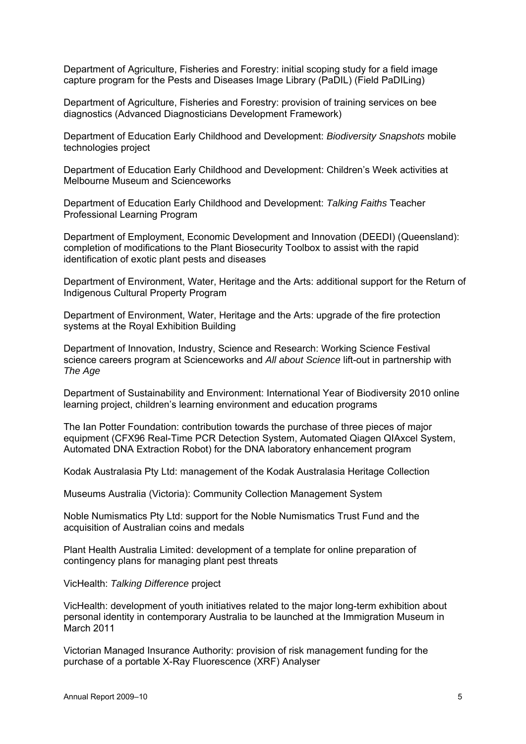Department of Agriculture, Fisheries and Forestry: initial scoping study for a field image capture program for the Pests and Diseases Image Library (PaDIL) (Field PaDILing)

Department of Agriculture, Fisheries and Forestry: provision of training services on bee diagnostics (Advanced Diagnosticians Development Framework)

Department of Education Early Childhood and Development: *Biodiversity Snapshots* mobile technologies project

Department of Education Early Childhood and Development: Children's Week activities at Melbourne Museum and Scienceworks

Department of Education Early Childhood and Development: *Talking Faiths* Teacher Professional Learning Program

Department of Employment, Economic Development and Innovation (DEEDI) (Queensland): completion of modifications to the Plant Biosecurity Toolbox to assist with the rapid identification of exotic plant pests and diseases

Department of Environment, Water, Heritage and the Arts: additional support for the Return of Indigenous Cultural Property Program

Department of Environment, Water, Heritage and the Arts: upgrade of the fire protection systems at the Royal Exhibition Building

Department of Innovation, Industry, Science and Research: Working Science Festival science careers program at Scienceworks and *All about Science* lift-out in partnership with *The Age*

Department of Sustainability and Environment: International Year of Biodiversity 2010 online learning project, children's learning environment and education programs

The Ian Potter Foundation: contribution towards the purchase of three pieces of major equipment (CFX96 Real-Time PCR Detection System, Automated Qiagen QIAxcel System, Automated DNA Extraction Robot) for the DNA laboratory enhancement program

Kodak Australasia Pty Ltd: management of the Kodak Australasia Heritage Collection

Museums Australia (Victoria): Community Collection Management System

Noble Numismatics Pty Ltd: support for the Noble Numismatics Trust Fund and the acquisition of Australian coins and medals

Plant Health Australia Limited: development of a template for online preparation of contingency plans for managing plant pest threats

VicHealth: *Talking Difference* project

VicHealth: development of youth initiatives related to the major long-term exhibition about personal identity in contemporary Australia to be launched at the Immigration Museum in March 2011

Victorian Managed Insurance Authority: provision of risk management funding for the purchase of a portable X-Ray Fluorescence (XRF) Analyser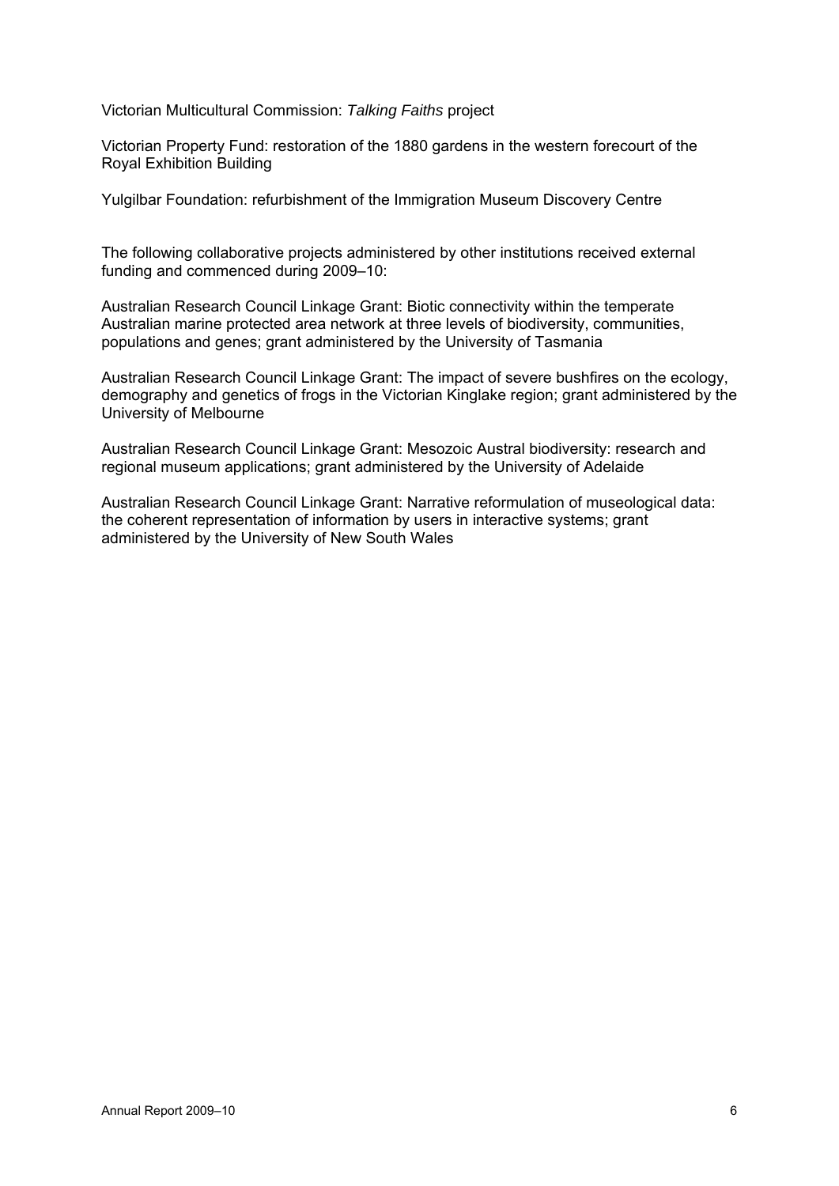Victorian Multicultural Commission: *Talking Faiths* project

Victorian Property Fund: restoration of the 1880 gardens in the western forecourt of the Royal Exhibition Building

Yulgilbar Foundation: refurbishment of the Immigration Museum Discovery Centre

The following collaborative projects administered by other institutions received external funding and commenced during 2009–10:

Australian Research Council Linkage Grant: Biotic connectivity within the temperate Australian marine protected area network at three levels of biodiversity, communities, populations and genes; grant administered by the University of Tasmania

Australian Research Council Linkage Grant: The impact of severe bushfires on the ecology, demography and genetics of frogs in the Victorian Kinglake region; grant administered by the University of Melbourne

Australian Research Council Linkage Grant: Mesozoic Austral biodiversity: research and regional museum applications; grant administered by the University of Adelaide

Australian Research Council Linkage Grant: Narrative reformulation of museological data: the coherent representation of information by users in interactive systems; grant administered by the University of New South Wales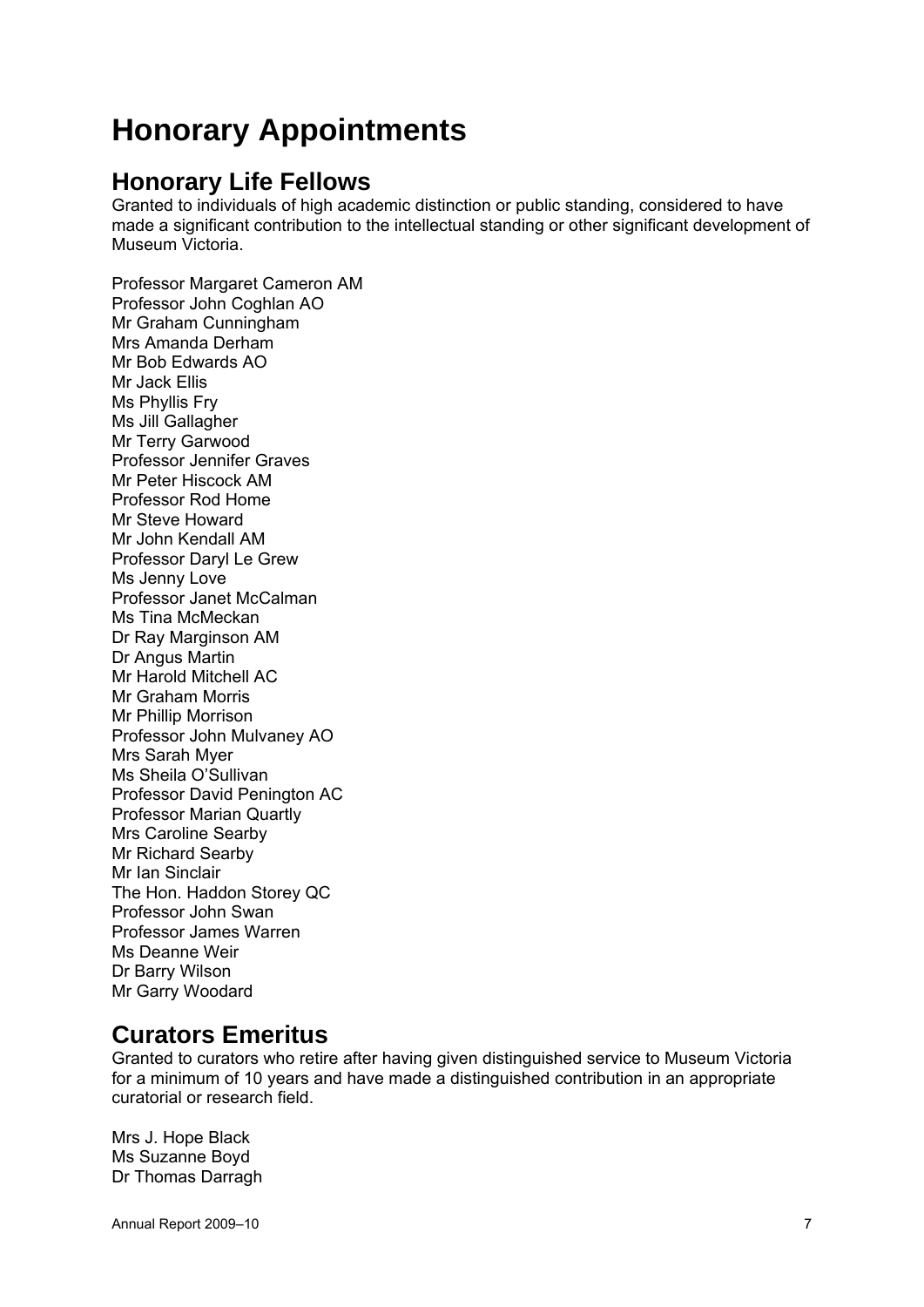# Honorary Appointments

## Honorary Life Fellows

Granted to individuals of high academic distinction or public standing, considered to have made a significant contribution to the intellectual standing or other significant development of Museum Victoria.

Professor Margaret Cameron AM
Professor John Coghlan AO
Mr Graham Cunningham
Mrs Amanda Derham
Mr Bob Edwards AO
Mr Jack Ellis
Ms Phyllis Fry
Ms Jill Gallagher
Mr Terry Garwood
Professor Jennifer Graves
Mr Peter Hiscock AM
Professor Rod Home
Mr Steve Howard
Mr John Kendall AM
Professor Daryl Le Grew
Ms Jenny Love
Professor Janet McCalman
Ms Tina McMeckan
Dr Ray Marginson AM
Dr Angus Martin
Mr Harold Mitchell AC
Mr Graham Morris
Mr Phillip Morrison
Professor John Mulvaney AO
Mrs Sarah Myer
Ms Sheila O'Sullivan
Professor David Penington AC
Professor Marian Quartly
Mrs Caroline Searby
Mr Richard Searby
Mr Ian Sinclair
The Hon. Haddon Storey QC
Professor John Swan
Professor James Warren
Ms Deanne Weir
Dr Barry Wilson
Mr Garry Woodard

## Curators Emeritus

Granted to curators who retire after having given distinguished service to Museum Victoria for a minimum of 10 years and have made a distinguished contribution in an appropriate curatorial or research field.

Mrs J. Hope Black
Ms Suzanne Boyd
Dr Thomas Darragh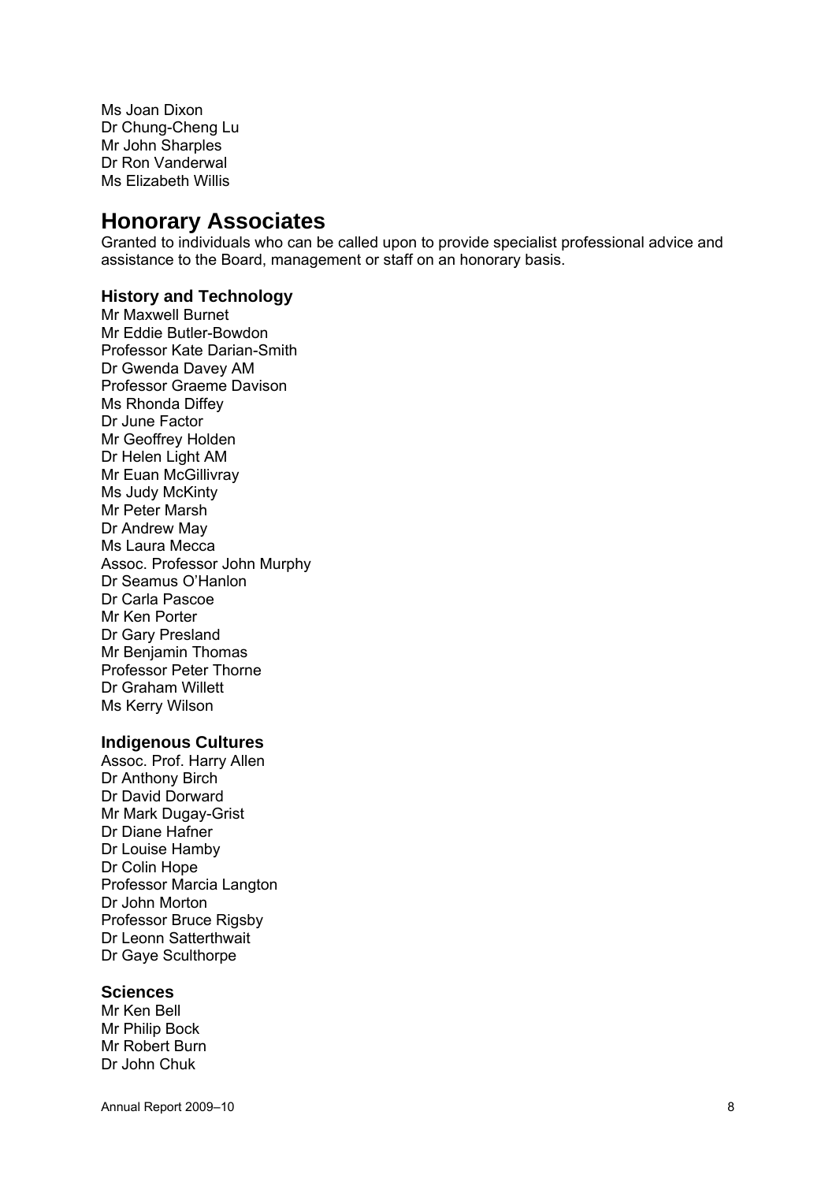Ms Joan Dixon
Dr Chung-Cheng Lu
Mr John Sharples
Dr Ron Vanderwal
Ms Elizabeth Willis

## Honorary Associates

Granted to individuals who can be called upon to provide specialist professional advice and assistance to the Board, management or staff on an honorary basis.

### History and Technology

Mr Maxwell Burnet
Mr Eddie Butler-Bowdon
Professor Kate Darian-Smith
Dr Gwenda Davey AM
Professor Graeme Davison
Ms Rhonda Diffey
Dr June Factor
Mr Geoffrey Holden
Dr Helen Light AM
Mr Euan McGillivray
Ms Judy McKinty
Mr Peter Marsh
Dr Andrew May
Ms Laura Mecca
Assoc. Professor John Murphy
Dr Seamus O'Hanlon
Dr Carla Pascoe
Mr Ken Porter
Dr Gary Presland
Mr Benjamin Thomas
Professor Peter Thorne
Dr Graham Willett
Ms Kerry Wilson

### Indigenous Cultures

Assoc. Prof. Harry Allen
Dr Anthony Birch
Dr David Dorward
Mr Mark Dugay-Grist
Dr Diane Hafner
Dr Louise Hamby
Dr Colin Hope
Professor Marcia Langton
Dr John Morton
Professor Bruce Rigsby
Dr Leonn Satterthwait
Dr Gaye Sculthorpe

### Sciences

Mr Ken Bell
Mr Philip Bock
Mr Robert Burn
Dr John Chuk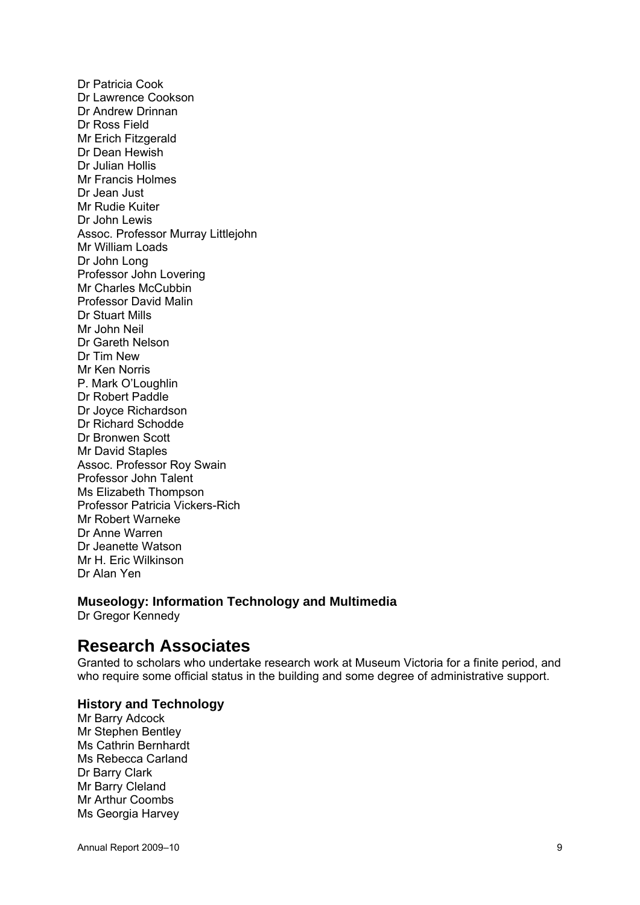Dr Patricia Cook
Dr Lawrence Cookson
Dr Andrew Drinnan
Dr Ross Field
Mr Erich Fitzgerald
Dr Dean Hewish
Dr Julian Hollis
Mr Francis Holmes
Dr Jean Just
Mr Rudie Kuiter
Dr John Lewis
Assoc. Professor Murray Littlejohn
Mr William Loads
Dr John Long
Professor John Lovering
Mr Charles McCubbin
Professor David Malin
Dr Stuart Mills
Mr John Neil
Dr Gareth Nelson
Dr Tim New
Mr Ken Norris
P. Mark O'Loughlin
Dr Robert Paddle
Dr Joyce Richardson
Dr Richard Schodde
Dr Bronwen Scott
Mr David Staples
Assoc. Professor Roy Swain
Professor John Talent
Ms Elizabeth Thompson
Professor Patricia Vickers-Rich
Mr Robert Warneke
Dr Anne Warren
Dr Jeanette Watson
Mr H. Eric Wilkinson
Dr Alan Yen

### Museology: Information Technology and Multimedia

Dr Gregor Kennedy

## Research Associates

Granted to scholars who undertake research work at Museum Victoria for a finite period, and who require some official status in the building and some degree of administrative support.

### History and Technology

Mr Barry Adcock
Mr Stephen Bentley
Ms Cathrin Bernhardt
Ms Rebecca Carland
Dr Barry Clark
Mr Barry Cleland
Mr Arthur Coombs
Ms Georgia Harvey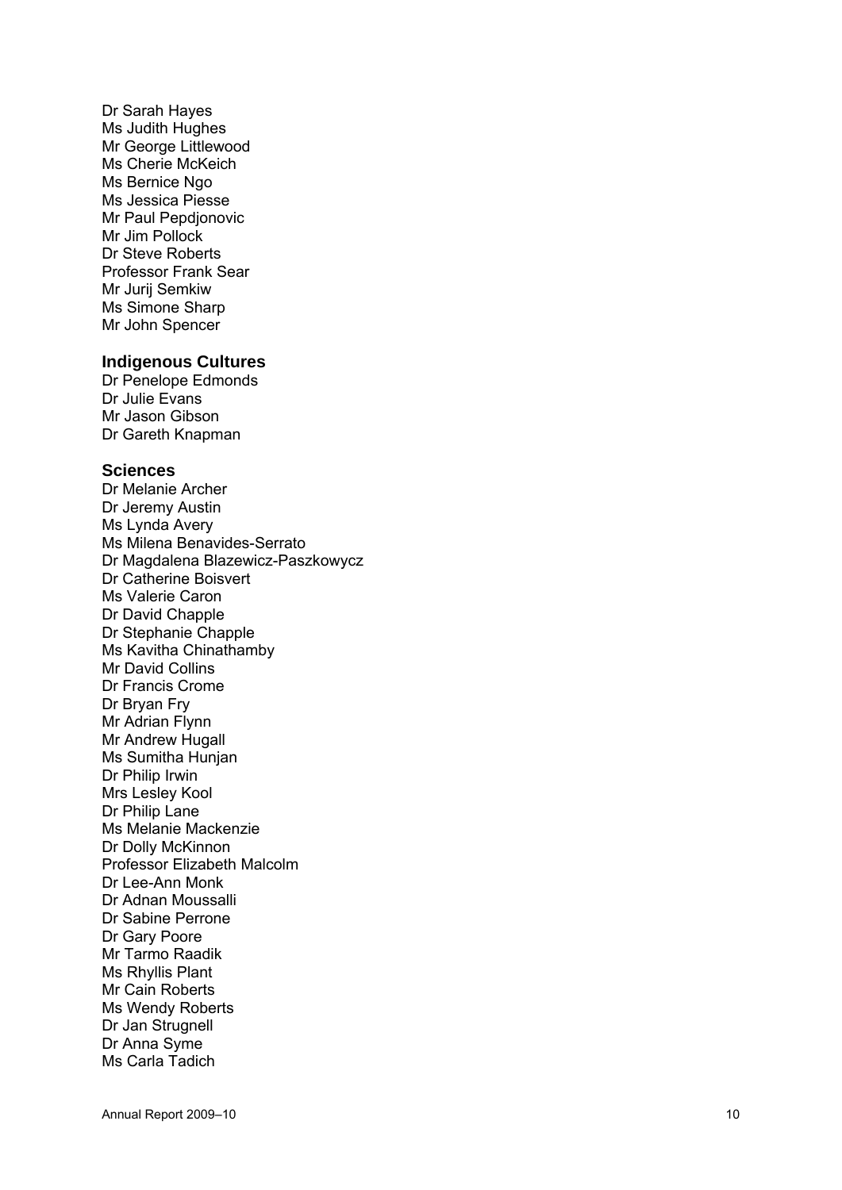Dr Sarah Hayes
Ms Judith Hughes
Mr George Littlewood
Ms Cherie McKeich
Ms Bernice Ngo
Ms Jessica Piesse
Mr Paul Pepdjonovic
Mr Jim Pollock
Dr Steve Roberts
Professor Frank Sear
Mr Jurij Semkiw
Ms Simone Sharp
Mr John Spencer

### Indigenous Cultures

Dr Penelope Edmonds
Dr Julie Evans
Mr Jason Gibson
Dr Gareth Knapman

### Sciences

Dr Melanie Archer
Dr Jeremy Austin
Ms Lynda Avery
Ms Milena Benavides-Serrato
Dr Magdalena Blazewicz-Paszkowycz
Dr Catherine Boisvert
Ms Valerie Caron
Dr David Chapple
Dr Stephanie Chapple
Ms Kavitha Chinathamby
Mr David Collins
Dr Francis Crome
Dr Bryan Fry
Mr Adrian Flynn
Mr Andrew Hugall
Ms Sumitha Hunjan
Dr Philip Irwin
Mrs Lesley Kool
Dr Philip Lane
Ms Melanie Mackenzie
Dr Dolly McKinnon
Professor Elizabeth Malcolm
Dr Lee-Ann Monk
Dr Adnan Moussalli
Dr Sabine Perrone
Dr Gary Poore
Mr Tarmo Raadik
Ms Rhyllis Plant
Mr Cain Roberts
Ms Wendy Roberts
Dr Jan Strugnell
Dr Anna Syme
Ms Carla Tadich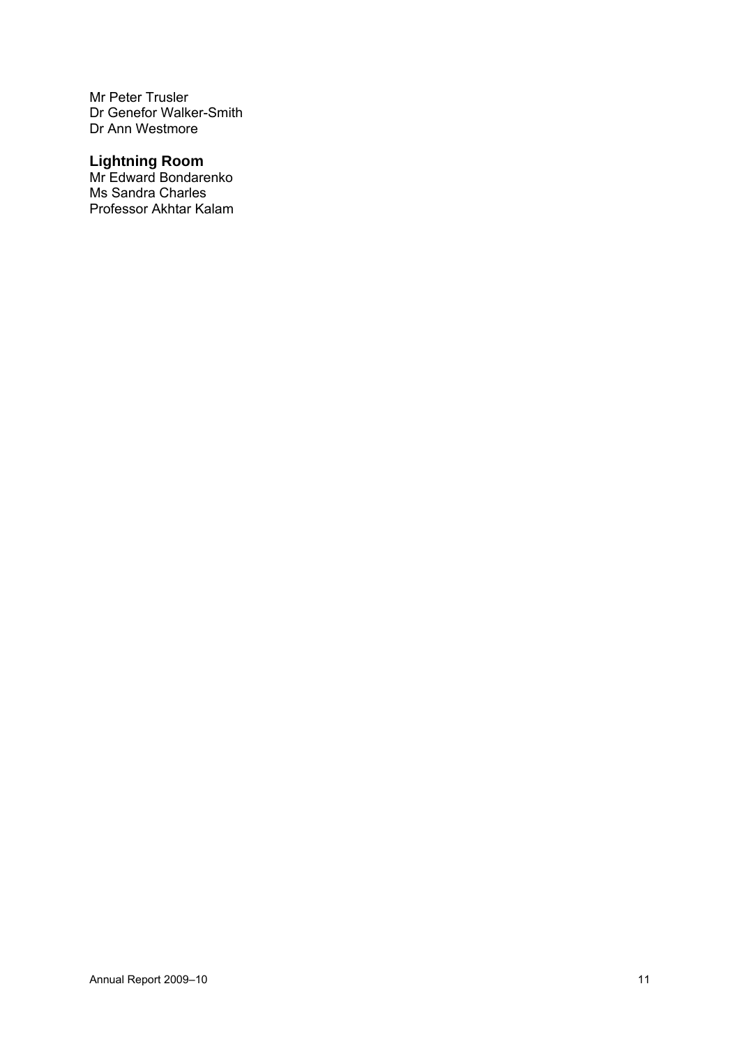Mr Peter Trusler
Dr Genefor Walker-Smith
Dr Ann Westmore

### Lightning Room

Mr Edward Bondarenko
Ms Sandra Charles
Professor Akhtar Kalam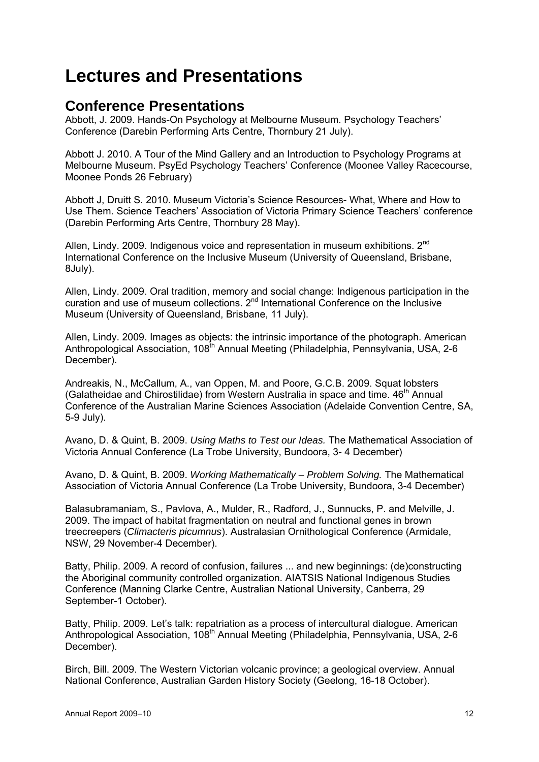# Lectures and Presentations

## Conference Presentations

Abbott, J. 2009. Hands-On Psychology at Melbourne Museum. Psychology Teachers' Conference (Darebin Performing Arts Centre, Thornbury 21 July).

Abbott J. 2010. A Tour of the Mind Gallery and an Introduction to Psychology Programs at Melbourne Museum. PsyEd Psychology Teachers' Conference (Moonee Valley Racecourse, Moonee Ponds 26 February)

Abbott J, Druitt S. 2010. Museum Victoria's Science Resources- What, Where and How to Use Them. Science Teachers' Association of Victoria Primary Science Teachers' conference (Darebin Performing Arts Centre, Thornbury 28 May).

Allen, Lindy. 2009. Indigenous voice and representation in museum exhibitions. 2nd International Conference on the Inclusive Museum (University of Queensland, Brisbane, 8July).

Allen, Lindy. 2009. Oral tradition, memory and social change: Indigenous participation in the curation and use of museum collections. 2nd International Conference on the Inclusive Museum (University of Queensland, Brisbane, 11 July).

Allen, Lindy. 2009. Images as objects: the intrinsic importance of the photograph. American Anthropological Association, 108th Annual Meeting (Philadelphia, Pennsylvania, USA, 2-6 December).

Andreakis, N., McCallum, A., van Oppen, M. and Poore, G.C.B. 2009. Squat lobsters (Galatheidae and Chirostilidae) from Western Australia in space and time. 46th Annual Conference of the Australian Marine Sciences Association (Adelaide Convention Centre, SA, 5-9 July).

Avano, D. & Quint, B. 2009. *Using Maths to Test our Ideas.* The Mathematical Association of Victoria Annual Conference (La Trobe University, Bundoora, 3- 4 December)

Avano, D. & Quint, B. 2009. *Working Mathematically – Problem Solving.* The Mathematical Association of Victoria Annual Conference (La Trobe University, Bundoora, 3-4 December)

Balasubramaniam, S., Pavlova, A., Mulder, R., Radford, J., Sunnucks, P. and Melville, J. 2009. The impact of habitat fragmentation on neutral and functional genes in brown treecreepers (*Climacteris picumnus*). Australasian Ornithological Conference (Armidale, NSW, 29 November-4 December).

Batty, Philip. 2009. A record of confusion, failures ... and new beginnings: (de)constructing the Aboriginal community controlled organization. AIATSIS National Indigenous Studies Conference (Manning Clarke Centre, Australian National University, Canberra, 29 September-1 October).

Batty, Philip. 2009. Let's talk: repatriation as a process of intercultural dialogue. American Anthropological Association, 108th Annual Meeting (Philadelphia, Pennsylvania, USA, 2-6 December).

Birch, Bill. 2009. The Western Victorian volcanic province; a geological overview. Annual National Conference, Australian Garden History Society (Geelong, 16-18 October).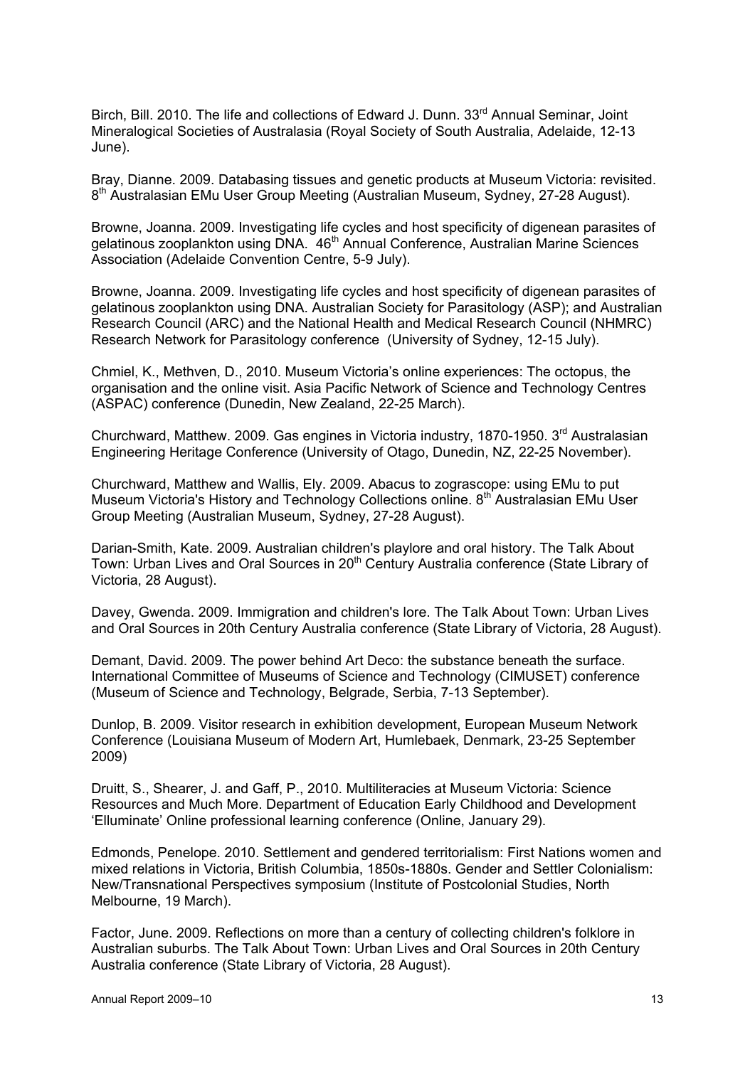Birch, Bill. 2010. The life and collections of Edward J. Dunn. 33rd Annual Seminar, Joint Mineralogical Societies of Australasia (Royal Society of South Australia, Adelaide, 12-13 June).

Bray, Dianne. 2009. Databasing tissues and genetic products at Museum Victoria: revisited. 8th Australasian EMu User Group Meeting (Australian Museum, Sydney, 27-28 August).

Browne, Joanna. 2009. Investigating life cycles and host specificity of digenean parasites of gelatinous zooplankton using DNA. 46th Annual Conference, Australian Marine Sciences Association (Adelaide Convention Centre, 5-9 July).

Browne, Joanna. 2009. Investigating life cycles and host specificity of digenean parasites of gelatinous zooplankton using DNA. Australian Society for Parasitology (ASP); and Australian Research Council (ARC) and the National Health and Medical Research Council (NHMRC) Research Network for Parasitology conference (University of Sydney, 12-15 July).

Chmiel, K., Methven, D., 2010. Museum Victoria's online experiences: The octopus, the organisation and the online visit. Asia Pacific Network of Science and Technology Centres (ASPAC) conference (Dunedin, New Zealand, 22-25 March).

Churchward, Matthew. 2009. Gas engines in Victoria industry, 1870-1950. 3rd Australasian Engineering Heritage Conference (University of Otago, Dunedin, NZ, 22-25 November).

Churchward, Matthew and Wallis, Ely. 2009. Abacus to zograscope: using EMu to put Museum Victoria's History and Technology Collections online. 8th Australasian EMu User Group Meeting (Australian Museum, Sydney, 27-28 August).

Darian-Smith, Kate. 2009. Australian children's playlore and oral history. The Talk About Town: Urban Lives and Oral Sources in 20th Century Australia conference (State Library of Victoria, 28 August).

Davey, Gwenda. 2009. Immigration and children's lore. The Talk About Town: Urban Lives and Oral Sources in 20th Century Australia conference (State Library of Victoria, 28 August).

Demant, David. 2009. The power behind Art Deco: the substance beneath the surface. International Committee of Museums of Science and Technology (CIMUSET) conference (Museum of Science and Technology, Belgrade, Serbia, 7-13 September).

Dunlop, B. 2009. Visitor research in exhibition development, European Museum Network Conference (Louisiana Museum of Modern Art, Humlebaek, Denmark, 23-25 September 2009)

Druitt, S., Shearer, J. and Gaff, P., 2010. Multiliteracies at Museum Victoria: Science Resources and Much More. Department of Education Early Childhood and Development 'Elluminate' Online professional learning conference (Online, January 29).

Edmonds, Penelope. 2010. Settlement and gendered territorialism: First Nations women and mixed relations in Victoria, British Columbia, 1850s-1880s. Gender and Settler Colonialism: New/Transnational Perspectives symposium (Institute of Postcolonial Studies, North Melbourne, 19 March).

Factor, June. 2009. Reflections on more than a century of collecting children's folklore in Australian suburbs. The Talk About Town: Urban Lives and Oral Sources in 20th Century Australia conference (State Library of Victoria, 28 August).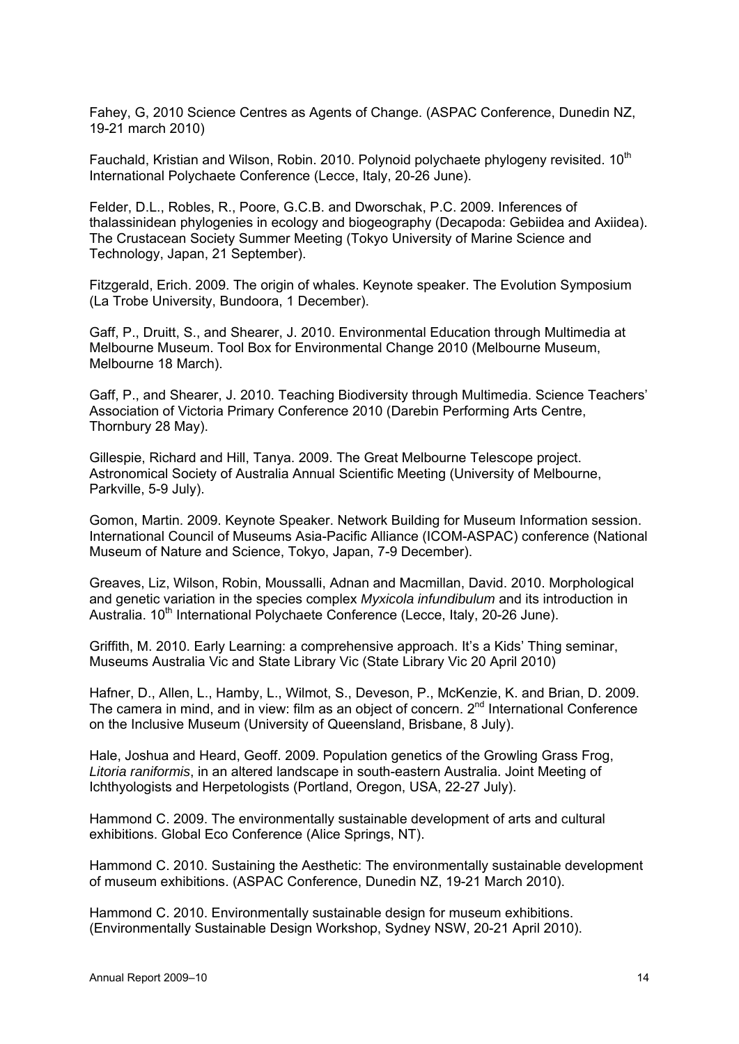Fahey, G, 2010 Science Centres as Agents of Change. (ASPAC Conference, Dunedin NZ, 19-21 march 2010)

Fauchald, Kristian and Wilson, Robin. 2010. Polynoid polychaete phylogeny revisited. 10th International Polychaete Conference (Lecce, Italy, 20-26 June).

Felder, D.L., Robles, R., Poore, G.C.B. and Dworschak, P.C. 2009. Inferences of thalassinidean phylogenies in ecology and biogeography (Decapoda: Gebiidea and Axiidea). The Crustacean Society Summer Meeting (Tokyo University of Marine Science and Technology, Japan, 21 September).

Fitzgerald, Erich. 2009. The origin of whales. Keynote speaker. The Evolution Symposium (La Trobe University, Bundoora, 1 December).

Gaff, P., Druitt, S., and Shearer, J. 2010. Environmental Education through Multimedia at Melbourne Museum. Tool Box for Environmental Change 2010 (Melbourne Museum, Melbourne 18 March).

Gaff, P., and Shearer, J. 2010. Teaching Biodiversity through Multimedia. Science Teachers' Association of Victoria Primary Conference 2010 (Darebin Performing Arts Centre, Thornbury 28 May).

Gillespie, Richard and Hill, Tanya. 2009. The Great Melbourne Telescope project. Astronomical Society of Australia Annual Scientific Meeting (University of Melbourne, Parkville, 5-9 July).

Gomon, Martin. 2009. Keynote Speaker. Network Building for Museum Information session. International Council of Museums Asia-Pacific Alliance (ICOM-ASPAC) conference (National Museum of Nature and Science, Tokyo, Japan, 7-9 December).

Greaves, Liz, Wilson, Robin, Moussalli, Adnan and Macmillan, David. 2010. Morphological and genetic variation in the species complex *Myxicola infundibulum* and its introduction in Australia. 10th International Polychaete Conference (Lecce, Italy, 20-26 June).

Griffith, M. 2010. Early Learning: a comprehensive approach. It's a Kids' Thing seminar, Museums Australia Vic and State Library Vic (State Library Vic 20 April 2010)

Hafner, D., Allen, L., Hamby, L., Wilmot, S., Deveson, P., McKenzie, K. and Brian, D. 2009. The camera in mind, and in view: film as an object of concern. 2nd International Conference on the Inclusive Museum (University of Queensland, Brisbane, 8 July).

Hale, Joshua and Heard, Geoff. 2009. Population genetics of the Growling Grass Frog, *Litoria raniformis*, in an altered landscape in south-eastern Australia. Joint Meeting of Ichthyologists and Herpetologists (Portland, Oregon, USA, 22-27 July).

Hammond C. 2009. The environmentally sustainable development of arts and cultural exhibitions. Global Eco Conference (Alice Springs, NT).

Hammond C. 2010. Sustaining the Aesthetic: The environmentally sustainable development of museum exhibitions. (ASPAC Conference, Dunedin NZ, 19-21 March 2010).

Hammond C. 2010. Environmentally sustainable design for museum exhibitions. (Environmentally Sustainable Design Workshop, Sydney NSW, 20-21 April 2010).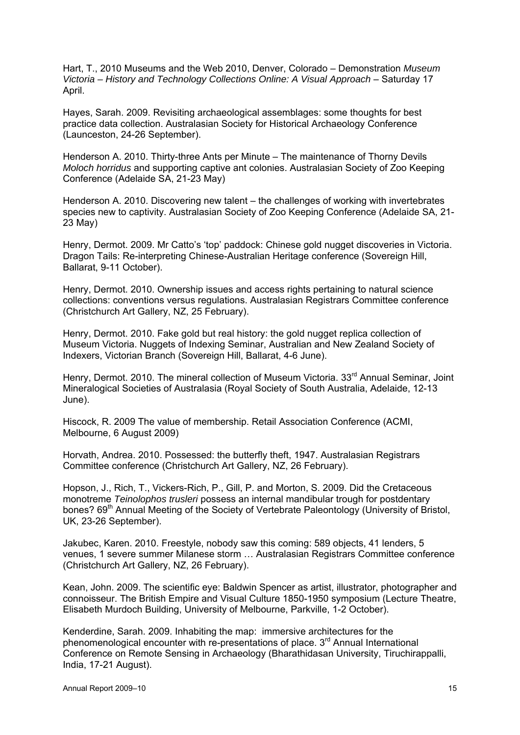Hart, T., 2010 Museums and the Web 2010, Denver, Colorado – Demonstration *Museum Victoria – History and Technology Collections Online: A Visual Approach* – Saturday 17 April.

Hayes, Sarah. 2009. Revisiting archaeological assemblages: some thoughts for best practice data collection. Australasian Society for Historical Archaeology Conference (Launceston, 24-26 September).

Henderson A. 2010. Thirty-three Ants per Minute – The maintenance of Thorny Devils *Moloch horridus* and supporting captive ant colonies. Australasian Society of Zoo Keeping Conference (Adelaide SA, 21-23 May)

Henderson A. 2010. Discovering new talent – the challenges of working with invertebrates species new to captivity. Australasian Society of Zoo Keeping Conference (Adelaide SA, 21-23 May)

Henry, Dermot. 2009. Mr Catto's 'top' paddock: Chinese gold nugget discoveries in Victoria. Dragon Tails: Re-interpreting Chinese-Australian Heritage conference (Sovereign Hill, Ballarat, 9-11 October).

Henry, Dermot. 2010. Ownership issues and access rights pertaining to natural science collections: conventions versus regulations. Australasian Registrars Committee conference (Christchurch Art Gallery, NZ, 25 February).

Henry, Dermot. 2010. Fake gold but real history: the gold nugget replica collection of Museum Victoria. Nuggets of Indexing Seminar, Australian and New Zealand Society of Indexers, Victorian Branch (Sovereign Hill, Ballarat, 4-6 June).

Henry, Dermot. 2010. The mineral collection of Museum Victoria. 33rd Annual Seminar, Joint Mineralogical Societies of Australasia (Royal Society of South Australia, Adelaide, 12-13 June).

Hiscock, R. 2009 The value of membership. Retail Association Conference (ACMI, Melbourne, 6 August 2009)

Horvath, Andrea. 2010. Possessed: the butterfly theft, 1947. Australasian Registrars Committee conference (Christchurch Art Gallery, NZ, 26 February).

Hopson, J., Rich, T., Vickers-Rich, P., Gill, P. and Morton, S. 2009. Did the Cretaceous monotreme *Teinolophos trusleri* possess an internal mandibular trough for postdentary bones? 69th Annual Meeting of the Society of Vertebrate Paleontology (University of Bristol, UK, 23-26 September).

Jakubec, Karen. 2010. Freestyle, nobody saw this coming: 589 objects, 41 lenders, 5 venues, 1 severe summer Milanese storm … Australasian Registrars Committee conference (Christchurch Art Gallery, NZ, 26 February).

Kean, John. 2009. The scientific eye: Baldwin Spencer as artist, illustrator, photographer and connoisseur. The British Empire and Visual Culture 1850-1950 symposium (Lecture Theatre, Elisabeth Murdoch Building, University of Melbourne, Parkville, 1-2 October).

Kenderdine, Sarah. 2009. Inhabiting the map: immersive architectures for the phenomenological encounter with re-presentations of place. 3rd Annual International Conference on Remote Sensing in Archaeology (Bharathidasan University, Tiruchirappalli, India, 17-21 August).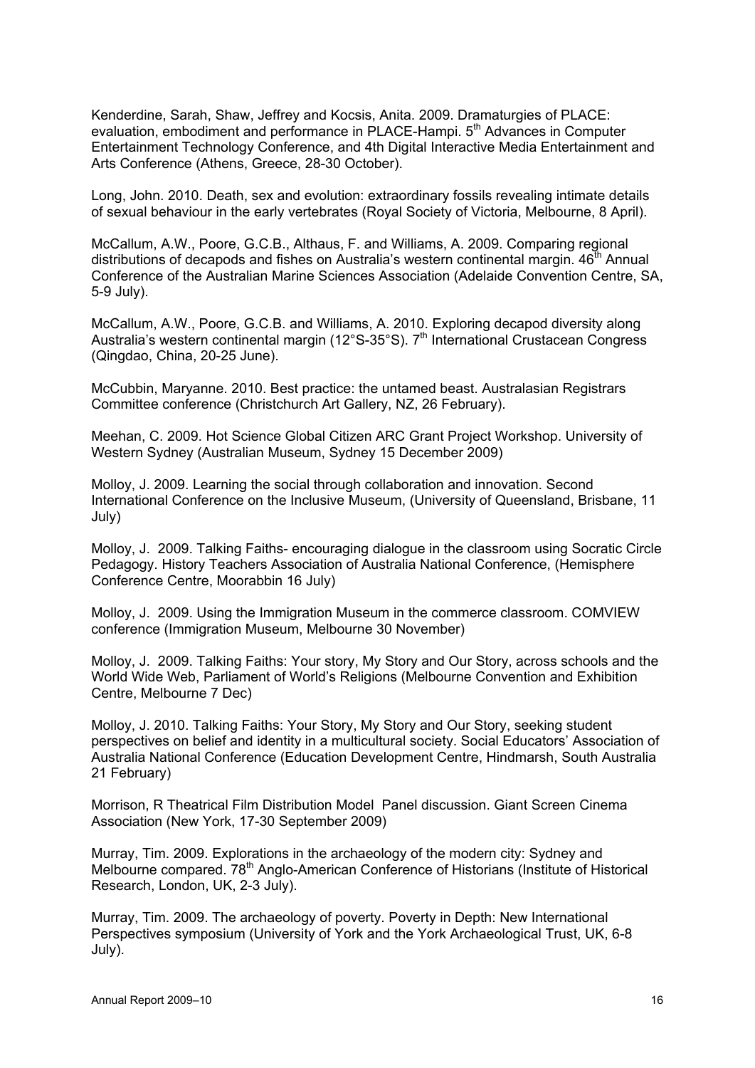Kenderdine, Sarah, Shaw, Jeffrey and Kocsis, Anita. 2009. Dramaturgies of PLACE: evaluation, embodiment and performance in PLACE-Hampi. 5th Advances in Computer Entertainment Technology Conference, and 4th Digital Interactive Media Entertainment and Arts Conference (Athens, Greece, 28-30 October).

Long, John. 2010. Death, sex and evolution: extraordinary fossils revealing intimate details of sexual behaviour in the early vertebrates (Royal Society of Victoria, Melbourne, 8 April).

McCallum, A.W., Poore, G.C.B., Althaus, F. and Williams, A. 2009. Comparing regional distributions of decapods and fishes on Australia's western continental margin. 46th Annual Conference of the Australian Marine Sciences Association (Adelaide Convention Centre, SA, 5-9 July).

McCallum, A.W., Poore, G.C.B. and Williams, A. 2010. Exploring decapod diversity along Australia's western continental margin (12°S-35°S). 7th International Crustacean Congress (Qingdao, China, 20-25 June).

McCubbin, Maryanne. 2010. Best practice: the untamed beast. Australasian Registrars Committee conference (Christchurch Art Gallery, NZ, 26 February).

Meehan, C. 2009. Hot Science Global Citizen ARC Grant Project Workshop. University of Western Sydney (Australian Museum, Sydney 15 December 2009)

Molloy, J. 2009. Learning the social through collaboration and innovation. Second International Conference on the Inclusive Museum, (University of Queensland, Brisbane, 11 July)

Molloy, J. 2009. Talking Faiths- encouraging dialogue in the classroom using Socratic Circle Pedagogy. History Teachers Association of Australia National Conference, (Hemisphere Conference Centre, Moorabbin 16 July)

Molloy, J. 2009. Using the Immigration Museum in the commerce classroom. COMVIEW conference (Immigration Museum, Melbourne 30 November)

Molloy, J. 2009. Talking Faiths: Your story, My Story and Our Story, across schools and the World Wide Web, Parliament of World's Religions (Melbourne Convention and Exhibition Centre, Melbourne 7 Dec)

Molloy, J. 2010. Talking Faiths: Your Story, My Story and Our Story, seeking student perspectives on belief and identity in a multicultural society. Social Educators' Association of Australia National Conference (Education Development Centre, Hindmarsh, South Australia 21 February)

Morrison, R Theatrical Film Distribution Model Panel discussion. Giant Screen Cinema Association (New York, 17-30 September 2009)

Murray, Tim. 2009. Explorations in the archaeology of the modern city: Sydney and Melbourne compared. 78th Anglo-American Conference of Historians (Institute of Historical Research, London, UK, 2-3 July).

Murray, Tim. 2009. The archaeology of poverty. Poverty in Depth: New International Perspectives symposium (University of York and the York Archaeological Trust, UK, 6-8 July).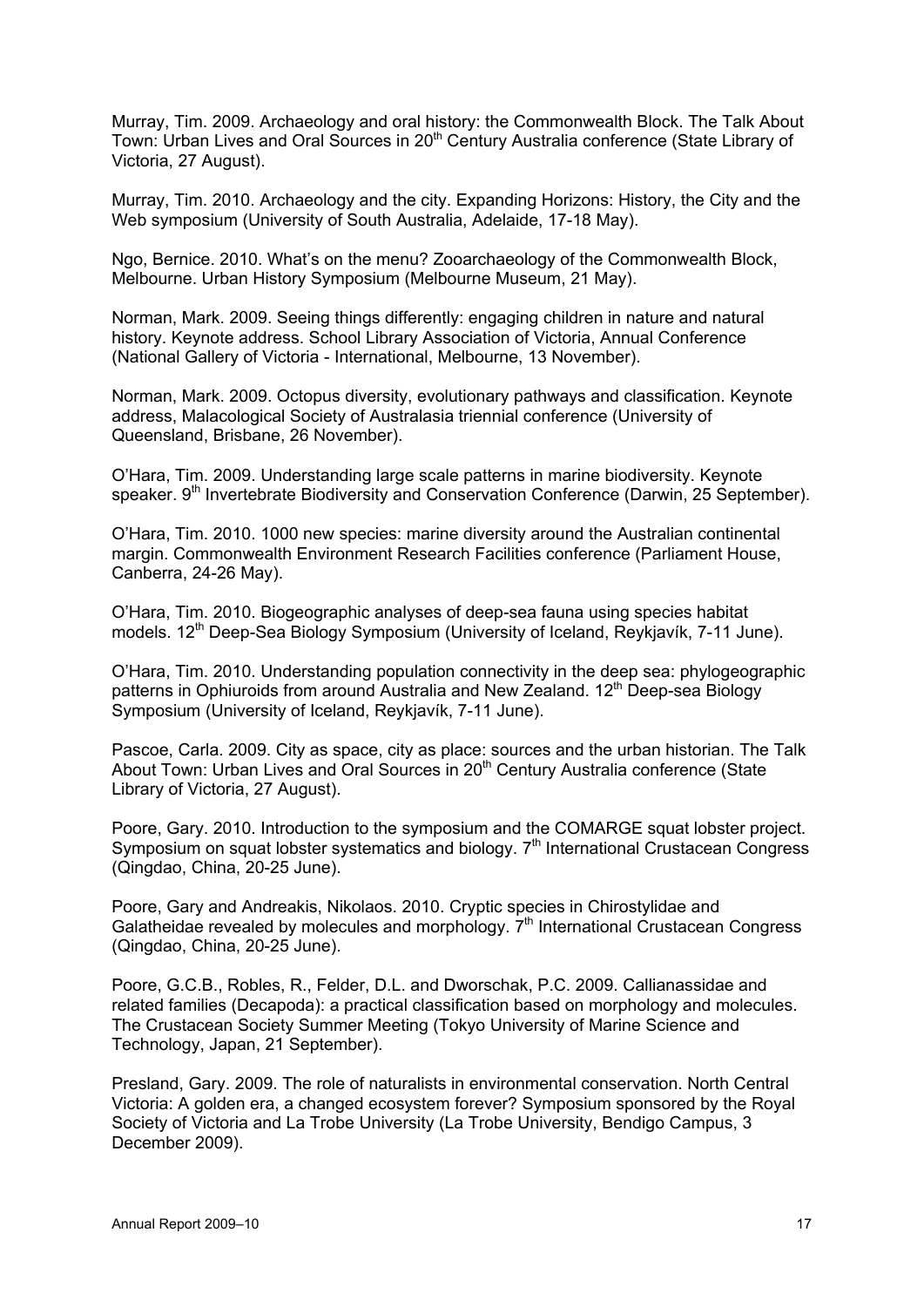Murray, Tim. 2009. Archaeology and oral history: the Commonwealth Block. The Talk About Town: Urban Lives and Oral Sources in 20th Century Australia conference (State Library of Victoria, 27 August).

Murray, Tim. 2010. Archaeology and the city. Expanding Horizons: History, the City and the Web symposium (University of South Australia, Adelaide, 17-18 May).

Ngo, Bernice. 2010. What's on the menu? Zooarchaeology of the Commonwealth Block, Melbourne. Urban History Symposium (Melbourne Museum, 21 May).

Norman, Mark. 2009. Seeing things differently: engaging children in nature and natural history. Keynote address. School Library Association of Victoria, Annual Conference (National Gallery of Victoria - International, Melbourne, 13 November).

Norman, Mark. 2009. Octopus diversity, evolutionary pathways and classification. Keynote address, Malacological Society of Australasia triennial conference (University of Queensland, Brisbane, 26 November).

O'Hara, Tim. 2009. Understanding large scale patterns in marine biodiversity. Keynote speaker. 9th Invertebrate Biodiversity and Conservation Conference (Darwin, 25 September).

O'Hara, Tim. 2010. 1000 new species: marine diversity around the Australian continental margin. Commonwealth Environment Research Facilities conference (Parliament House, Canberra, 24-26 May).

O'Hara, Tim. 2010. Biogeographic analyses of deep-sea fauna using species habitat models. 12th Deep-Sea Biology Symposium (University of Iceland, Reykjavík, 7-11 June).

O'Hara, Tim. 2010. Understanding population connectivity in the deep sea: phylogeographic patterns in Ophiuroids from around Australia and New Zealand. 12th Deep-sea Biology Symposium (University of Iceland, Reykjavík, 7-11 June).

Pascoe, Carla. 2009. City as space, city as place: sources and the urban historian. The Talk About Town: Urban Lives and Oral Sources in 20th Century Australia conference (State Library of Victoria, 27 August).

Poore, Gary. 2010. Introduction to the symposium and the COMARGE squat lobster project. Symposium on squat lobster systematics and biology. 7th International Crustacean Congress (Qingdao, China, 20-25 June).

Poore, Gary and Andreakis, Nikolaos. 2010. Cryptic species in Chirostylidae and Galatheidae revealed by molecules and morphology. 7th International Crustacean Congress (Qingdao, China, 20-25 June).

Poore, G.C.B., Robles, R., Felder, D.L. and Dworschak, P.C. 2009. Callianassidae and related families (Decapoda): a practical classification based on morphology and molecules. The Crustacean Society Summer Meeting (Tokyo University of Marine Science and Technology, Japan, 21 September).

Presland, Gary. 2009. The role of naturalists in environmental conservation. North Central Victoria: A golden era, a changed ecosystem forever? Symposium sponsored by the Royal Society of Victoria and La Trobe University (La Trobe University, Bendigo Campus, 3 December 2009).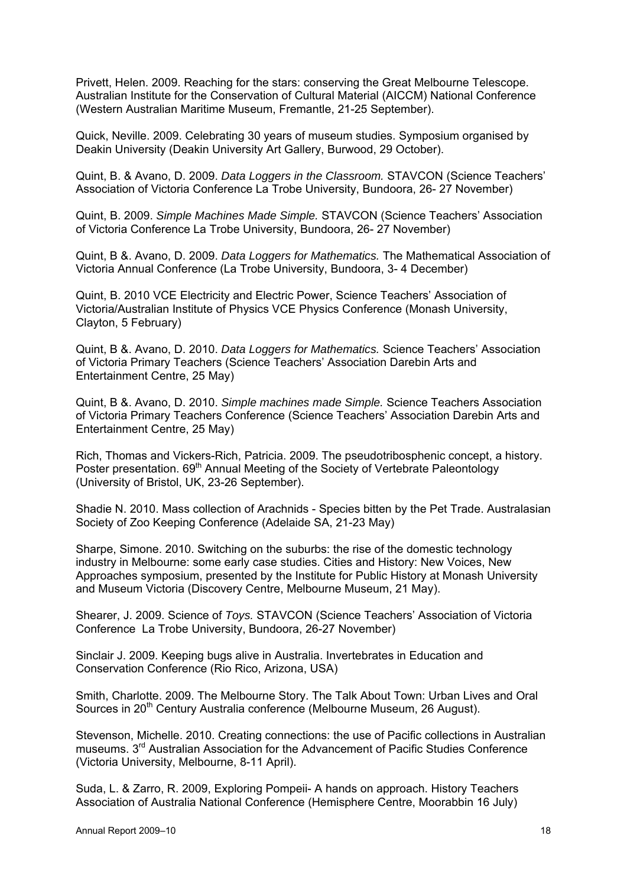Privett, Helen. 2009. Reaching for the stars: conserving the Great Melbourne Telescope. Australian Institute for the Conservation of Cultural Material (AICCM) National Conference (Western Australian Maritime Museum, Fremantle, 21-25 September).

Quick, Neville. 2009. Celebrating 30 years of museum studies. Symposium organised by Deakin University (Deakin University Art Gallery, Burwood, 29 October).

Quint, B. & Avano, D. 2009. *Data Loggers in the Classroom.* STAVCON (Science Teachers' Association of Victoria Conference La Trobe University, Bundoora, 26- 27 November)

Quint, B. 2009. *Simple Machines Made Simple.* STAVCON (Science Teachers' Association of Victoria Conference La Trobe University, Bundoora, 26- 27 November)

Quint, B &. Avano, D. 2009. *Data Loggers for Mathematics.* The Mathematical Association of Victoria Annual Conference (La Trobe University, Bundoora, 3- 4 December)

Quint, B. 2010 VCE Electricity and Electric Power, Science Teachers' Association of Victoria/Australian Institute of Physics VCE Physics Conference (Monash University, Clayton, 5 February)

Quint, B &. Avano, D. 2010. *Data Loggers for Mathematics.* Science Teachers' Association of Victoria Primary Teachers (Science Teachers' Association Darebin Arts and Entertainment Centre, 25 May)

Quint, B &. Avano, D. 2010. *Simple machines made Simple.* Science Teachers Association of Victoria Primary Teachers Conference (Science Teachers' Association Darebin Arts and Entertainment Centre, 25 May)

Rich, Thomas and Vickers-Rich, Patricia. 2009. The pseudotribosphenic concept, a history. Poster presentation. 69th Annual Meeting of the Society of Vertebrate Paleontology (University of Bristol, UK, 23-26 September).

Shadie N. 2010. Mass collection of Arachnids - Species bitten by the Pet Trade. Australasian Society of Zoo Keeping Conference (Adelaide SA, 21-23 May)

Sharpe, Simone. 2010. Switching on the suburbs: the rise of the domestic technology industry in Melbourne: some early case studies. Cities and History: New Voices, New Approaches symposium, presented by the Institute for Public History at Monash University and Museum Victoria (Discovery Centre, Melbourne Museum, 21 May).

Shearer, J. 2009. Science of *Toys.* STAVCON (Science Teachers' Association of Victoria Conference La Trobe University, Bundoora, 26-27 November)

Sinclair J. 2009. Keeping bugs alive in Australia. Invertebrates in Education and Conservation Conference (Rio Rico, Arizona, USA)

Smith, Charlotte. 2009. The Melbourne Story. The Talk About Town: Urban Lives and Oral Sources in 20th Century Australia conference (Melbourne Museum, 26 August).

Stevenson, Michelle. 2010. Creating connections: the use of Pacific collections in Australian museums. 3rd Australian Association for the Advancement of Pacific Studies Conference (Victoria University, Melbourne, 8-11 April).

Suda, L. & Zarro, R. 2009, Exploring Pompeii- A hands on approach. History Teachers Association of Australia National Conference (Hemisphere Centre, Moorabbin 16 July)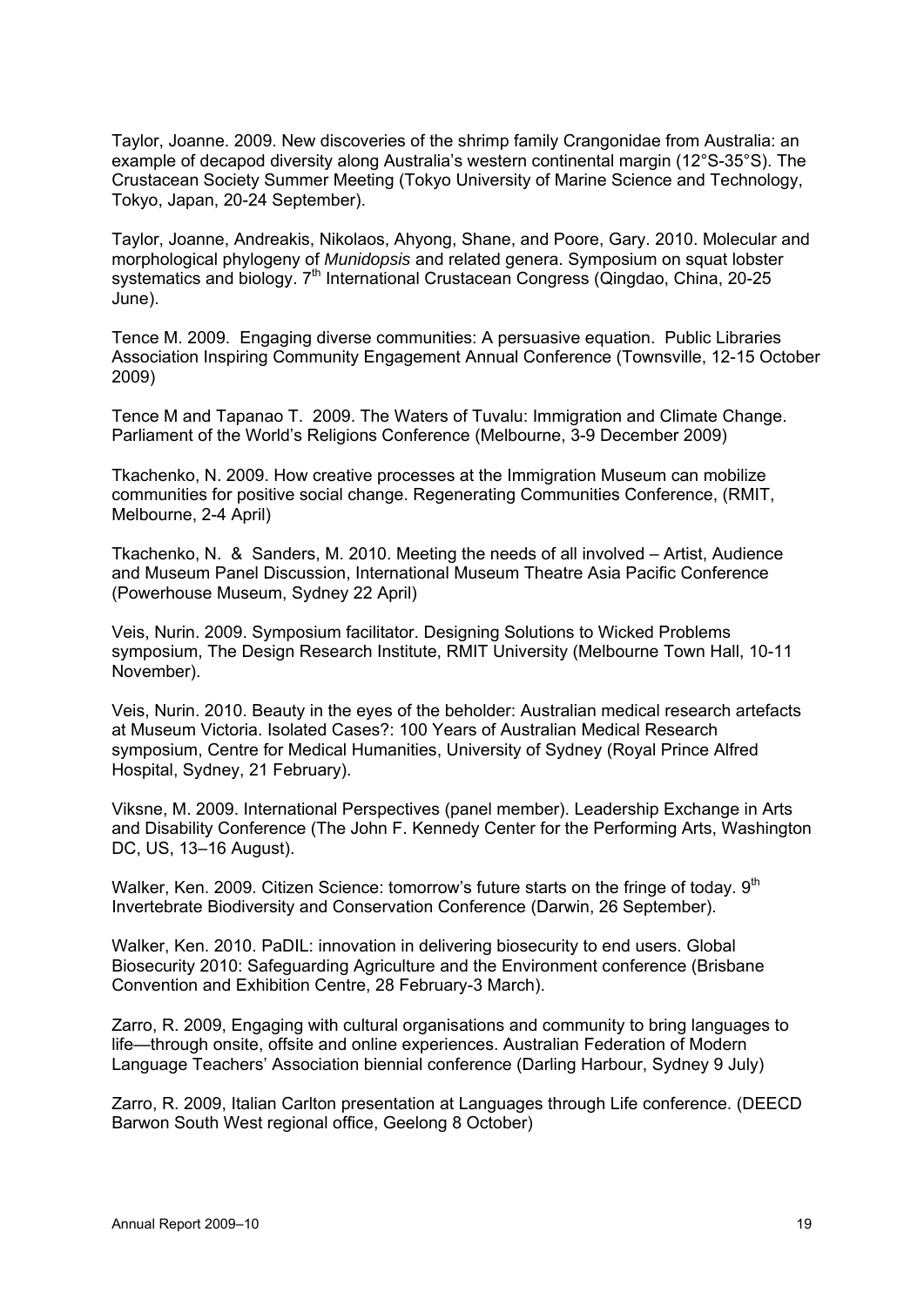Taylor, Joanne. 2009. New discoveries of the shrimp family Crangonidae from Australia: an example of decapod diversity along Australia's western continental margin (12°S-35°S). The Crustacean Society Summer Meeting (Tokyo University of Marine Science and Technology, Tokyo, Japan, 20-24 September).

Taylor, Joanne, Andreakis, Nikolaos, Ahyong, Shane, and Poore, Gary. 2010. Molecular and morphological phylogeny of *Munidopsis* and related genera. Symposium on squat lobster systematics and biology. 7th International Crustacean Congress (Qingdao, China, 20-25 June).

Tence M. 2009. Engaging diverse communities: A persuasive equation. Public Libraries Association Inspiring Community Engagement Annual Conference (Townsville, 12-15 October 2009)

Tence M and Tapanao T. 2009. The Waters of Tuvalu: Immigration and Climate Change. Parliament of the World's Religions Conference (Melbourne, 3-9 December 2009)

Tkachenko, N. 2009. How creative processes at the Immigration Museum can mobilize communities for positive social change. Regenerating Communities Conference, (RMIT, Melbourne, 2-4 April)

Tkachenko, N. & Sanders, M. 2010. Meeting the needs of all involved – Artist, Audience and Museum Panel Discussion, International Museum Theatre Asia Pacific Conference (Powerhouse Museum, Sydney 22 April)

Veis, Nurin. 2009. Symposium facilitator. Designing Solutions to Wicked Problems symposium, The Design Research Institute, RMIT University (Melbourne Town Hall, 10-11 November).

Veis, Nurin. 2010. Beauty in the eyes of the beholder: Australian medical research artefacts at Museum Victoria. Isolated Cases?: 100 Years of Australian Medical Research symposium, Centre for Medical Humanities, University of Sydney (Royal Prince Alfred Hospital, Sydney, 21 February).

Viksne, M. 2009. International Perspectives (panel member). Leadership Exchange in Arts and Disability Conference (The John F. Kennedy Center for the Performing Arts, Washington DC, US, 13–16 August).

Walker, Ken. 2009. Citizen Science: tomorrow's future starts on the fringe of today. 9th Invertebrate Biodiversity and Conservation Conference (Darwin, 26 September).

Walker, Ken. 2010. PaDIL: innovation in delivering biosecurity to end users. Global Biosecurity 2010: Safeguarding Agriculture and the Environment conference (Brisbane Convention and Exhibition Centre, 28 February-3 March).

Zarro, R. 2009, Engaging with cultural organisations and community to bring languages to life—through onsite, offsite and online experiences. Australian Federation of Modern Language Teachers' Association biennial conference (Darling Harbour, Sydney 9 July)

Zarro, R. 2009, Italian Carlton presentation at Languages through Life conference. (DEECD Barwon South West regional office, Geelong 8 October)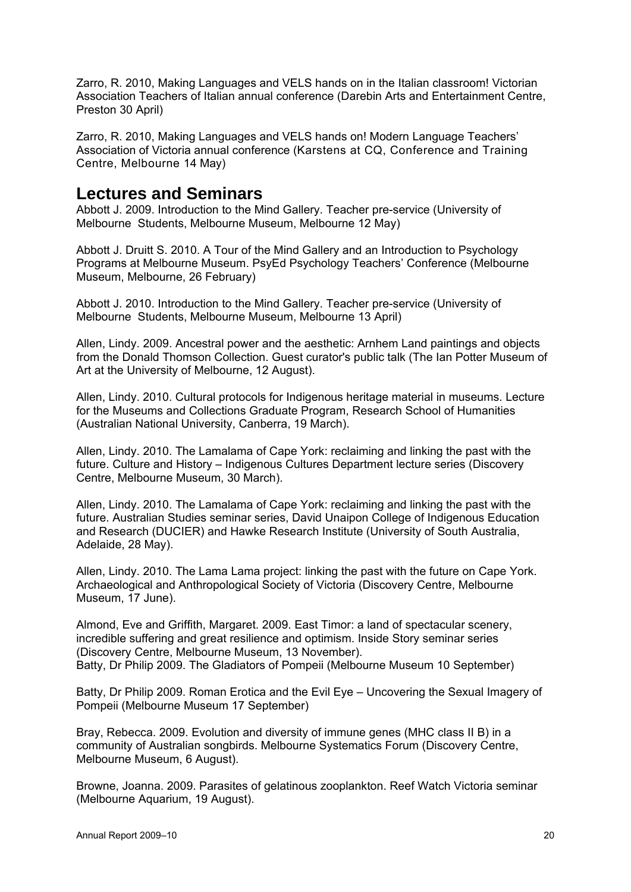Zarro, R. 2010, Making Languages and VELS hands on in the Italian classroom! Victorian Association Teachers of Italian annual conference (Darebin Arts and Entertainment Centre, Preston 30 April)

Zarro, R. 2010, Making Languages and VELS hands on! Modern Language Teachers' Association of Victoria annual conference (Karstens at CQ, Conference and Training Centre, Melbourne 14 May)

## Lectures and Seminars

Abbott J. 2009. Introduction to the Mind Gallery. Teacher pre-service (University of Melbourne Students, Melbourne Museum, Melbourne 12 May)

Abbott J. Druitt S. 2010. A Tour of the Mind Gallery and an Introduction to Psychology Programs at Melbourne Museum. PsyEd Psychology Teachers' Conference (Melbourne Museum, Melbourne, 26 February)

Abbott J. 2010. Introduction to the Mind Gallery. Teacher pre-service (University of Melbourne Students, Melbourne Museum, Melbourne 13 April)

Allen, Lindy. 2009. Ancestral power and the aesthetic: Arnhem Land paintings and objects from the Donald Thomson Collection. Guest curator's public talk (The Ian Potter Museum of Art at the University of Melbourne, 12 August).

Allen, Lindy. 2010. Cultural protocols for Indigenous heritage material in museums. Lecture for the Museums and Collections Graduate Program, Research School of Humanities (Australian National University, Canberra, 19 March).

Allen, Lindy. 2010. The Lamalama of Cape York: reclaiming and linking the past with the future. Culture and History – Indigenous Cultures Department lecture series (Discovery Centre, Melbourne Museum, 30 March).

Allen, Lindy. 2010. The Lamalama of Cape York: reclaiming and linking the past with the future. Australian Studies seminar series, David Unaipon College of Indigenous Education and Research (DUCIER) and Hawke Research Institute (University of South Australia, Adelaide, 28 May).

Allen, Lindy. 2010. The Lama Lama project: linking the past with the future on Cape York. Archaeological and Anthropological Society of Victoria (Discovery Centre, Melbourne Museum, 17 June).

Almond, Eve and Griffith, Margaret. 2009. East Timor: a land of spectacular scenery, incredible suffering and great resilience and optimism. Inside Story seminar series (Discovery Centre, Melbourne Museum, 13 November).
Batty, Dr Philip 2009. The Gladiators of Pompeii (Melbourne Museum 10 September)

Batty, Dr Philip 2009. Roman Erotica and the Evil Eye – Uncovering the Sexual Imagery of Pompeii (Melbourne Museum 17 September)

Bray, Rebecca. 2009. Evolution and diversity of immune genes (MHC class II B) in a community of Australian songbirds. Melbourne Systematics Forum (Discovery Centre, Melbourne Museum, 6 August).

Browne, Joanna. 2009. Parasites of gelatinous zooplankton. Reef Watch Victoria seminar (Melbourne Aquarium, 19 August).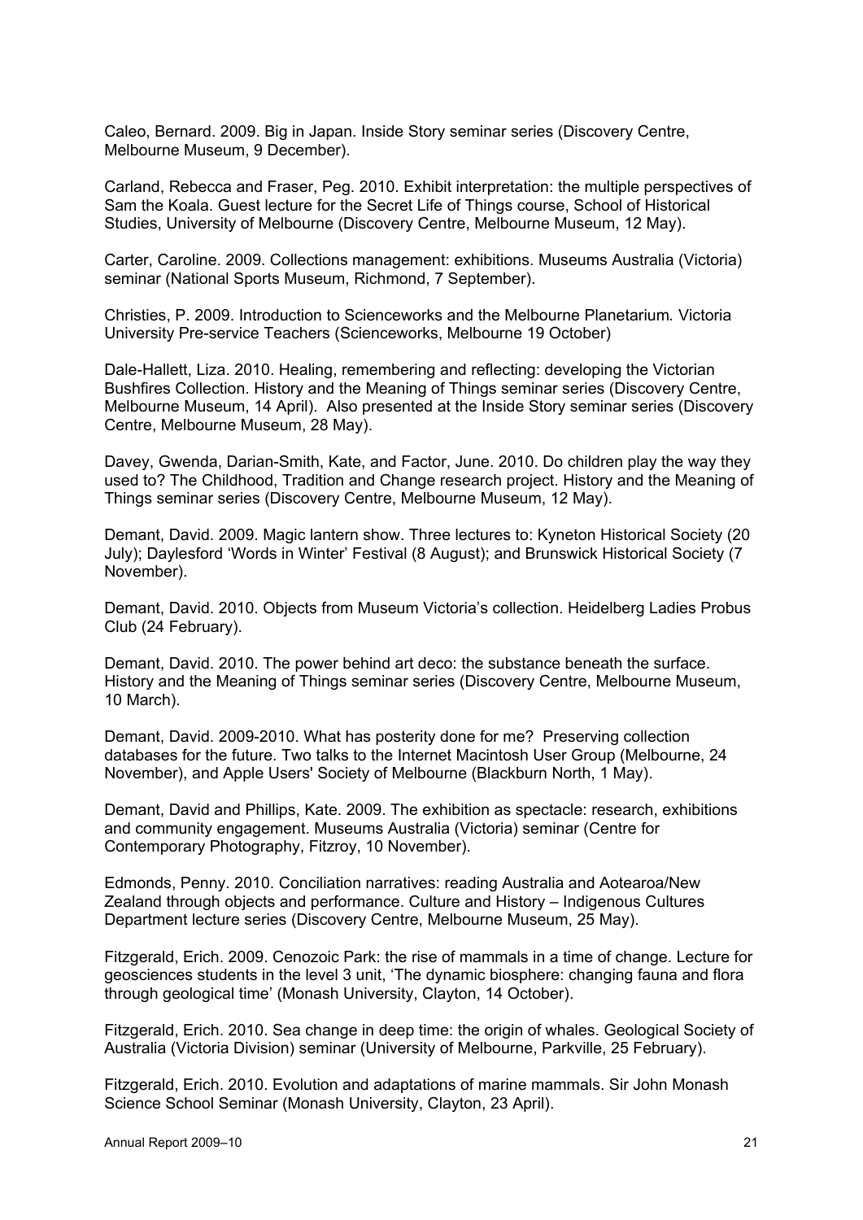Caleo, Bernard. 2009. Big in Japan. Inside Story seminar series (Discovery Centre, Melbourne Museum, 9 December).

Carland, Rebecca and Fraser, Peg. 2010. Exhibit interpretation: the multiple perspectives of Sam the Koala. Guest lecture for the Secret Life of Things course, School of Historical Studies, University of Melbourne (Discovery Centre, Melbourne Museum, 12 May).

Carter, Caroline. 2009. Collections management: exhibitions. Museums Australia (Victoria) seminar (National Sports Museum, Richmond, 7 September).

Christies, P. 2009. Introduction to Scienceworks and the Melbourne Planetarium*.* Victoria University Pre-service Teachers (Scienceworks, Melbourne 19 October)

Dale-Hallett, Liza. 2010. Healing, remembering and reflecting: developing the Victorian Bushfires Collection. History and the Meaning of Things seminar series (Discovery Centre, Melbourne Museum, 14 April). Also presented at the Inside Story seminar series (Discovery Centre, Melbourne Museum, 28 May).

Davey, Gwenda, Darian-Smith, Kate, and Factor, June. 2010. Do children play the way they used to? The Childhood, Tradition and Change research project. History and the Meaning of Things seminar series (Discovery Centre, Melbourne Museum, 12 May).

Demant, David. 2009. Magic lantern show. Three lectures to: Kyneton Historical Society (20 July); Daylesford 'Words in Winter' Festival (8 August); and Brunswick Historical Society (7 November).

Demant, David. 2010. Objects from Museum Victoria's collection. Heidelberg Ladies Probus Club (24 February).

Demant, David. 2010. The power behind art deco: the substance beneath the surface. History and the Meaning of Things seminar series (Discovery Centre, Melbourne Museum, 10 March).

Demant, David. 2009-2010. What has posterity done for me? Preserving collection databases for the future. Two talks to the Internet Macintosh User Group (Melbourne, 24 November), and Apple Users' Society of Melbourne (Blackburn North, 1 May).

Demant, David and Phillips, Kate. 2009. The exhibition as spectacle: research, exhibitions and community engagement. Museums Australia (Victoria) seminar (Centre for Contemporary Photography, Fitzroy, 10 November).

Edmonds, Penny. 2010. Conciliation narratives: reading Australia and Aotearoa/New Zealand through objects and performance. Culture and History – Indigenous Cultures Department lecture series (Discovery Centre, Melbourne Museum, 25 May).

Fitzgerald, Erich. 2009. Cenozoic Park: the rise of mammals in a time of change. Lecture for geosciences students in the level 3 unit, 'The dynamic biosphere: changing fauna and flora through geological time' (Monash University, Clayton, 14 October).

Fitzgerald, Erich. 2010. Sea change in deep time: the origin of whales. Geological Society of Australia (Victoria Division) seminar (University of Melbourne, Parkville, 25 February).

Fitzgerald, Erich. 2010. Evolution and adaptations of marine mammals. Sir John Monash Science School Seminar (Monash University, Clayton, 23 April).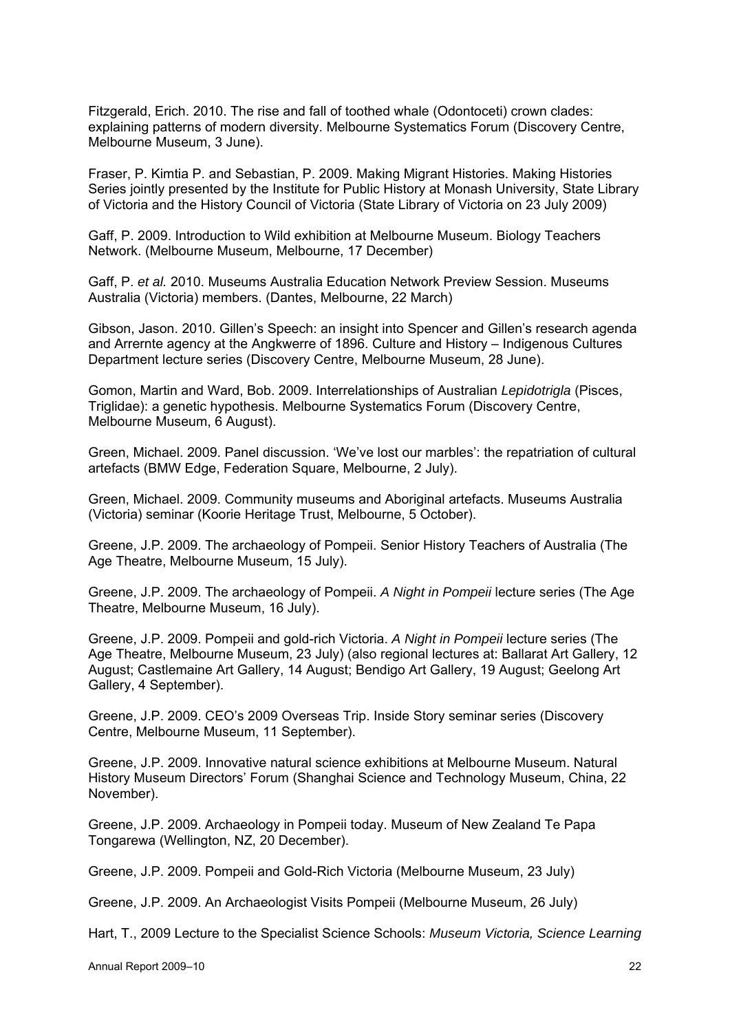Fitzgerald, Erich. 2010. The rise and fall of toothed whale (Odontoceti) crown clades: explaining patterns of modern diversity. Melbourne Systematics Forum (Discovery Centre, Melbourne Museum, 3 June).

Fraser, P. Kimtia P. and Sebastian, P. 2009. Making Migrant Histories. Making Histories Series jointly presented by the Institute for Public History at Monash University, State Library of Victoria and the History Council of Victoria (State Library of Victoria on 23 July 2009)

Gaff, P. 2009. Introduction to Wild exhibition at Melbourne Museum. Biology Teachers Network. (Melbourne Museum, Melbourne, 17 December)

Gaff, P. *et al.* 2010. Museums Australia Education Network Preview Session. Museums Australia (Victoria) members. (Dantes, Melbourne, 22 March)

Gibson, Jason. 2010. Gillen's Speech: an insight into Spencer and Gillen's research agenda and Arrernte agency at the Angkwerre of 1896. Culture and History – Indigenous Cultures Department lecture series (Discovery Centre, Melbourne Museum, 28 June).

Gomon, Martin and Ward, Bob. 2009. Interrelationships of Australian *Lepidotrigla* (Pisces, Triglidae): a genetic hypothesis. Melbourne Systematics Forum (Discovery Centre, Melbourne Museum, 6 August).

Green, Michael. 2009. Panel discussion. 'We've lost our marbles': the repatriation of cultural artefacts (BMW Edge, Federation Square, Melbourne, 2 July).

Green, Michael. 2009. Community museums and Aboriginal artefacts. Museums Australia (Victoria) seminar (Koorie Heritage Trust, Melbourne, 5 October).

Greene, J.P. 2009. The archaeology of Pompeii. Senior History Teachers of Australia (The Age Theatre, Melbourne Museum, 15 July).

Greene, J.P. 2009. The archaeology of Pompeii. *A Night in Pompeii* lecture series (The Age Theatre, Melbourne Museum, 16 July).

Greene, J.P. 2009. Pompeii and gold-rich Victoria. *A Night in Pompeii* lecture series (The Age Theatre, Melbourne Museum, 23 July) (also regional lectures at: Ballarat Art Gallery, 12 August; Castlemaine Art Gallery, 14 August; Bendigo Art Gallery, 19 August; Geelong Art Gallery, 4 September).

Greene, J.P. 2009. CEO's 2009 Overseas Trip. Inside Story seminar series (Discovery Centre, Melbourne Museum, 11 September).

Greene, J.P. 2009. Innovative natural science exhibitions at Melbourne Museum. Natural History Museum Directors' Forum (Shanghai Science and Technology Museum, China, 22 November).

Greene, J.P. 2009. Archaeology in Pompeii today. Museum of New Zealand Te Papa Tongarewa (Wellington, NZ, 20 December).

Greene, J.P. 2009. Pompeii and Gold-Rich Victoria (Melbourne Museum, 23 July)

Greene, J.P. 2009. An Archaeologist Visits Pompeii (Melbourne Museum, 26 July)

Hart, T., 2009 Lecture to the Specialist Science Schools: *Museum Victoria, Science Learning*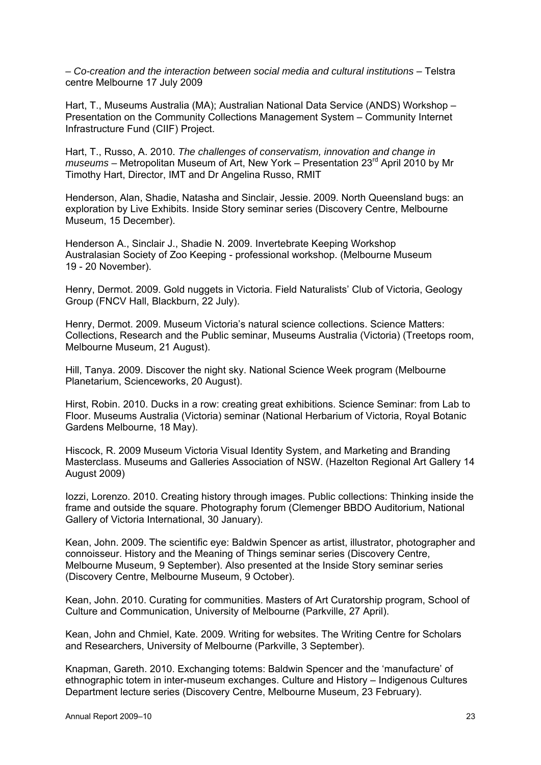– *Co-creation and the interaction between social media and cultural institutions* – Telstra centre Melbourne 17 July 2009

Hart, T., Museums Australia (MA); Australian National Data Service (ANDS) Workshop – Presentation on the Community Collections Management System – Community Internet Infrastructure Fund (CIIF) Project.

Hart, T., Russo, A. 2010. *The challenges of conservatism, innovation and change in museums* – Metropolitan Museum of Art, New York – Presentation 23rd April 2010 by Mr Timothy Hart, Director, IMT and Dr Angelina Russo, RMIT

Henderson, Alan, Shadie, Natasha and Sinclair, Jessie. 2009. North Queensland bugs: an exploration by Live Exhibits. Inside Story seminar series (Discovery Centre, Melbourne Museum, 15 December).

Henderson A., Sinclair J., Shadie N. 2009. Invertebrate Keeping Workshop Australasian Society of Zoo Keeping - professional workshop. (Melbourne Museum 19 - 20 November).

Henry, Dermot. 2009. Gold nuggets in Victoria. Field Naturalists' Club of Victoria, Geology Group (FNCV Hall, Blackburn, 22 July).

Henry, Dermot. 2009. Museum Victoria's natural science collections. Science Matters: Collections, Research and the Public seminar, Museums Australia (Victoria) (Treetops room, Melbourne Museum, 21 August).

Hill, Tanya. 2009. Discover the night sky. National Science Week program (Melbourne Planetarium, Scienceworks, 20 August).

Hirst, Robin. 2010. Ducks in a row: creating great exhibitions. Science Seminar: from Lab to Floor. Museums Australia (Victoria) seminar (National Herbarium of Victoria, Royal Botanic Gardens Melbourne, 18 May).

Hiscock, R. 2009 Museum Victoria Visual Identity System, and Marketing and Branding Masterclass. Museums and Galleries Association of NSW. (Hazelton Regional Art Gallery 14 August 2009)

Iozzi, Lorenzo. 2010. Creating history through images. Public collections: Thinking inside the frame and outside the square. Photography forum (Clemenger BBDO Auditorium, National Gallery of Victoria International, 30 January).

Kean, John. 2009. The scientific eye: Baldwin Spencer as artist, illustrator, photographer and connoisseur. History and the Meaning of Things seminar series (Discovery Centre, Melbourne Museum, 9 September). Also presented at the Inside Story seminar series (Discovery Centre, Melbourne Museum, 9 October).

Kean, John. 2010. Curating for communities. Masters of Art Curatorship program, School of Culture and Communication, University of Melbourne (Parkville, 27 April).

Kean, John and Chmiel, Kate. 2009. Writing for websites. The Writing Centre for Scholars and Researchers, University of Melbourne (Parkville, 3 September).

Knapman, Gareth. 2010. Exchanging totems: Baldwin Spencer and the 'manufacture' of ethnographic totem in inter-museum exchanges. Culture and History – Indigenous Cultures Department lecture series (Discovery Centre, Melbourne Museum, 23 February).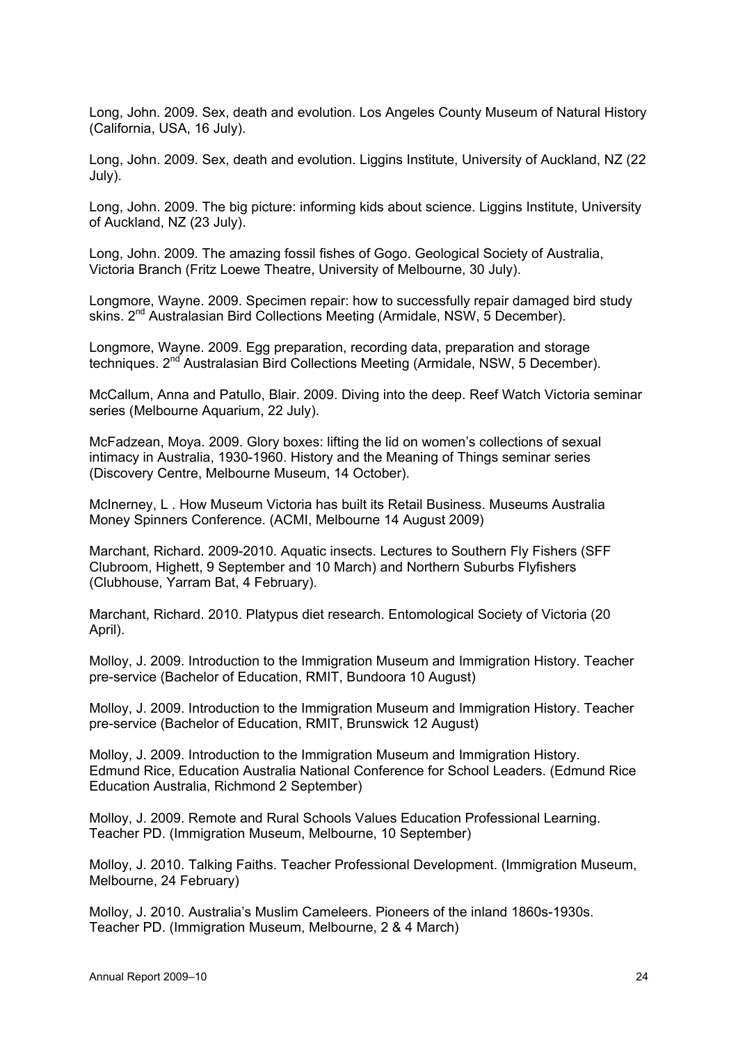Long, John. 2009. Sex, death and evolution. Los Angeles County Museum of Natural History (California, USA, 16 July).

Long, John. 2009. Sex, death and evolution. Liggins Institute, University of Auckland, NZ (22 July).

Long, John. 2009. The big picture: informing kids about science. Liggins Institute, University of Auckland, NZ (23 July).

Long, John. 2009. The amazing fossil fishes of Gogo. Geological Society of Australia, Victoria Branch (Fritz Loewe Theatre, University of Melbourne, 30 July).

Longmore, Wayne. 2009. Specimen repair: how to successfully repair damaged bird study skins. 2nd Australasian Bird Collections Meeting (Armidale, NSW, 5 December).

Longmore, Wayne. 2009. Egg preparation, recording data, preparation and storage techniques. 2nd Australasian Bird Collections Meeting (Armidale, NSW, 5 December).

McCallum, Anna and Patullo, Blair. 2009. Diving into the deep. Reef Watch Victoria seminar series (Melbourne Aquarium, 22 July).

McFadzean, Moya. 2009. Glory boxes: lifting the lid on women's collections of sexual intimacy in Australia, 1930-1960. History and the Meaning of Things seminar series (Discovery Centre, Melbourne Museum, 14 October).

McInerney, L . How Museum Victoria has built its Retail Business. Museums Australia Money Spinners Conference. (ACMI, Melbourne 14 August 2009)

Marchant, Richard. 2009-2010. Aquatic insects. Lectures to Southern Fly Fishers (SFF Clubroom, Highett, 9 September and 10 March) and Northern Suburbs Flyfishers (Clubhouse, Yarram Bat, 4 February).

Marchant, Richard. 2010. Platypus diet research. Entomological Society of Victoria (20 April).

Molloy, J. 2009. Introduction to the Immigration Museum and Immigration History. Teacher pre-service (Bachelor of Education, RMIT, Bundoora 10 August)

Molloy, J. 2009. Introduction to the Immigration Museum and Immigration History. Teacher pre-service (Bachelor of Education, RMIT, Brunswick 12 August)

Molloy, J. 2009. Introduction to the Immigration Museum and Immigration History. Edmund Rice, Education Australia National Conference for School Leaders. (Edmund Rice Education Australia, Richmond 2 September)

Molloy, J. 2009. Remote and Rural Schools Values Education Professional Learning. Teacher PD. (Immigration Museum, Melbourne, 10 September)

Molloy, J. 2010. Talking Faiths. Teacher Professional Development. (Immigration Museum, Melbourne, 24 February)

Molloy, J. 2010. Australia's Muslim Cameleers. Pioneers of the inland 1860s-1930s. Teacher PD. (Immigration Museum, Melbourne, 2 & 4 March)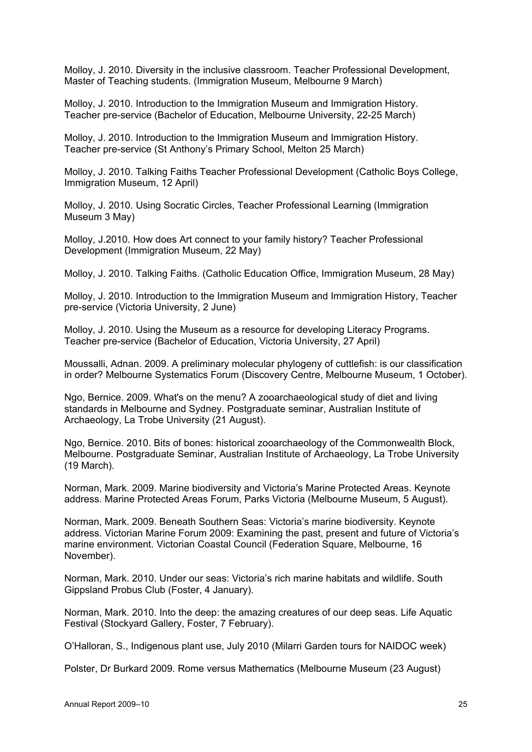Molloy, J. 2010. Diversity in the inclusive classroom. Teacher Professional Development, Master of Teaching students. (Immigration Museum, Melbourne 9 March)

Molloy, J. 2010. Introduction to the Immigration Museum and Immigration History. Teacher pre-service (Bachelor of Education, Melbourne University, 22-25 March)

Molloy, J. 2010. Introduction to the Immigration Museum and Immigration History. Teacher pre-service (St Anthony's Primary School, Melton 25 March)

Molloy, J. 2010. Talking Faiths Teacher Professional Development (Catholic Boys College, Immigration Museum, 12 April)

Molloy, J. 2010. Using Socratic Circles, Teacher Professional Learning (Immigration Museum 3 May)

Molloy, J.2010. How does Art connect to your family history? Teacher Professional Development (Immigration Museum, 22 May)

Molloy, J. 2010. Talking Faiths. (Catholic Education Office, Immigration Museum, 28 May)

Molloy, J. 2010. Introduction to the Immigration Museum and Immigration History, Teacher pre-service (Victoria University, 2 June)

Molloy, J. 2010. Using the Museum as a resource for developing Literacy Programs. Teacher pre-service (Bachelor of Education, Victoria University, 27 April)

Moussalli, Adnan. 2009. A preliminary molecular phylogeny of cuttlefish: is our classification in order? Melbourne Systematics Forum (Discovery Centre, Melbourne Museum, 1 October).

Ngo, Bernice. 2009. What's on the menu? A zooarchaeological study of diet and living standards in Melbourne and Sydney. Postgraduate seminar, Australian Institute of Archaeology, La Trobe University (21 August).

Ngo, Bernice. 2010. Bits of bones: historical zooarchaeology of the Commonwealth Block, Melbourne. Postgraduate Seminar, Australian Institute of Archaeology, La Trobe University (19 March).

Norman, Mark. 2009. Marine biodiversity and Victoria's Marine Protected Areas. Keynote address. Marine Protected Areas Forum, Parks Victoria (Melbourne Museum, 5 August).

Norman, Mark. 2009. Beneath Southern Seas: Victoria's marine biodiversity. Keynote address. Victorian Marine Forum 2009: Examining the past, present and future of Victoria's marine environment. Victorian Coastal Council (Federation Square, Melbourne, 16 November).

Norman, Mark. 2010. Under our seas: Victoria's rich marine habitats and wildlife. South Gippsland Probus Club (Foster, 4 January).

Norman, Mark. 2010. Into the deep: the amazing creatures of our deep seas. Life Aquatic Festival (Stockyard Gallery, Foster, 7 February).

O'Halloran, S., Indigenous plant use, July 2010 (Milarri Garden tours for NAIDOC week)

Polster, Dr Burkard 2009. Rome versus Mathematics (Melbourne Museum (23 August)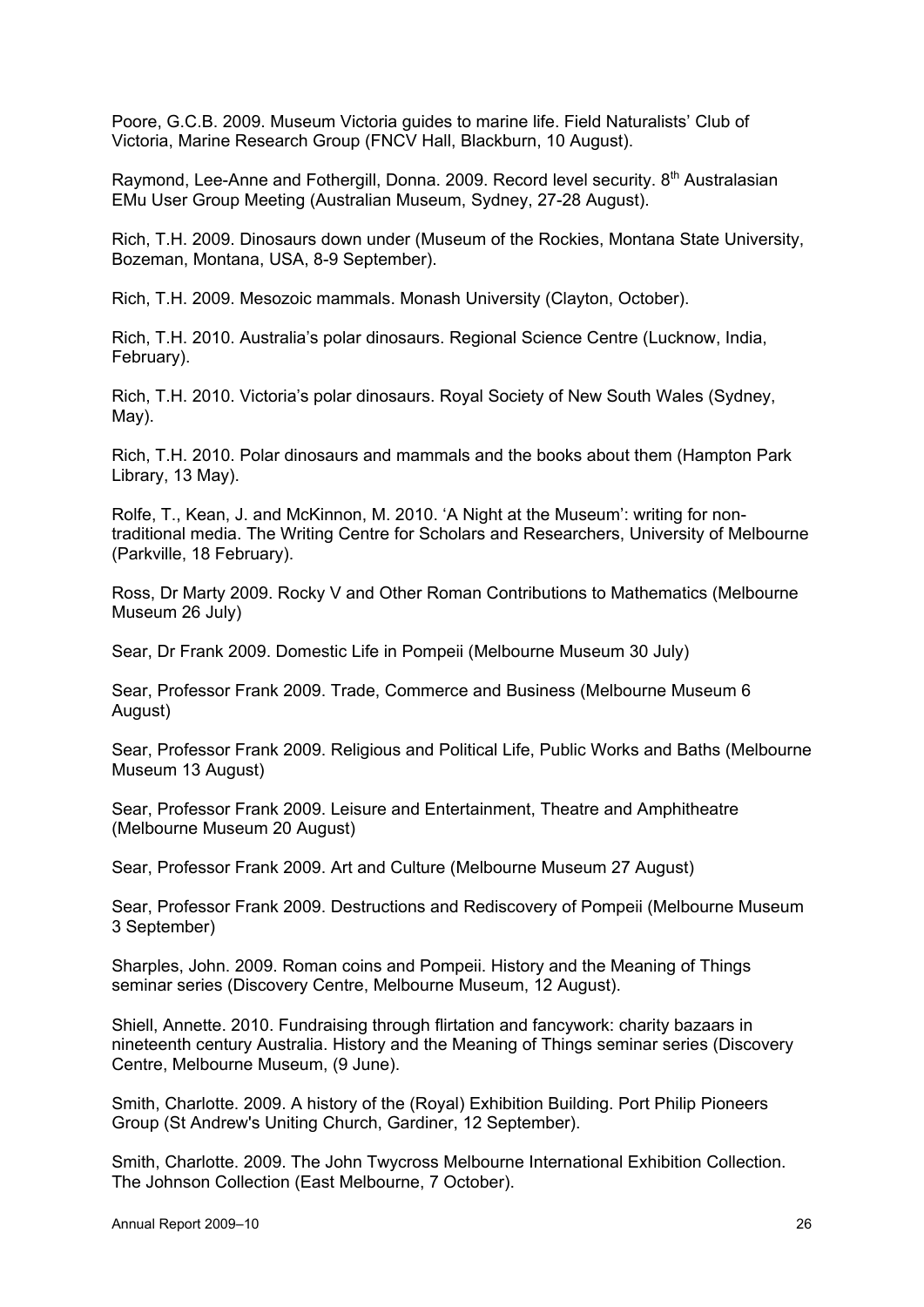Poore, G.C.B. 2009. Museum Victoria guides to marine life. Field Naturalists' Club of Victoria, Marine Research Group (FNCV Hall, Blackburn, 10 August).

Raymond, Lee-Anne and Fothergill, Donna. 2009. Record level security. 8th Australasian EMu User Group Meeting (Australian Museum, Sydney, 27-28 August).

Rich, T.H. 2009. Dinosaurs down under (Museum of the Rockies, Montana State University, Bozeman, Montana, USA, 8-9 September).

Rich, T.H. 2009. Mesozoic mammals. Monash University (Clayton, October).

Rich, T.H. 2010. Australia's polar dinosaurs. Regional Science Centre (Lucknow, India, February).

Rich, T.H. 2010. Victoria's polar dinosaurs. Royal Society of New South Wales (Sydney, May).

Rich, T.H. 2010. Polar dinosaurs and mammals and the books about them (Hampton Park Library, 13 May).

Rolfe, T., Kean, J. and McKinnon, M. 2010. 'A Night at the Museum': writing for non-traditional media. The Writing Centre for Scholars and Researchers, University of Melbourne (Parkville, 18 February).

Ross, Dr Marty 2009. Rocky V and Other Roman Contributions to Mathematics (Melbourne Museum 26 July)

Sear, Dr Frank 2009. Domestic Life in Pompeii (Melbourne Museum 30 July)

Sear, Professor Frank 2009. Trade, Commerce and Business (Melbourne Museum 6 August)

Sear, Professor Frank 2009. Religious and Political Life, Public Works and Baths (Melbourne Museum 13 August)

Sear, Professor Frank 2009. Leisure and Entertainment, Theatre and Amphitheatre (Melbourne Museum 20 August)

Sear, Professor Frank 2009. Art and Culture (Melbourne Museum 27 August)

Sear, Professor Frank 2009. Destructions and Rediscovery of Pompeii (Melbourne Museum 3 September)

Sharples, John. 2009. Roman coins and Pompeii. History and the Meaning of Things seminar series (Discovery Centre, Melbourne Museum, 12 August).

Shiell, Annette. 2010. Fundraising through flirtation and fancywork: charity bazaars in nineteenth century Australia. History and the Meaning of Things seminar series (Discovery Centre, Melbourne Museum, (9 June).

Smith, Charlotte. 2009. A history of the (Royal) Exhibition Building. Port Philip Pioneers Group (St Andrew's Uniting Church, Gardiner, 12 September).

Smith, Charlotte. 2009. The John Twycross Melbourne International Exhibition Collection. The Johnson Collection (East Melbourne, 7 October).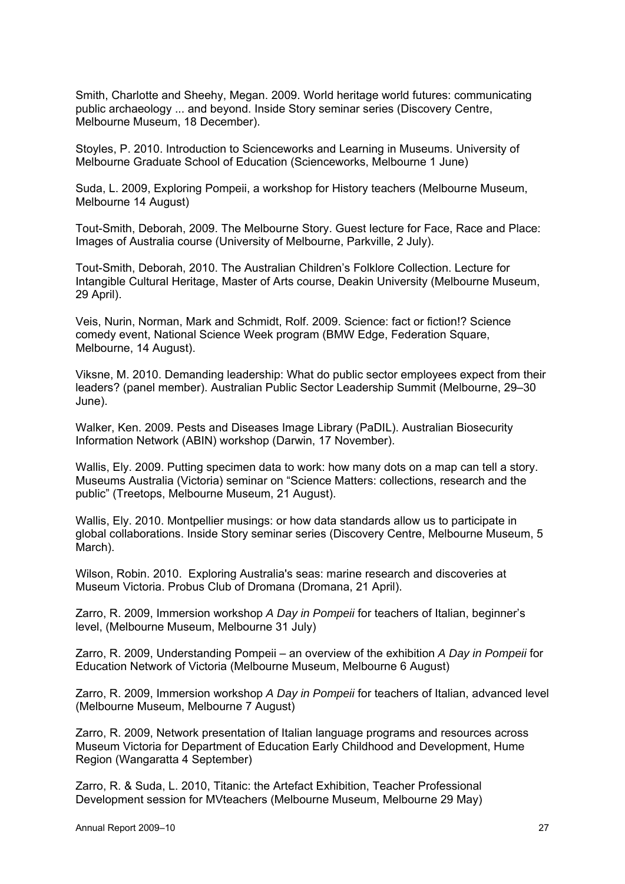Smith, Charlotte and Sheehy, Megan. 2009. World heritage world futures: communicating public archaeology ... and beyond. Inside Story seminar series (Discovery Centre, Melbourne Museum, 18 December).

Stoyles, P. 2010. Introduction to Scienceworks and Learning in Museums. University of Melbourne Graduate School of Education (Scienceworks, Melbourne 1 June)

Suda, L. 2009, Exploring Pompeii, a workshop for History teachers (Melbourne Museum, Melbourne 14 August)

Tout-Smith, Deborah, 2009. The Melbourne Story. Guest lecture for Face, Race and Place: Images of Australia course (University of Melbourne, Parkville, 2 July).

Tout-Smith, Deborah, 2010. The Australian Children's Folklore Collection. Lecture for Intangible Cultural Heritage, Master of Arts course, Deakin University (Melbourne Museum, 29 April).

Veis, Nurin, Norman, Mark and Schmidt, Rolf. 2009. Science: fact or fiction!? Science comedy event, National Science Week program (BMW Edge, Federation Square, Melbourne, 14 August).

Viksne, M. 2010. Demanding leadership: What do public sector employees expect from their leaders? (panel member). Australian Public Sector Leadership Summit (Melbourne, 29–30 June).

Walker, Ken. 2009. Pests and Diseases Image Library (PaDIL). Australian Biosecurity Information Network (ABIN) workshop (Darwin, 17 November).

Wallis, Ely. 2009. Putting specimen data to work: how many dots on a map can tell a story. Museums Australia (Victoria) seminar on "Science Matters: collections, research and the public" (Treetops, Melbourne Museum, 21 August).

Wallis, Ely. 2010. Montpellier musings: or how data standards allow us to participate in global collaborations. Inside Story seminar series (Discovery Centre, Melbourne Museum, 5 March).

Wilson, Robin. 2010. Exploring Australia's seas: marine research and discoveries at Museum Victoria. Probus Club of Dromana (Dromana, 21 April).

Zarro, R. 2009, Immersion workshop *A Day in Pompeii* for teachers of Italian, beginner's level, (Melbourne Museum, Melbourne 31 July)

Zarro, R. 2009, Understanding Pompeii – an overview of the exhibition *A Day in Pompeii* for Education Network of Victoria (Melbourne Museum, Melbourne 6 August)

Zarro, R. 2009, Immersion workshop *A Day in Pompeii* for teachers of Italian, advanced level (Melbourne Museum, Melbourne 7 August)

Zarro, R. 2009, Network presentation of Italian language programs and resources across Museum Victoria for Department of Education Early Childhood and Development, Hume Region (Wangaratta 4 September)

Zarro, R. & Suda, L. 2010, Titanic: the Artefact Exhibition, Teacher Professional Development session for MVteachers (Melbourne Museum, Melbourne 29 May)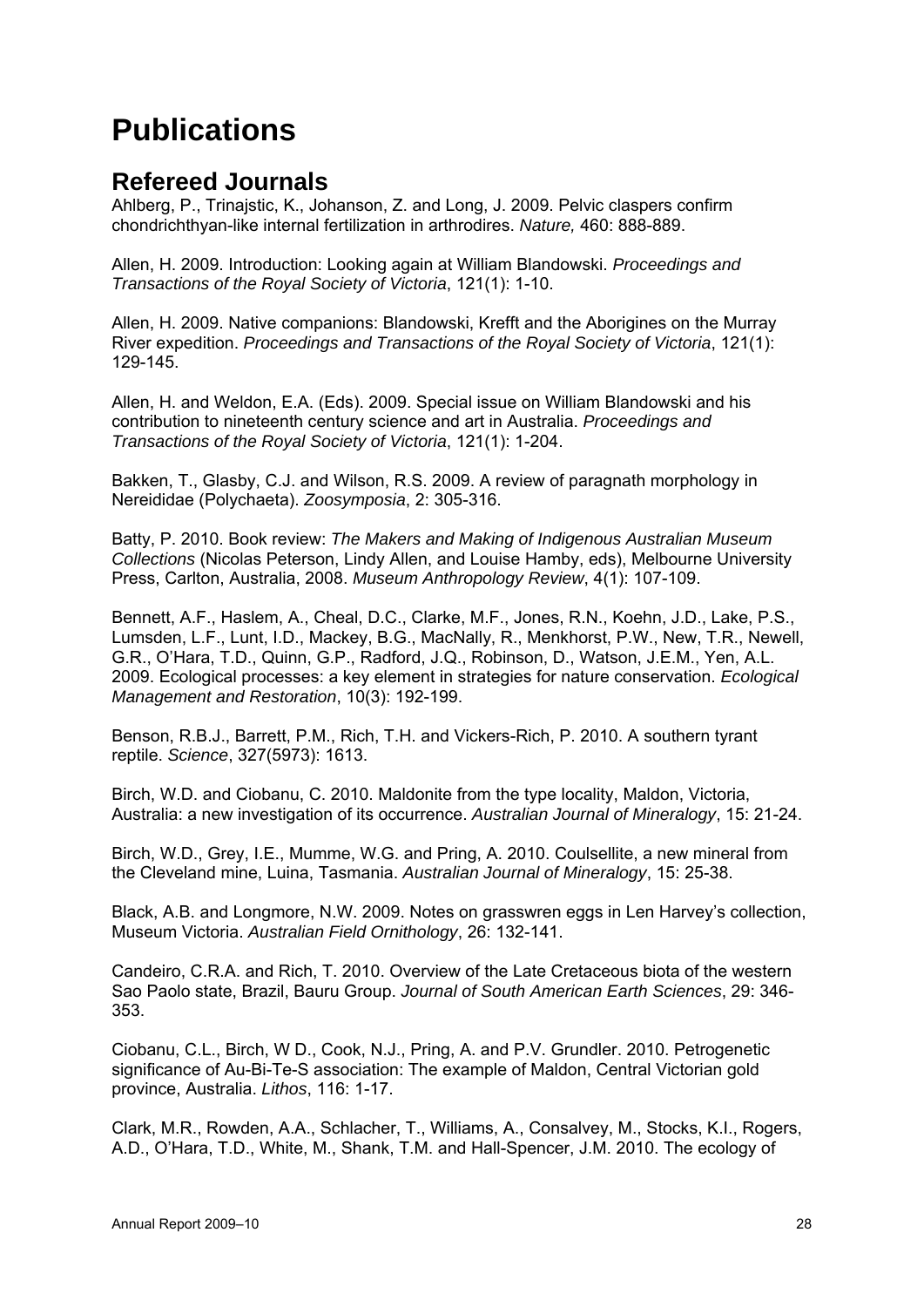# Publications

## Refereed Journals

Ahlberg, P., Trinajstic, K., Johanson, Z. and Long, J. 2009. Pelvic claspers confirm chondrichthyan-like internal fertilization in arthrodires. *Nature,* 460: 888-889.

Allen, H. 2009. Introduction: Looking again at William Blandowski. *Proceedings and Transactions of the Royal Society of Victoria*, 121(1): 1-10.

Allen, H. 2009. Native companions: Blandowski, Krefft and the Aborigines on the Murray River expedition. *Proceedings and Transactions of the Royal Society of Victoria*, 121(1): 129-145.

Allen, H. and Weldon, E.A. (Eds). 2009. Special issue on William Blandowski and his contribution to nineteenth century science and art in Australia. *Proceedings and Transactions of the Royal Society of Victoria*, 121(1): 1-204.

Bakken, T., Glasby, C.J. and Wilson, R.S. 2009. A review of paragnath morphology in Nereididae (Polychaeta). *Zoosymposia*, 2: 305-316.

Batty, P. 2010. Book review: *The Makers and Making of Indigenous Australian Museum Collections* (Nicolas Peterson, Lindy Allen, and Louise Hamby, eds), Melbourne University Press, Carlton, Australia, 2008. *Museum Anthropology Review*, 4(1): 107-109.

Bennett, A.F., Haslem, A., Cheal, D.C., Clarke, M.F., Jones, R.N., Koehn, J.D., Lake, P.S., Lumsden, L.F., Lunt, I.D., Mackey, B.G., MacNally, R., Menkhorst, P.W., New, T.R., Newell, G.R., O'Hara, T.D., Quinn, G.P., Radford, J.Q., Robinson, D., Watson, J.E.M., Yen, A.L. 2009. Ecological processes: a key element in strategies for nature conservation. *Ecological Management and Restoration*, 10(3): 192-199.

Benson, R.B.J., Barrett, P.M., Rich, T.H. and Vickers-Rich, P. 2010. A southern tyrant reptile. *Science*, 327(5973): 1613.

Birch, W.D. and Ciobanu, C. 2010. Maldonite from the type locality, Maldon, Victoria, Australia: a new investigation of its occurrence. *Australian Journal of Mineralogy*, 15: 21-24.

Birch, W.D., Grey, I.E., Mumme, W.G. and Pring, A. 2010. Coulsellite, a new mineral from the Cleveland mine, Luina, Tasmania. *Australian Journal of Mineralogy*, 15: 25-38.

Black, A.B. and Longmore, N.W. 2009. Notes on grasswren eggs in Len Harvey's collection, Museum Victoria. *Australian Field Ornithology*, 26: 132-141.

Candeiro, C.R.A. and Rich, T. 2010. Overview of the Late Cretaceous biota of the western Sao Paolo state, Brazil, Bauru Group. *Journal of South American Earth Sciences*, 29: 346-353.

Ciobanu, C.L., Birch, W D., Cook, N.J., Pring, A. and P.V. Grundler. 2010. Petrogenetic significance of Au-Bi-Te-S association: The example of Maldon, Central Victorian gold province, Australia. *Lithos*, 116: 1-17.

Clark, M.R., Rowden, A.A., Schlacher, T., Williams, A., Consalvey, M., Stocks, K.I., Rogers, A.D., O'Hara, T.D., White, M., Shank, T.M. and Hall-Spencer, J.M. 2010. The ecology of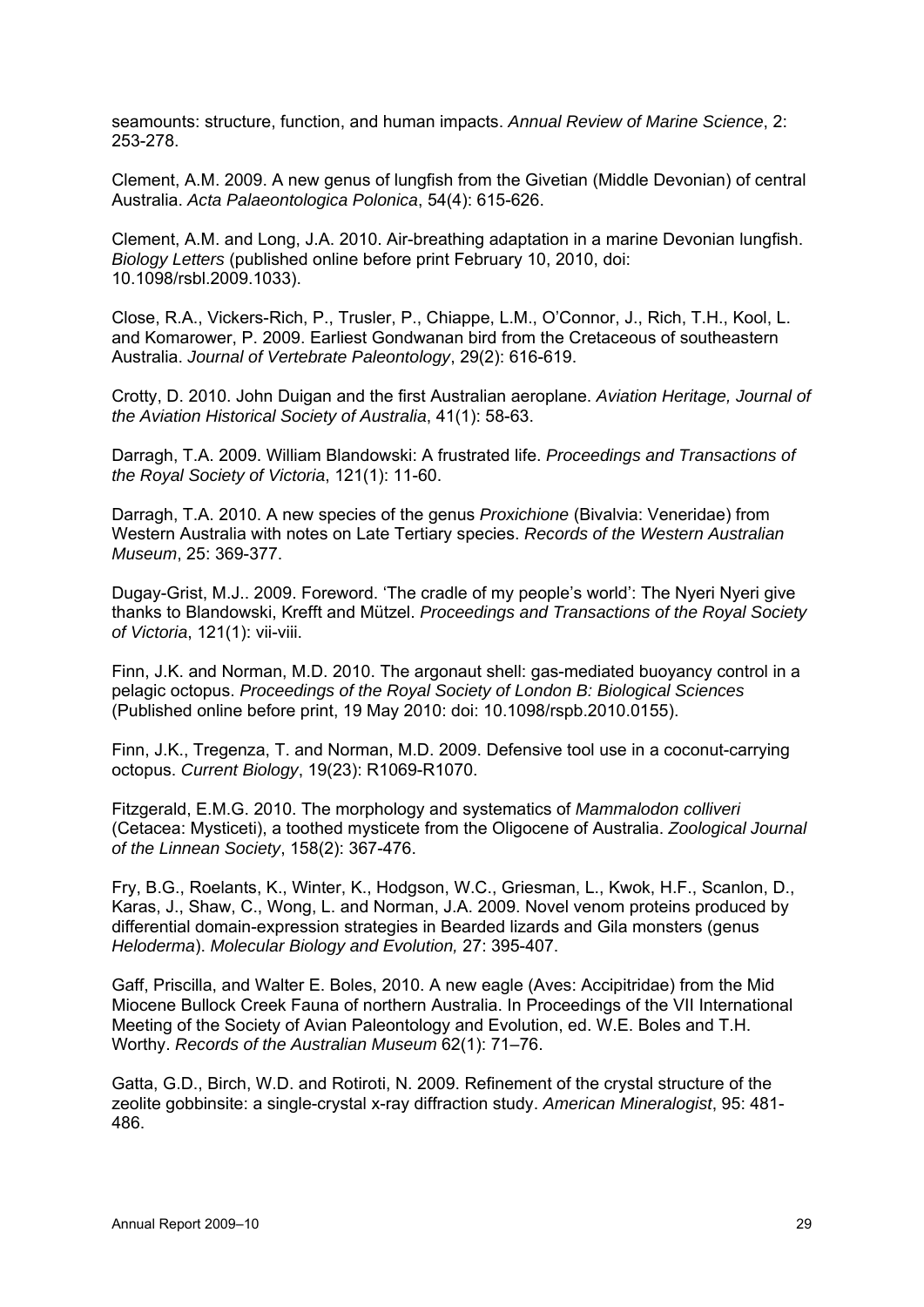seamounts: structure, function, and human impacts. *Annual Review of Marine Science*, 2: 253-278.

Clement, A.M. 2009. A new genus of lungfish from the Givetian (Middle Devonian) of central Australia. *Acta Palaeontologica Polonica*, 54(4): 615-626.

Clement, A.M. and Long, J.A. 2010. Air-breathing adaptation in a marine Devonian lungfish. *Biology Letters* (published online before print February 10, 2010, doi: 10.1098/rsbl.2009.1033).

Close, R.A., Vickers-Rich, P., Trusler, P., Chiappe, L.M., O'Connor, J., Rich, T.H., Kool, L. and Komarower, P. 2009. Earliest Gondwanan bird from the Cretaceous of southeastern Australia. *Journal of Vertebrate Paleontology*, 29(2): 616-619.

Crotty, D. 2010. John Duigan and the first Australian aeroplane. *Aviation Heritage, Journal of the Aviation Historical Society of Australia*, 41(1): 58-63.

Darragh, T.A. 2009. William Blandowski: A frustrated life. *Proceedings and Transactions of the Royal Society of Victoria*, 121(1): 11-60.

Darragh, T.A. 2010. A new species of the genus *Proxichione* (Bivalvia: Veneridae) from Western Australia with notes on Late Tertiary species. *Records of the Western Australian Museum*, 25: 369-377.

Dugay-Grist, M.J.. 2009. Foreword. 'The cradle of my people's world': The Nyeri Nyeri give thanks to Blandowski, Krefft and Mützel. *Proceedings and Transactions of the Royal Society of Victoria*, 121(1): vii-viii.

Finn, J.K. and Norman, M.D. 2010. The argonaut shell: gas-mediated buoyancy control in a pelagic octopus. *Proceedings of the Royal Society of London B: Biological Sciences* (Published online before print, 19 May 2010: doi: 10.1098/rspb.2010.0155).

Finn, J.K., Tregenza, T. and Norman, M.D. 2009. Defensive tool use in a coconut-carrying octopus. *Current Biology*, 19(23): R1069-R1070.

Fitzgerald, E.M.G. 2010. The morphology and systematics of *Mammalodon colliveri* (Cetacea: Mysticeti), a toothed mysticete from the Oligocene of Australia. *Zoological Journal of the Linnean Society*, 158(2): 367-476.

Fry, B.G., Roelants, K., Winter, K., Hodgson, W.C., Griesman, L., Kwok, H.F., Scanlon, D., Karas, J., Shaw, C., Wong, L. and Norman, J.A. 2009. Novel venom proteins produced by differential domain-expression strategies in Bearded lizards and Gila monsters (genus *Heloderma*). *Molecular Biology and Evolution,* 27: 395-407.

Gaff, Priscilla, and Walter E. Boles, 2010. A new eagle (Aves: Accipitridae) from the Mid Miocene Bullock Creek Fauna of northern Australia. In Proceedings of the VII International Meeting of the Society of Avian Paleontology and Evolution, ed. W.E. Boles and T.H. Worthy. *Records of the Australian Museum* 62(1): 71–76.

Gatta, G.D., Birch, W.D. and Rotiroti, N. 2009. Refinement of the crystal structure of the zeolite gobbinsite: a single-crystal x-ray diffraction study. *American Mineralogist*, 95: 481-486.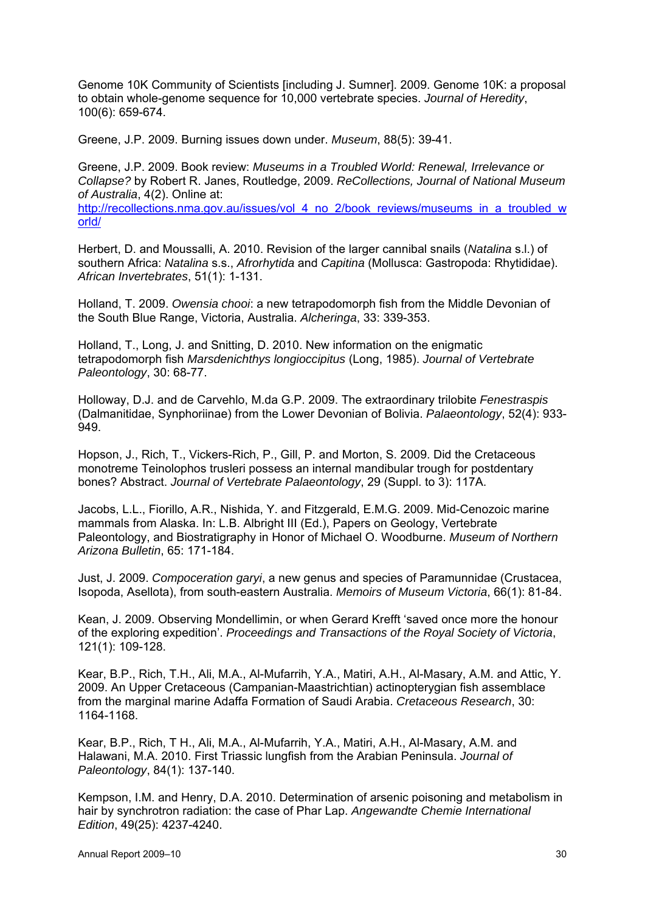Genome 10K Community of Scientists [including J. Sumner]. 2009. Genome 10K: a proposal to obtain whole-genome sequence for 10,000 vertebrate species. *Journal of Heredity*, 100(6): 659-674.

Greene, J.P. 2009. Burning issues down under. *Museum*, 88(5): 39-41.

Greene, J.P. 2009. Book review: *Museums in a Troubled World: Renewal, Irrelevance or Collapse?* by Robert R. Janes, Routledge, 2009. *ReCollections, Journal of National Museum of Australia*, 4(2). Online at: http://recollections.nma.gov.au/issues/vol_4_no_2/book_reviews/museums_in_a_troubled_world/

Herbert, D. and Moussalli, A. 2010. Revision of the larger cannibal snails (*Natalina* s.l.) of southern Africa: *Natalina* s.s., *Afrorhytida* and *Capitina* (Mollusca: Gastropoda: Rhytididae). *African Invertebrates*, 51(1): 1-131.

Holland, T. 2009. *Owensia chooi*: a new tetrapodomorph fish from the Middle Devonian of the South Blue Range, Victoria, Australia. *Alcheringa*, 33: 339-353.

Holland, T., Long, J. and Snitting, D. 2010. New information on the enigmatic tetrapodomorph fish *Marsdenichthys longioccipitus* (Long, 1985). *Journal of Vertebrate Paleontology*, 30: 68-77.

Holloway, D.J. and de Carvehlo, M.da G.P. 2009. The extraordinary trilobite *Fenestraspis* (Dalmanitidae, Synphoriinae) from the Lower Devonian of Bolivia. *Palaeontology*, 52(4): 933-949.

Hopson, J., Rich, T., Vickers-Rich, P., Gill, P. and Morton, S. 2009. Did the Cretaceous monotreme Teinolophos trusleri possess an internal mandibular trough for postdentary bones? Abstract. *Journal of Vertebrate Palaeontology*, 29 (Suppl. to 3): 117A.

Jacobs, L.L., Fiorillo, A.R., Nishida, Y. and Fitzgerald, E.M.G. 2009. Mid-Cenozoic marine mammals from Alaska. In: L.B. Albright III (Ed.), Papers on Geology, Vertebrate Paleontology, and Biostratigraphy in Honor of Michael O. Woodburne. *Museum of Northern Arizona Bulletin*, 65: 171-184.

Just, J. 2009. *Compoceration garyi*, a new genus and species of Paramunnidae (Crustacea, Isopoda, Asellota), from south-eastern Australia. *Memoirs of Museum Victoria*, 66(1): 81-84.

Kean, J. 2009. Observing Mondellimin, or when Gerard Krefft 'saved once more the honour of the exploring expedition'. *Proceedings and Transactions of the Royal Society of Victoria*, 121(1): 109-128.

Kear, B.P., Rich, T.H., Ali, M.A., Al-Mufarrih, Y.A., Matiri, A.H., Al-Masary, A.M. and Attic, Y. 2009. An Upper Cretaceous (Campanian-Maastrichtian) actinopterygian fish assemblace from the marginal marine Adaffa Formation of Saudi Arabia. *Cretaceous Research*, 30: 1164-1168.

Kear, B.P., Rich, T H., Ali, M.A., Al-Mufarrih, Y.A., Matiri, A.H., Al-Masary, A.M. and Halawani, M.A. 2010. First Triassic lungfish from the Arabian Peninsula. *Journal of Paleontology*, 84(1): 137-140.

Kempson, I.M. and Henry, D.A. 2010. Determination of arsenic poisoning and metabolism in hair by synchrotron radiation: the case of Phar Lap. *Angewandte Chemie International Edition*, 49(25): 4237-4240.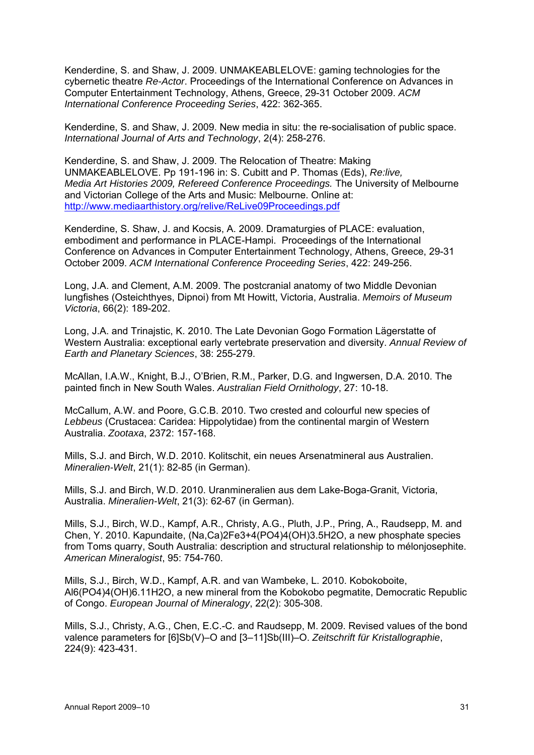Kenderdine, S. and Shaw, J. 2009. UNMAKEABLELOVE: gaming technologies for the cybernetic theatre *Re-Actor*. Proceedings of the International Conference on Advances in Computer Entertainment Technology, Athens, Greece, 29-31 October 2009. *ACM International Conference Proceeding Series*, 422: 362-365.

Kenderdine, S. and Shaw, J. 2009. New media in situ: the re-socialisation of public space. *International Journal of Arts and Technology*, 2(4): 258-276.

Kenderdine, S. and Shaw, J. 2009. The Relocation of Theatre: Making UNMAKEABLELOVE. Pp 191-196 in: S. Cubitt and P. Thomas (Eds), *Re:live, Media Art Histories 2009, Refereed Conference Proceedings.* The University of Melbourne and Victorian College of the Arts and Music: Melbourne. Online at: http://www.mediaarthistory.org/relive/ReLive09Proceedings.pdf

Kenderdine, S. Shaw, J. and Kocsis, A. 2009. Dramaturgies of PLACE: evaluation, embodiment and performance in PLACE-Hampi. Proceedings of the International Conference on Advances in Computer Entertainment Technology, Athens, Greece, 29-31 October 2009. *ACM International Conference Proceeding Series*, 422: 249-256.

Long, J.A. and Clement, A.M. 2009. The postcranial anatomy of two Middle Devonian lungfishes (Osteichthyes, Dipnoi) from Mt Howitt, Victoria, Australia. *Memoirs of Museum Victoria*, 66(2): 189-202.

Long, J.A. and Trinajstic, K. 2010. The Late Devonian Gogo Formation Lägerstatte of Western Australia: exceptional early vertebrate preservation and diversity. *Annual Review of Earth and Planetary Sciences*, 38: 255-279.

McAllan, I.A.W., Knight, B.J., O'Brien, R.M., Parker, D.G. and Ingwersen, D.A. 2010. The painted finch in New South Wales. *Australian Field Ornithology*, 27: 10-18.

McCallum, A.W. and Poore, G.C.B. 2010. Two crested and colourful new species of *Lebbeus* (Crustacea: Caridea: Hippolytidae) from the continental margin of Western Australia. *Zootaxa*, 2372: 157-168.

Mills, S.J. and Birch, W.D. 2010. Kolitschit, ein neues Arsenatmineral aus Australien. *Mineralien-Welt*, 21(1): 82-85 (in German).

Mills, S.J. and Birch, W.D. 2010. Uranmineralien aus dem Lake-Boga-Granit, Victoria, Australia. *Mineralien-Welt*, 21(3): 62-67 (in German).

Mills, S.J., Birch, W.D., Kampf, A.R., Christy, A.G., Pluth, J.P., Pring, A., Raudsepp, M. and Chen, Y. 2010. Kapundaite, $(Na,Ca)_2Fe^{3+}_4(PO_4)_4(OH)_3.5H_2O$, a new phosphate species from Toms quarry, South Australia: description and structural relationship to mélonjosephite. *American Mineralogist*, 95: 754-760.

Mills, S.J., Birch, W.D., Kampf, A.R. and van Wambeke, L. 2010. Kobokoboite, $Al_6(PO_4)_4(OH)_6.11H_2O$, a new mineral from the Kobokobo pegmatite, Democratic Republic of Congo. *European Journal of Mineralogy*, 22(2): 305-308.

Mills, S.J., Christy, A.G., Chen, E.C.-C. and Raudsepp, M. 2009. Revised values of the bond valence parameters for [6]Sb(V)–O and [3–11]Sb(III)–O. *Zeitschrift für Kristallographie*, 224(9): 423-431.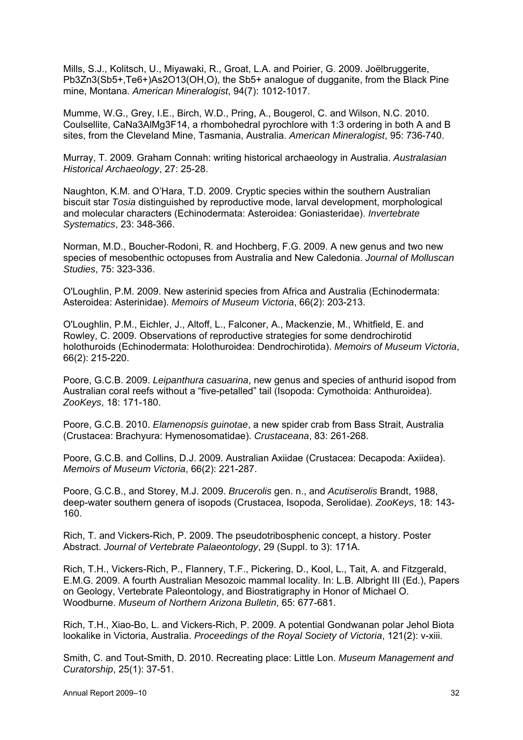Mills, S.J., Kolitsch, U., Miyawaki, R., Groat, L.A. and Poirier, G. 2009. Joëlbruggerite, $Pb_3Zn_3(Sb^{5+},Te^{6+})As_2O_{13}(OH,O)$, the $Sb^{5+}$ analogue of dugganite, from the Black Pine mine, Montana. *American Mineralogist*, 94(7): 1012-1017.

Mumme, W.G., Grey, I.E., Birch, W.D., Pring, A., Bougerol, C. and Wilson, N.C. 2010. Coulsellite, $CaNa_3AlMg_3F_{14}$, a rhombohedral pyrochlore with 1:3 ordering in both A and B sites, from the Cleveland Mine, Tasmania, Australia. *American Mineralogist*, 95: 736-740.

Murray, T. 2009. Graham Connah: writing historical archaeology in Australia. *Australasian Historical Archaeology*, 27: 25-28.

Naughton, K.M. and O'Hara, T.D. 2009. Cryptic species within the southern Australian biscuit star *Tosia* distinguished by reproductive mode, larval development, morphological and molecular characters (Echinodermata: Asteroidea: Goniasteridae). *Invertebrate Systematics*, 23: 348-366.

Norman, M.D., Boucher-Rodoni, R. and Hochberg, F.G. 2009. A new genus and two new species of mesobenthic octopuses from Australia and New Caledonia. *Journal of Molluscan Studies*, 75: 323-336.

O'Loughlin, P.M. 2009. New asterinid species from Africa and Australia (Echinodermata: Asteroidea: Asterinidae). *Memoirs of Museum Victoria*, 66(2): 203-213.

O'Loughlin, P.M., Eichler, J., Altoff, L., Falconer, A., Mackenzie, M., Whitfield, E. and Rowley, C. 2009. Observations of reproductive strategies for some dendrochirotid holothuroids (Echinodermata: Holothuroidea: Dendrochirotida). *Memoirs of Museum Victoria*, 66(2): 215-220.

Poore, G.C.B. 2009. *Leipanthura casuarina*, new genus and species of anthurid isopod from Australian coral reefs without a "five-petalled" tail (Isopoda: Cymothoida: Anthuroidea). *ZooKeys*, 18: 171-180.

Poore, G.C.B. 2010. *Elamenopsis guinotae*, a new spider crab from Bass Strait, Australia (Crustacea: Brachyura: Hymenosomatidae). *Crustaceana*, 83: 261-268.

Poore, G.C.B. and Collins, D.J. 2009. Australian Axiidae (Crustacea: Decapoda: Axiidea). *Memoirs of Museum Victoria*, 66(2): 221-287.

Poore, G.C.B., and Storey, M.J. 2009. *Brucerolis* gen. n., and *Acutiserolis* Brandt, 1988, deep-water southern genera of isopods (Crustacea, Isopoda, Serolidae). *ZooKeys*, 18: 143-160.

Rich, T. and Vickers-Rich, P. 2009. The pseudotribosphenic concept, a history. Poster Abstract. *Journal of Vertebrate Palaeontology*, 29 (Suppl. to 3): 171A.

Rich, T.H., Vickers-Rich, P., Flannery, T.F., Pickering, D., Kool, L., Tait, A. and Fitzgerald, E.M.G. 2009. A fourth Australian Mesozoic mammal locality. In: L.B. Albright III (Ed.), Papers on Geology, Vertebrate Paleontology, and Biostratigraphy in Honor of Michael O. Woodburne. *Museum of Northern Arizona Bulletin*, 65: 677-681.

Rich, T.H., Xiao-Bo, L. and Vickers-Rich, P. 2009. A potential Gondwanan polar Jehol Biota lookalike in Victoria, Australia. *Proceedings of the Royal Society of Victoria*, 121(2): v-xiii.

Smith, C. and Tout-Smith, D. 2010. Recreating place: Little Lon. *Museum Management and Curatorship*, 25(1): 37-51.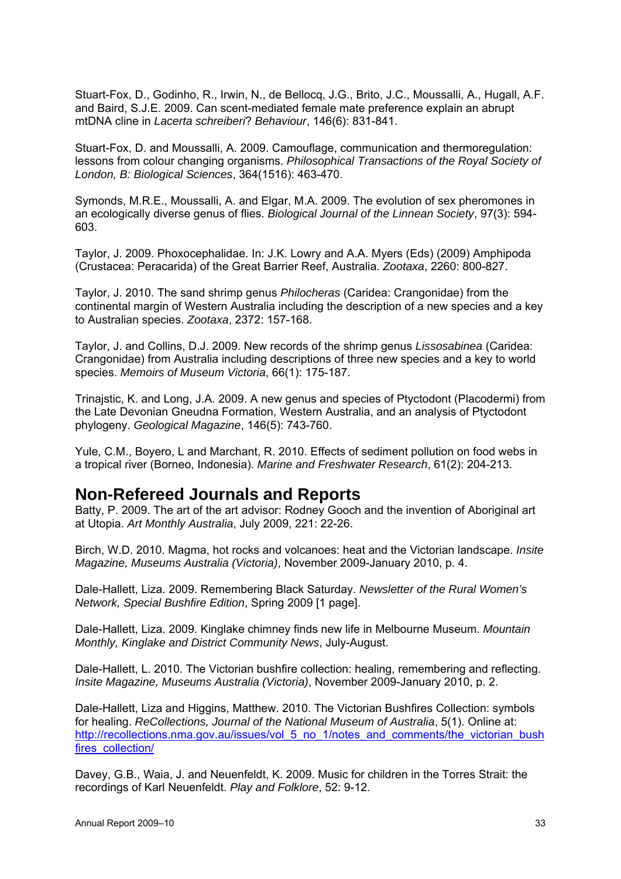Stuart-Fox, D., Godinho, R., Irwin, N., de Bellocq, J.G., Brito, J.C., Moussalli, A., Hugall, A.F. and Baird, S.J.E. 2009. Can scent-mediated female mate preference explain an abrupt mtDNA cline in *Lacerta schreiberi*? *Behaviour*, 146(6): 831-841.

Stuart-Fox, D. and Moussalli, A. 2009. Camouflage, communication and thermoregulation: lessons from colour changing organisms. *Philosophical Transactions of the Royal Society of London, B: Biological Sciences*, 364(1516): 463-470.

Symonds, M.R.E., Moussalli, A. and Elgar, M.A. 2009. The evolution of sex pheromones in an ecologically diverse genus of flies. *Biological Journal of the Linnean Society*, 97(3): 594-603.

Taylor, J. 2009. Phoxocephalidae. In: J.K. Lowry and A.A. Myers (Eds) (2009) Amphipoda (Crustacea: Peracarida) of the Great Barrier Reef, Australia. *Zootaxa*, 2260: 800-827.

Taylor, J. 2010. The sand shrimp genus *Philocheras* (Caridea: Crangonidae) from the continental margin of Western Australia including the description of a new species and a key to Australian species. *Zootaxa*, 2372: 157-168.

Taylor, J. and Collins, D.J. 2009. New records of the shrimp genus *Lissosabinea* (Caridea: Crangonidae) from Australia including descriptions of three new species and a key to world species. *Memoirs of Museum Victoria*, 66(1): 175-187.

Trinajstic, K. and Long, J.A. 2009. A new genus and species of Ptyctodont (Placodermi) from the Late Devonian Gneudna Formation, Western Australia, and an analysis of Ptyctodont phylogeny. *Geological Magazine*, 146(5): 743-760.

Yule, C.M., Boyero, L and Marchant, R. 2010. Effects of sediment pollution on food webs in a tropical river (Borneo, Indonesia). *Marine and Freshwater Research*, 61(2): 204-213.

## Non-Refereed Journals and Reports

Batty, P. 2009. The art of the art advisor: Rodney Gooch and the invention of Aboriginal art at Utopia. *Art Monthly Australia*, July 2009, 221: 22-26.

Birch, W.D. 2010. Magma, hot rocks and volcanoes: heat and the Victorian landscape. *Insite Magazine, Museums Australia (Victoria)*, November 2009-January 2010, p. 4.

Dale-Hallett, Liza. 2009. Remembering Black Saturday. *Newsletter of the Rural Women's Network, Special Bushfire Edition*, Spring 2009 [1 page].

Dale-Hallett, Liza. 2009. Kinglake chimney finds new life in Melbourne Museum. *Mountain Monthly, Kinglake and District Community News*, July-August.

Dale-Hallett, L. 2010. The Victorian bushfire collection: healing, remembering and reflecting. *Insite Magazine, Museums Australia (Victoria)*, November 2009-January 2010, p. 2.

Dale-Hallett, Liza and Higgins, Matthew. 2010. The Victorian Bushfires Collection: symbols for healing. *ReCollections, Journal of the National Museum of Australia*, 5(1). Online at: http://recollections.nma.gov.au/issues/vol_5_no_1/notes_and_comments/the_victorian_bushfires_collection/

Davey, G.B., Waia, J. and Neuenfeldt, K. 2009. Music for children in the Torres Strait: the recordings of Karl Neuenfeldt. *Play and Folklore*, 52: 9-12.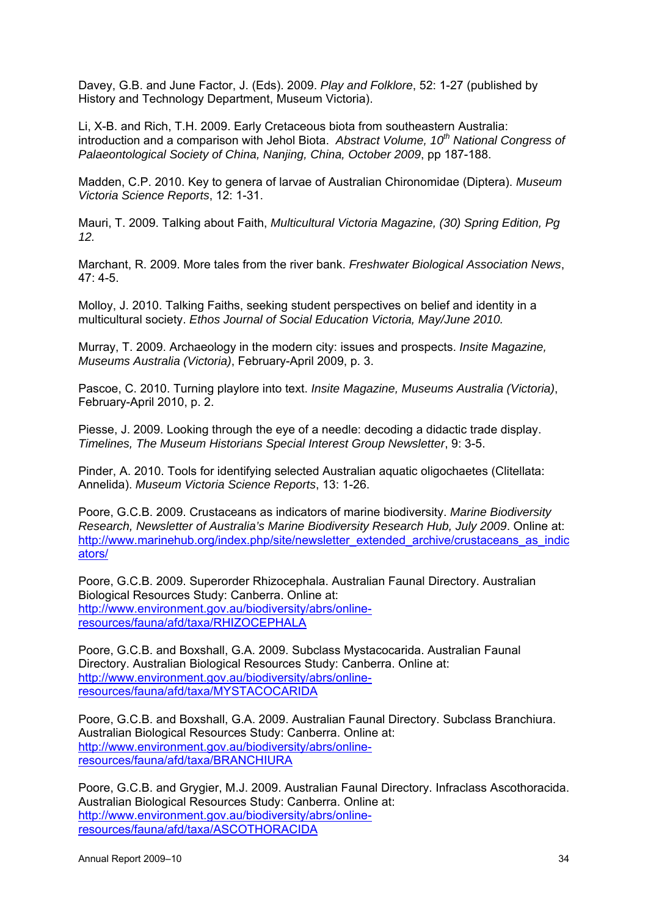Davey, G.B. and June Factor, J. (Eds). 2009. *Play and Folklore*, 52: 1-27 (published by History and Technology Department, Museum Victoria).

Li, X-B. and Rich, T.H. 2009. Early Cretaceous biota from southeastern Australia: introduction and a comparison with Jehol Biota. *Abstract Volume, 10th National Congress of Palaeontological Society of China, Nanjing, China, October 2009*, pp 187-188.

Madden, C.P. 2010. Key to genera of larvae of Australian Chironomidae (Diptera). *Museum Victoria Science Reports*, 12: 1-31.

Mauri, T. 2009. Talking about Faith, *Multicultural Victoria Magazine, (30) Spring Edition, Pg 12.*

Marchant, R. 2009. More tales from the river bank. *Freshwater Biological Association News*, 47: 4-5.

Molloy, J. 2010. Talking Faiths, seeking student perspectives on belief and identity in a multicultural society. *Ethos Journal of Social Education Victoria, May/June 2010.*

Murray, T. 2009. Archaeology in the modern city: issues and prospects. *Insite Magazine, Museums Australia (Victoria)*, February-April 2009, p. 3.

Pascoe, C. 2010. Turning playlore into text. *Insite Magazine, Museums Australia (Victoria)*, February-April 2010, p. 2.

Piesse, J. 2009. Looking through the eye of a needle: decoding a didactic trade display. *Timelines, The Museum Historians Special Interest Group Newsletter*, 9: 3-5.

Pinder, A. 2010. Tools for identifying selected Australian aquatic oligochaetes (Clitellata: Annelida). *Museum Victoria Science Reports*, 13: 1-26.

Poore, G.C.B. 2009. Crustaceans as indicators of marine biodiversity. *Marine Biodiversity Research, Newsletter of Australia's Marine Biodiversity Research Hub, July 2009*. Online at: http://www.marinehub.org/index.php/site/newsletter_extended_archive/crustaceans_as_indicators/

Poore, G.C.B. 2009. Superorder Rhizocephala. Australian Faunal Directory. Australian Biological Resources Study: Canberra. Online at: http://www.environment.gov.au/biodiversity/abrs/online-resources/fauna/afd/taxa/RHIZOCEPHALA

Poore, G.C.B. and Boxshall, G.A. 2009. Subclass Mystacocarida. Australian Faunal Directory. Australian Biological Resources Study: Canberra. Online at: http://www.environment.gov.au/biodiversity/abrs/online-resources/fauna/afd/taxa/MYSTACOCARIDA

Poore, G.C.B. and Boxshall, G.A. 2009. Australian Faunal Directory. Subclass Branchiura. Australian Biological Resources Study: Canberra. Online at: http://www.environment.gov.au/biodiversity/abrs/online-resources/fauna/afd/taxa/BRANCHIURA

Poore, G.C.B. and Grygier, M.J. 2009. Australian Faunal Directory. Infraclass Ascothoracida. Australian Biological Resources Study: Canberra. Online at: http://www.environment.gov.au/biodiversity/abrs/online-resources/fauna/afd/taxa/ASCOTHORACIDA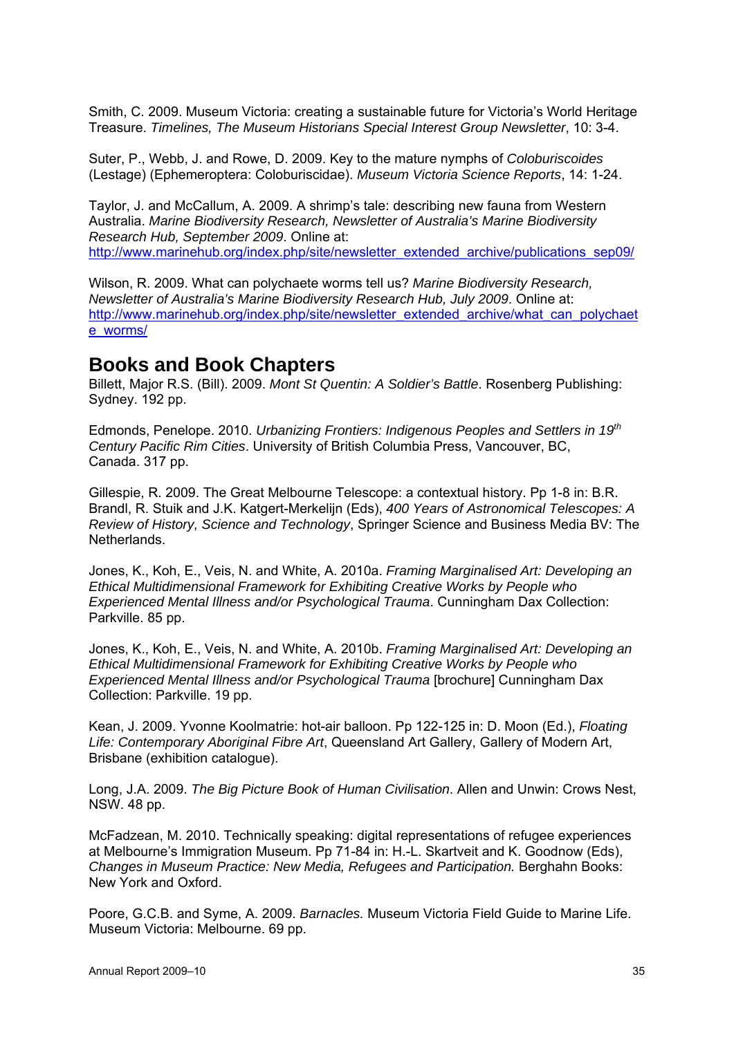Smith, C. 2009. Museum Victoria: creating a sustainable future for Victoria's World Heritage Treasure. *Timelines, The Museum Historians Special Interest Group Newsletter*, 10: 3-4.

Suter, P., Webb, J. and Rowe, D. 2009. Key to the mature nymphs of *Coloburiscoides* (Lestage) (Ephemeroptera: Coloburiscidae). *Museum Victoria Science Reports*, 14: 1-24.

Taylor, J. and McCallum, A. 2009. A shrimp's tale: describing new fauna from Western Australia. *Marine Biodiversity Research, Newsletter of Australia's Marine Biodiversity Research Hub, September 2009*. Online at: http://www.marinehub.org/index.php/site/newsletter_extended_archive/publications_sep09/

Wilson, R. 2009. What can polychaete worms tell us? *Marine Biodiversity Research, Newsletter of Australia's Marine Biodiversity Research Hub, July 2009*. Online at: http://www.marinehub.org/index.php/site/newsletter_extended_archive/what_can_polychaete_worms/

## Books and Book Chapters

Billett, Major R.S. (Bill). 2009. *Mont St Quentin: A Soldier's Battle*. Rosenberg Publishing: Sydney. 192 pp.

Edmonds, Penelope. 2010. *Urbanizing Frontiers: Indigenous Peoples and Settlers in 19th Century Pacific Rim Cities*. University of British Columbia Press, Vancouver, BC, Canada. 317 pp.

Gillespie, R. 2009. The Great Melbourne Telescope: a contextual history. Pp 1-8 in: B.R. Brandl, R. Stuik and J.K. Katgert-Merkelijn (Eds), *400 Years of Astronomical Telescopes: A Review of History, Science and Technology*, Springer Science and Business Media BV: The Netherlands.

Jones, K., Koh, E., Veis, N. and White, A. 2010a. *Framing Marginalised Art: Developing an Ethical Multidimensional Framework for Exhibiting Creative Works by People who Experienced Mental Illness and/or Psychological Trauma*. Cunningham Dax Collection: Parkville. 85 pp.

Jones, K., Koh, E., Veis, N. and White, A. 2010b. *Framing Marginalised Art: Developing an Ethical Multidimensional Framework for Exhibiting Creative Works by People who Experienced Mental Illness and/or Psychological Trauma* [brochure] Cunningham Dax Collection: Parkville. 19 pp.

Kean, J. 2009. Yvonne Koolmatrie: hot-air balloon. Pp 122-125 in: D. Moon (Ed.), *Floating Life: Contemporary Aboriginal Fibre Art*, Queensland Art Gallery, Gallery of Modern Art, Brisbane (exhibition catalogue).

Long, J.A. 2009. *The Big Picture Book of Human Civilisation*. Allen and Unwin: Crows Nest, NSW. 48 pp.

McFadzean, M. 2010. Technically speaking: digital representations of refugee experiences at Melbourne's Immigration Museum. Pp 71-84 in: H.-L. Skartveit and K. Goodnow (Eds), *Changes in Museum Practice: New Media, Refugees and Participation.* Berghahn Books: New York and Oxford.

Poore, G.C.B. and Syme, A. 2009. *Barnacles.* Museum Victoria Field Guide to Marine Life. Museum Victoria: Melbourne. 69 pp.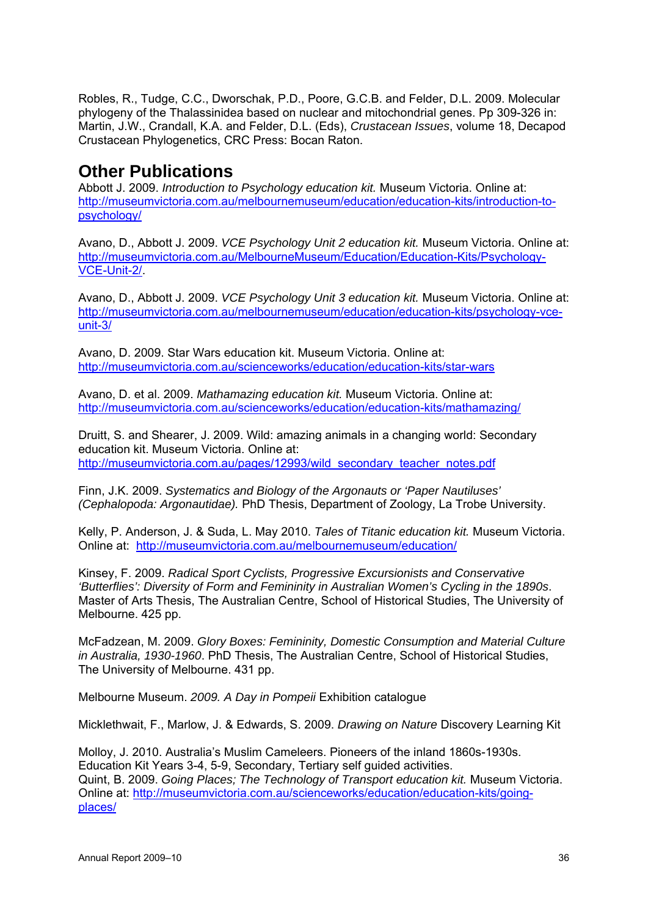Robles, R., Tudge, C.C., Dworschak, P.D., Poore, G.C.B. and Felder, D.L. 2009. Molecular phylogeny of the Thalassinidea based on nuclear and mitochondrial genes. Pp 309-326 in: Martin, J.W., Crandall, K.A. and Felder, D.L. (Eds), *Crustacean Issues*, volume 18, Decapod Crustacean Phylogenetics, CRC Press: Bocan Raton.

## Other Publications

Abbott J. 2009. *Introduction to Psychology education kit.* Museum Victoria. Online at: http://museumvictoria.com.au/melbournemuseum/education/education-kits/introduction-to-psychology/

Avano, D., Abbott J. 2009. *VCE Psychology Unit 2 education kit.* Museum Victoria. Online at: http://museumvictoria.com.au/MelbourneMuseum/Education/Education-Kits/Psychology-VCE-Unit-2/.

Avano, D., Abbott J. 2009. *VCE Psychology Unit 3 education kit.* Museum Victoria. Online at: http://museumvictoria.com.au/melbournemuseum/education/education-kits/psychology-vce-unit-3/

Avano, D. 2009. Star Wars education kit. Museum Victoria. Online at: http://museumvictoria.com.au/scienceworks/education/education-kits/star-wars

Avano, D. et al. 2009. *Mathamazing education kit.* Museum Victoria. Online at: http://museumvictoria.com.au/scienceworks/education/education-kits/mathamazing/

Druitt, S. and Shearer, J. 2009. Wild: amazing animals in a changing world: Secondary education kit. Museum Victoria. Online at: http://museumvictoria.com.au/pages/12993/wild_secondary_teacher_notes.pdf

Finn, J.K. 2009. *Systematics and Biology of the Argonauts or 'Paper Nautiluses' (Cephalopoda: Argonautidae).* PhD Thesis, Department of Zoology, La Trobe University.

Kelly, P. Anderson, J. & Suda, L. May 2010. *Tales of Titanic education kit.* Museum Victoria. Online at: http://museumvictoria.com.au/melbournemuseum/education/

Kinsey, F. 2009. *Radical Sport Cyclists, Progressive Excursionists and Conservative 'Butterflies': Diversity of Form and Femininity in Australian Women's Cycling in the 1890s*. Master of Arts Thesis, The Australian Centre, School of Historical Studies, The University of Melbourne. 425 pp.

McFadzean, M. 2009. *Glory Boxes: Femininity, Domestic Consumption and Material Culture in Australia, 1930-1960*. PhD Thesis, The Australian Centre, School of Historical Studies, The University of Melbourne. 431 pp.

Melbourne Museum. *2009. A Day in Pompeii* Exhibition catalogue

Micklethwait, F., Marlow, J. & Edwards, S. 2009. *Drawing on Nature* Discovery Learning Kit

Molloy, J. 2010. Australia's Muslim Cameleers. Pioneers of the inland 1860s-1930s. Education Kit Years 3-4, 5-9, Secondary, Tertiary self guided activities.

Quint, B. 2009. *Going Places; The Technology of Transport education kit.* Museum Victoria. Online at: http://museumvictoria.com.au/scienceworks/education/education-kits/going-places/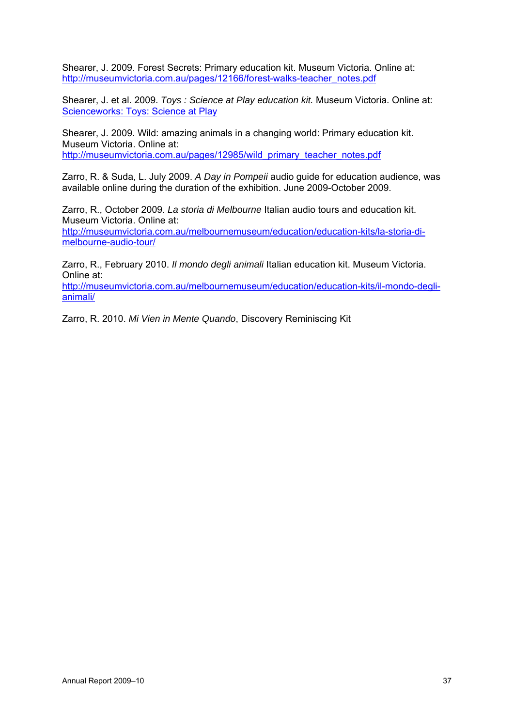Shearer, J. 2009. Forest Secrets: Primary education kit. Museum Victoria. Online at: http://museumvictoria.com.au/pages/12166/forest-walks-teacher_notes.pdf

Shearer, J. et al. 2009. *Toys : Science at Play education kit.* Museum Victoria. Online at: Scienceworks: Toys: Science at Play

Shearer, J. 2009. Wild: amazing animals in a changing world: Primary education kit. Museum Victoria. Online at: http://museumvictoria.com.au/pages/12985/wild_primary_teacher_notes.pdf

Zarro, R. & Suda, L. July 2009. *A Day in Pompeii* audio guide for education audience, was available online during the duration of the exhibition. June 2009-October 2009.

Zarro, R., October 2009. *La storia di Melbourne* Italian audio tours and education kit. Museum Victoria. Online at: http://museumvictoria.com.au/melbournemuseum/education/education-kits/la-storia-di-melbourne-audio-tour/

Zarro, R., February 2010. *Il mondo degli animali* Italian education kit. Museum Victoria. Online at: http://museumvictoria.com.au/melbournemuseum/education/education-kits/il-mondo-degli-animali/

Zarro, R. 2010. *Mi Vien in Mente Quando*, Discovery Reminiscing Kit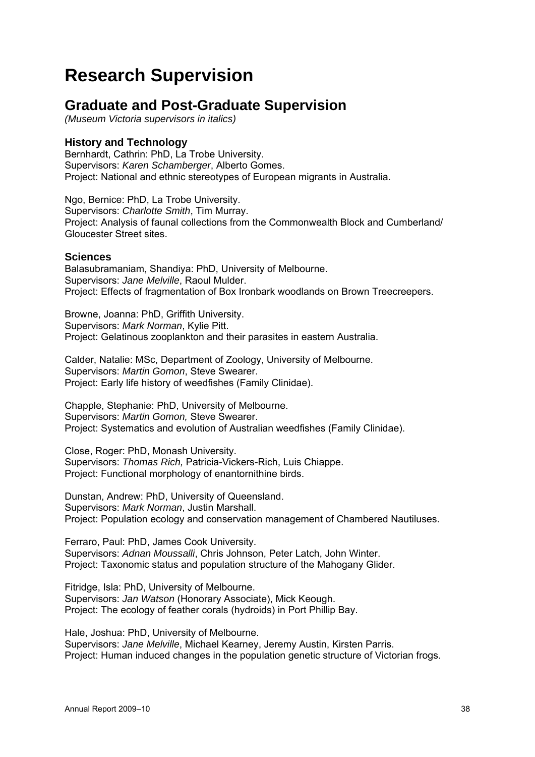# Research Supervision

## Graduate and Post-Graduate Supervision

*(Museum Victoria supervisors in italics)*

### History and Technology

Bernhardt, Cathrin: PhD, La Trobe University.
Supervisors: *Karen Schamberger*, Alberto Gomes.
Project: National and ethnic stereotypes of European migrants in Australia.

Ngo, Bernice: PhD, La Trobe University.
Supervisors: *Charlotte Smith*, Tim Murray.
Project: Analysis of faunal collections from the Commonwealth Block and Cumberland/Gloucester Street sites.

### Sciences

Balasubramaniam, Shandiya: PhD, University of Melbourne.
Supervisors: *Jane Melville*, Raoul Mulder.
Project: Effects of fragmentation of Box Ironbark woodlands on Brown Treecreepers.

Browne, Joanna: PhD, Griffith University.
Supervisors: *Mark Norman*, Kylie Pitt.
Project: Gelatinous zooplankton and their parasites in eastern Australia.

Calder, Natalie: MSc, Department of Zoology, University of Melbourne.
Supervisors: *Martin Gomon*, Steve Swearer.
Project: Early life history of weedfishes (Family Clinidae).

Chapple, Stephanie: PhD, University of Melbourne.
Supervisors: *Martin Gomon,* Steve Swearer.
Project: Systematics and evolution of Australian weedfishes (Family Clinidae).

Close, Roger: PhD, Monash University.
Supervisors: *Thomas Rich,* Patricia-Vickers-Rich, Luis Chiappe.
Project: Functional morphology of enantornithine birds.

Dunstan, Andrew: PhD, University of Queensland.
Supervisors: *Mark Norman*, Justin Marshall.
Project: Population ecology and conservation management of Chambered Nautiluses.

Ferraro, Paul: PhD, James Cook University.
Supervisors: *Adnan Moussalli*, Chris Johnson, Peter Latch, John Winter.
Project: Taxonomic status and population structure of the Mahogany Glider.

Fitridge, Isla: PhD, University of Melbourne.
Supervisors: *Jan Watson* (Honorary Associate), Mick Keough.
Project: The ecology of feather corals (hydroids) in Port Phillip Bay.

Hale, Joshua: PhD, University of Melbourne.
Supervisors: *Jane Melville*, Michael Kearney, Jeremy Austin, Kirsten Parris.
Project: Human induced changes in the population genetic structure of Victorian frogs.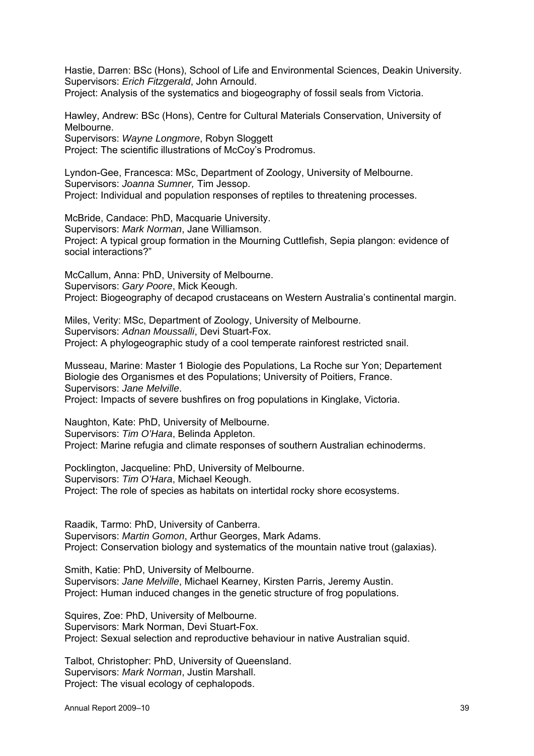Hastie, Darren: BSc (Hons), School of Life and Environmental Sciences, Deakin University.
Supervisors: *Erich Fitzgerald*, John Arnould.
Project: Analysis of the systematics and biogeography of fossil seals from Victoria.

Hawley, Andrew: BSc (Hons), Centre for Cultural Materials Conservation, University of Melbourne.
Supervisors: *Wayne Longmore*, Robyn Sloggett
Project: The scientific illustrations of McCoy's Prodromus.

Lyndon-Gee, Francesca: MSc, Department of Zoology, University of Melbourne.
Supervisors: *Joanna Sumner,* Tim Jessop.
Project: Individual and population responses of reptiles to threatening processes.

McBride, Candace: PhD, Macquarie University.
Supervisors: *Mark Norman*, Jane Williamson.
Project: A typical group formation in the Mourning Cuttlefish, Sepia plangon: evidence of social interactions?"

McCallum, Anna: PhD, University of Melbourne.
Supervisors: *Gary Poore*, Mick Keough.
Project: Biogeography of decapod crustaceans on Western Australia's continental margin.

Miles, Verity: MSc, Department of Zoology, University of Melbourne.
Supervisors: *Adnan Moussalli*, Devi Stuart-Fox.
Project: A phylogeographic study of a cool temperate rainforest restricted snail.

Musseau, Marine: Master 1 Biologie des Populations, La Roche sur Yon; Departement Biologie des Organismes et des Populations; University of Poitiers, France.
Supervisors: *Jane Melville*.
Project: Impacts of severe bushfires on frog populations in Kinglake, Victoria.

Naughton, Kate: PhD, University of Melbourne.
Supervisors: *Tim O'Hara*, Belinda Appleton.
Project: Marine refugia and climate responses of southern Australian echinoderms.

Pocklington, Jacqueline: PhD, University of Melbourne.
Supervisors: *Tim O'Hara*, Michael Keough.
Project: The role of species as habitats on intertidal rocky shore ecosystems.

Raadik, Tarmo: PhD, University of Canberra.
Supervisors: *Martin Gomon*, Arthur Georges, Mark Adams.
Project: Conservation biology and systematics of the mountain native trout (galaxias).

Smith, Katie: PhD, University of Melbourne.
Supervisors: *Jane Melville*, Michael Kearney, Kirsten Parris, Jeremy Austin.
Project: Human induced changes in the genetic structure of frog populations.

Squires, Zoe: PhD, University of Melbourne.
Supervisors: Mark Norman, Devi Stuart-Fox.
Project: Sexual selection and reproductive behaviour in native Australian squid.

Talbot, Christopher: PhD, University of Queensland.
Supervisors: *Mark Norman*, Justin Marshall.
Project: The visual ecology of cephalopods.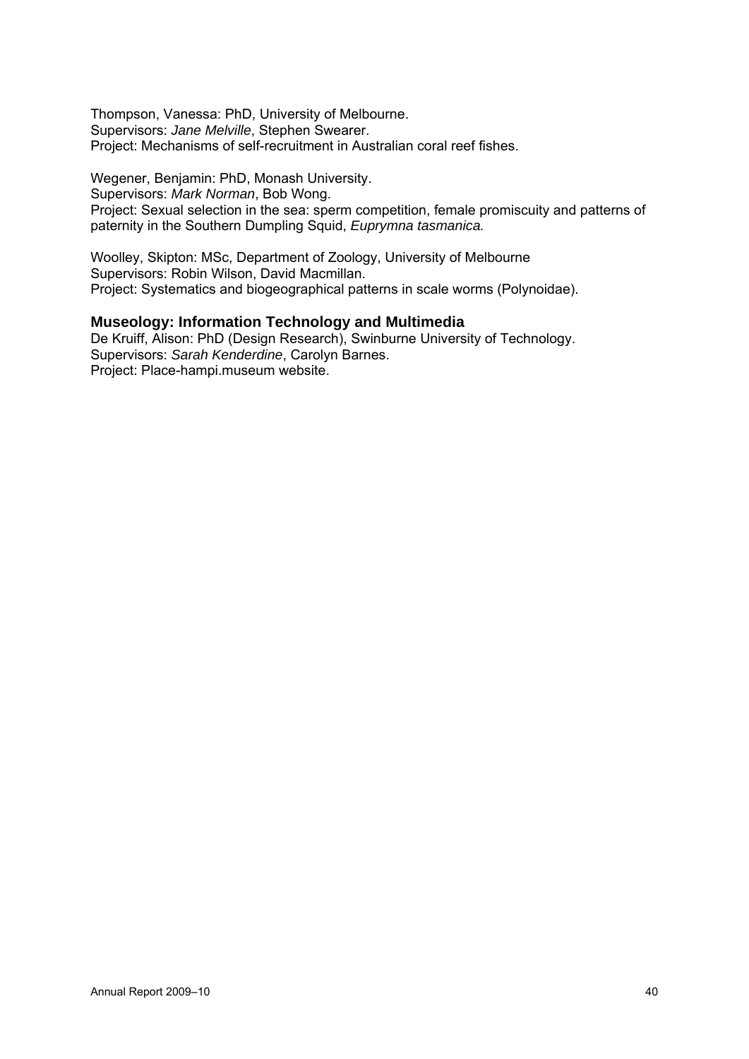Thompson, Vanessa: PhD, University of Melbourne.
Supervisors: *Jane Melville*, Stephen Swearer.
Project: Mechanisms of self-recruitment in Australian coral reef fishes.

Wegener, Benjamin: PhD, Monash University.
Supervisors: *Mark Norman*, Bob Wong.
Project: Sexual selection in the sea: sperm competition, female promiscuity and patterns of paternity in the Southern Dumpling Squid, *Euprymna tasmanica.*

Woolley, Skipton: MSc, Department of Zoology, University of Melbourne
Supervisors: Robin Wilson, David Macmillan.
Project: Systematics and biogeographical patterns in scale worms (Polynoidae).

### Museology: Information Technology and Multimedia

De Kruiff, Alison: PhD (Design Research), Swinburne University of Technology.
Supervisors: *Sarah Kenderdine*, Carolyn Barnes.
Project: Place-hampi.museum website.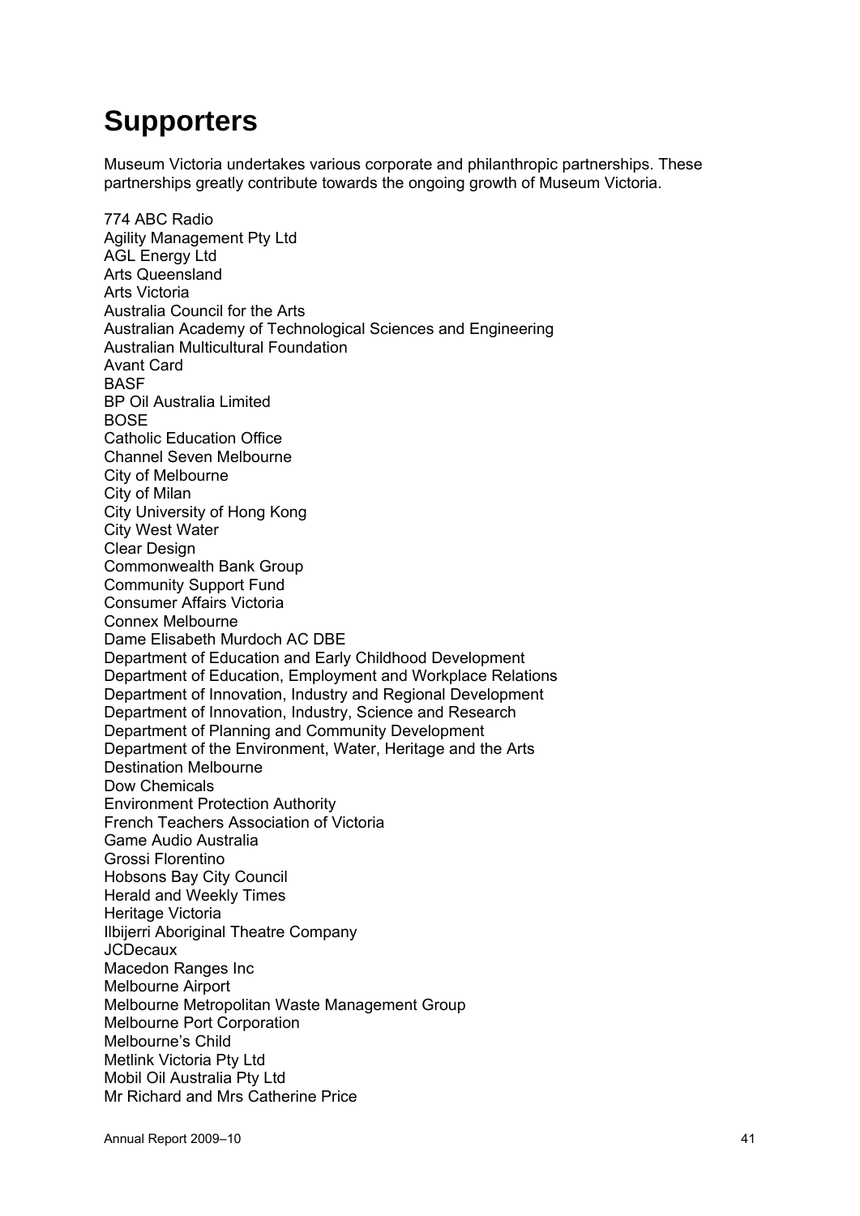# Supporters

Museum Victoria undertakes various corporate and philanthropic partnerships. These partnerships greatly contribute towards the ongoing growth of Museum Victoria.

774 ABC Radio
Agility Management Pty Ltd
AGL Energy Ltd
Arts Queensland
Arts Victoria
Australia Council for the Arts
Australian Academy of Technological Sciences and Engineering
Australian Multicultural Foundation
Avant Card
BASF
BP Oil Australia Limited
BOSE
Catholic Education Office
Channel Seven Melbourne
City of Melbourne
City of Milan
City University of Hong Kong
City West Water
Clear Design
Commonwealth Bank Group
Community Support Fund
Consumer Affairs Victoria
Connex Melbourne
Dame Elisabeth Murdoch AC DBE
Department of Education and Early Childhood Development
Department of Education, Employment and Workplace Relations
Department of Innovation, Industry and Regional Development
Department of Innovation, Industry, Science and Research
Department of Planning and Community Development
Department of the Environment, Water, Heritage and the Arts
Destination Melbourne
Dow Chemicals
Environment Protection Authority
French Teachers Association of Victoria
Game Audio Australia
Grossi Florentino
Hobsons Bay City Council
Herald and Weekly Times
Heritage Victoria
Ilbijerri Aboriginal Theatre Company
JCDecaux
Macedon Ranges Inc
Melbourne Airport
Melbourne Metropolitan Waste Management Group
Melbourne Port Corporation
Melbourne's Child
Metlink Victoria Pty Ltd
Mobil Oil Australia Pty Ltd
Mr Richard and Mrs Catherine Price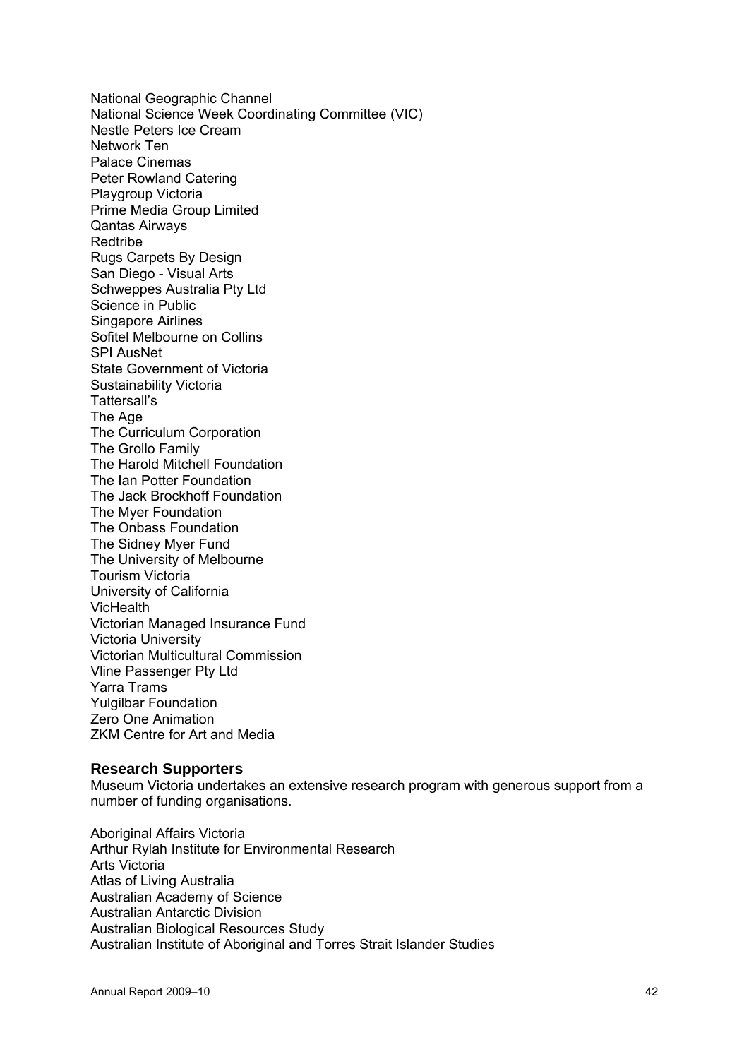National Geographic Channel
National Science Week Coordinating Committee (VIC)
Nestle Peters Ice Cream
Network Ten
Palace Cinemas
Peter Rowland Catering
Playgroup Victoria
Prime Media Group Limited
Qantas Airways
Redtribe
Rugs Carpets By Design
San Diego - Visual Arts
Schweppes Australia Pty Ltd
Science in Public
Singapore Airlines
Sofitel Melbourne on Collins
SPI AusNet
State Government of Victoria
Sustainability Victoria
Tattersall's
The Age
The Curriculum Corporation
The Grollo Family
The Harold Mitchell Foundation
The Ian Potter Foundation
The Jack Brockhoff Foundation
The Myer Foundation
The Onbass Foundation
The Sidney Myer Fund
The University of Melbourne
Tourism Victoria
University of California
VicHealth
Victorian Managed Insurance Fund
Victoria University
Victorian Multicultural Commission
Vline Passenger Pty Ltd
Yarra Trams
Yulgilbar Foundation
Zero One Animation
ZKM Centre for Art and Media

### Research Supporters

Museum Victoria undertakes an extensive research program with generous support from a number of funding organisations.

Aboriginal Affairs Victoria
Arthur Rylah Institute for Environmental Research
Arts Victoria
Atlas of Living Australia
Australian Academy of Science
Australian Antarctic Division
Australian Biological Resources Study
Australian Institute of Aboriginal and Torres Strait Islander Studies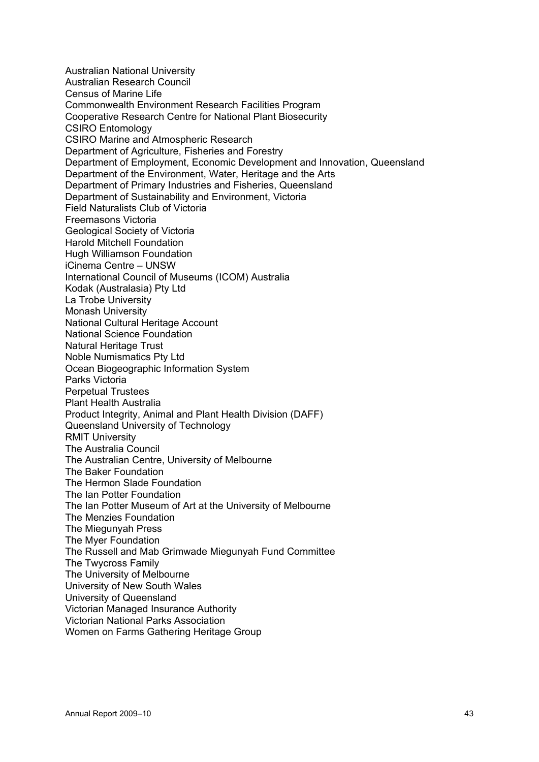Australian National University
Australian Research Council
Census of Marine Life
Commonwealth Environment Research Facilities Program
Cooperative Research Centre for National Plant Biosecurity
CSIRO Entomology
CSIRO Marine and Atmospheric Research
Department of Agriculture, Fisheries and Forestry
Department of Employment, Economic Development and Innovation, Queensland
Department of the Environment, Water, Heritage and the Arts
Department of Primary Industries and Fisheries, Queensland
Department of Sustainability and Environment, Victoria
Field Naturalists Club of Victoria
Freemasons Victoria
Geological Society of Victoria
Harold Mitchell Foundation
Hugh Williamson Foundation
iCinema Centre – UNSW
International Council of Museums (ICOM) Australia
Kodak (Australasia) Pty Ltd
La Trobe University
Monash University
National Cultural Heritage Account
National Science Foundation
Natural Heritage Trust
Noble Numismatics Pty Ltd
Ocean Biogeographic Information System
Parks Victoria
Perpetual Trustees
Plant Health Australia
Product Integrity, Animal and Plant Health Division (DAFF)
Queensland University of Technology
RMIT University
The Australia Council
The Australian Centre, University of Melbourne
The Baker Foundation
The Hermon Slade Foundation
The Ian Potter Foundation
The Ian Potter Museum of Art at the University of Melbourne
The Menzies Foundation
The Miegunyah Press
The Myer Foundation
The Russell and Mab Grimwade Miegunyah Fund Committee
The Twycross Family
The University of Melbourne
University of New South Wales
University of Queensland
Victorian Managed Insurance Authority
Victorian National Parks Association
Women on Farms Gathering Heritage Group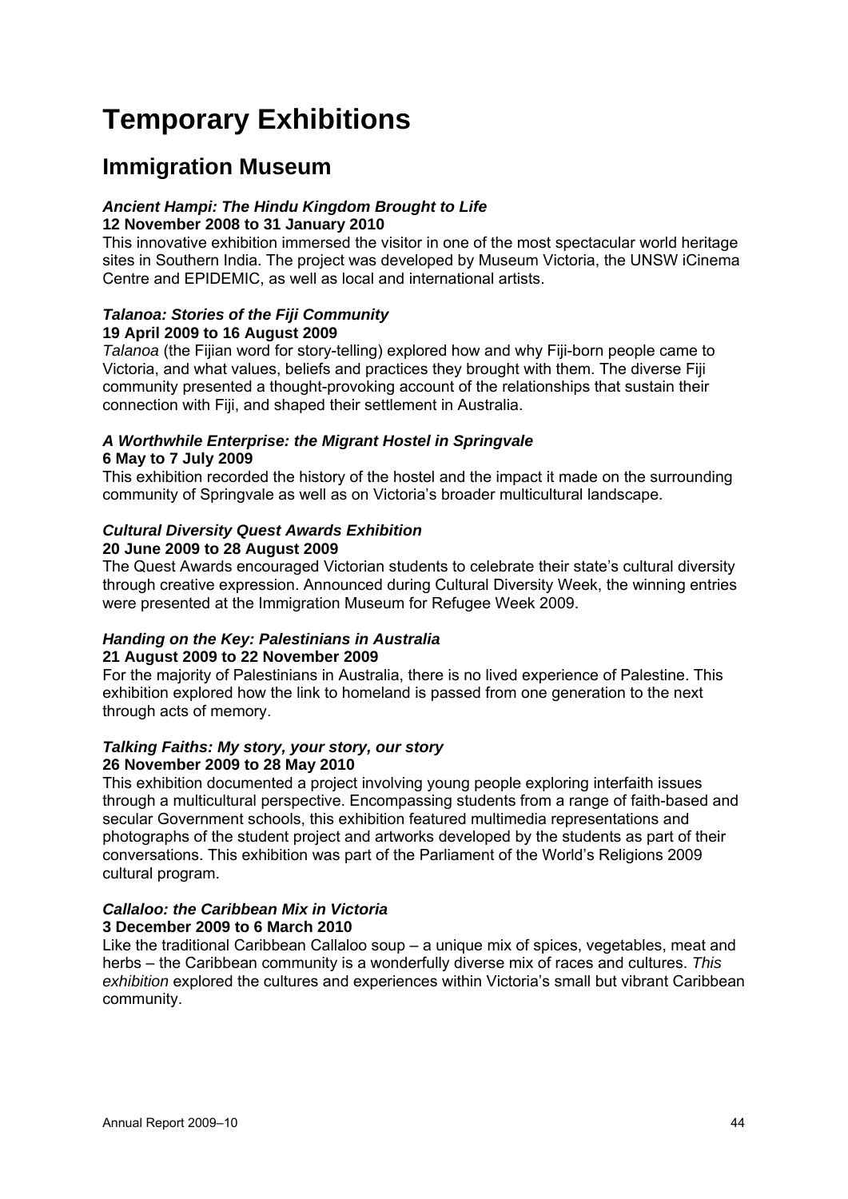# Temporary Exhibitions

## Immigration Museum

***Ancient Hampi: The Hindu Kingdom Brought to Life***
**12 November 2008 to 31 January 2010**
This innovative exhibition immersed the visitor in one of the most spectacular world heritage sites in Southern India. The project was developed by Museum Victoria, the UNSW iCinema Centre and EPIDEMIC, as well as local and international artists.

***Talanoa: Stories of the Fiji Community***
**19 April 2009 to 16 August 2009**
*Talanoa* (the Fijian word for story-telling) explored how and why Fiji-born people came to Victoria, and what values, beliefs and practices they brought with them. The diverse Fiji community presented a thought-provoking account of the relationships that sustain their connection with Fiji, and shaped their settlement in Australia.

***A Worthwhile Enterprise: the Migrant Hostel in Springvale***
**6 May to 7 July 2009**
This exhibition recorded the history of the hostel and the impact it made on the surrounding community of Springvale as well as on Victoria's broader multicultural landscape.

***Cultural Diversity Quest Awards Exhibition***
**20 June 2009 to 28 August 2009**
The Quest Awards encouraged Victorian students to celebrate their state's cultural diversity through creative expression. Announced during Cultural Diversity Week, the winning entries were presented at the Immigration Museum for Refugee Week 2009.

***Handing on the Key: Palestinians in Australia***
**21 August 2009 to 22 November 2009**
For the majority of Palestinians in Australia, there is no lived experience of Palestine. This exhibition explored how the link to homeland is passed from one generation to the next through acts of memory.

***Talking Faiths: My story, your story, our story***
**26 November 2009 to 28 May 2010**
This exhibition documented a project involving young people exploring interfaith issues through a multicultural perspective. Encompassing students from a range of faith-based and secular Government schools, this exhibition featured multimedia representations and photographs of the student project and artworks developed by the students as part of their conversations. This exhibition was part of the Parliament of the World's Religions 2009 cultural program.

***Callaloo: the Caribbean Mix in Victoria***
**3 December 2009 to 6 March 2010**
Like the traditional Caribbean Callaloo soup – a unique mix of spices, vegetables, meat and herbs – the Caribbean community is a wonderfully diverse mix of races and cultures. *This exhibition* explored the cultures and experiences within Victoria's small but vibrant Caribbean community.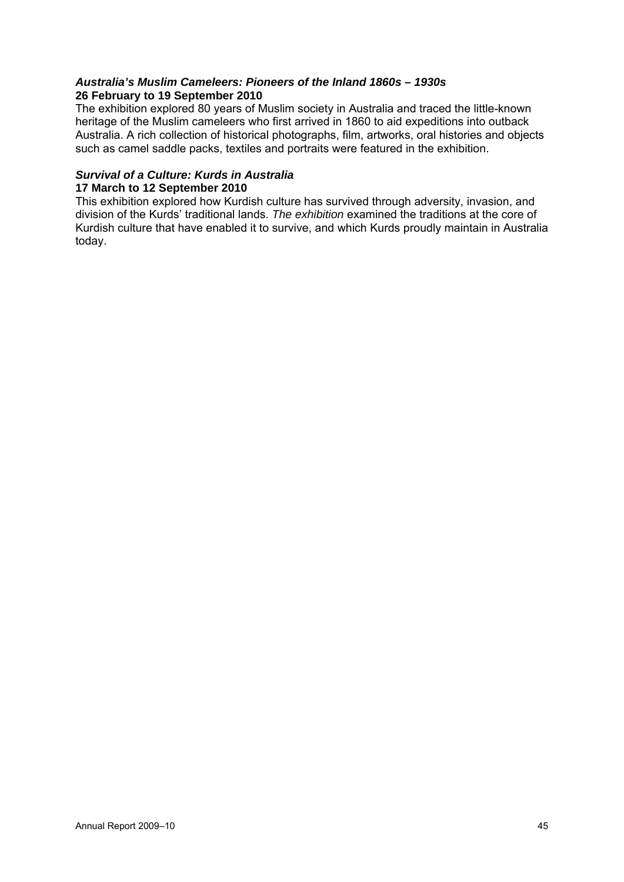### *Australia's Muslim Cameleers: Pioneers of the Inland 1860s – 1930s*
**26 February to 19 September 2010**

The exhibition explored 80 years of Muslim society in Australia and traced the little-known heritage of the Muslim cameleers who first arrived in 1860 to aid expeditions into outback Australia. A rich collection of historical photographs, film, artworks, oral histories and objects such as camel saddle packs, textiles and portraits were featured in the exhibition.

### *Survival of a Culture: Kurds in Australia*
**17 March to 12 September 2010**

This exhibition explored how Kurdish culture has survived through adversity, invasion, and division of the Kurds' traditional lands. *The exhibition* examined the traditions at the core of Kurdish culture that have enabled it to survive, and which Kurds proudly maintain in Australia today.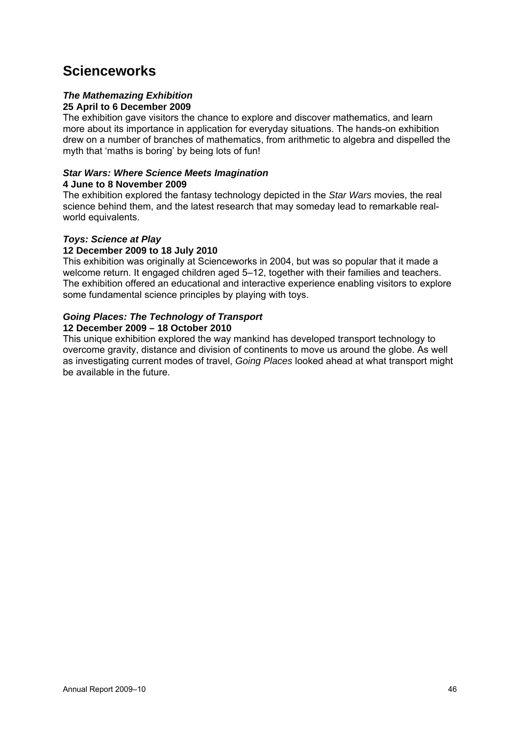# Scienceworks

### *The Mathemazing Exhibition*

**25 April to 6 December 2009**

The exhibition gave visitors the chance to explore and discover mathematics, and learn more about its importance in application for everyday situations. The hands-on exhibition drew on a number of branches of mathematics, from arithmetic to algebra and dispelled the myth that 'maths is boring' by being lots of fun!

### *Star Wars: Where Science Meets Imagination*

**4 June to 8 November 2009**

The exhibition explored the fantasy technology depicted in the *Star Wars* movies, the real science behind them, and the latest research that may someday lead to remarkable real-world equivalents.

### *Toys: Science at Play*

**12 December 2009 to 18 July 2010**

This exhibition was originally at Scienceworks in 2004, but was so popular that it made a welcome return. It engaged children aged 5–12, together with their families and teachers. The exhibition offered an educational and interactive experience enabling visitors to explore some fundamental science principles by playing with toys.

### *Going Places: The Technology of Transport*

**12 December 2009 – 18 October 2010**

This unique exhibition explored the way mankind has developed transport technology to overcome gravity, distance and division of continents to move us around the globe. As well as investigating current modes of travel, *Going Places* looked ahead at what transport might be available in the future.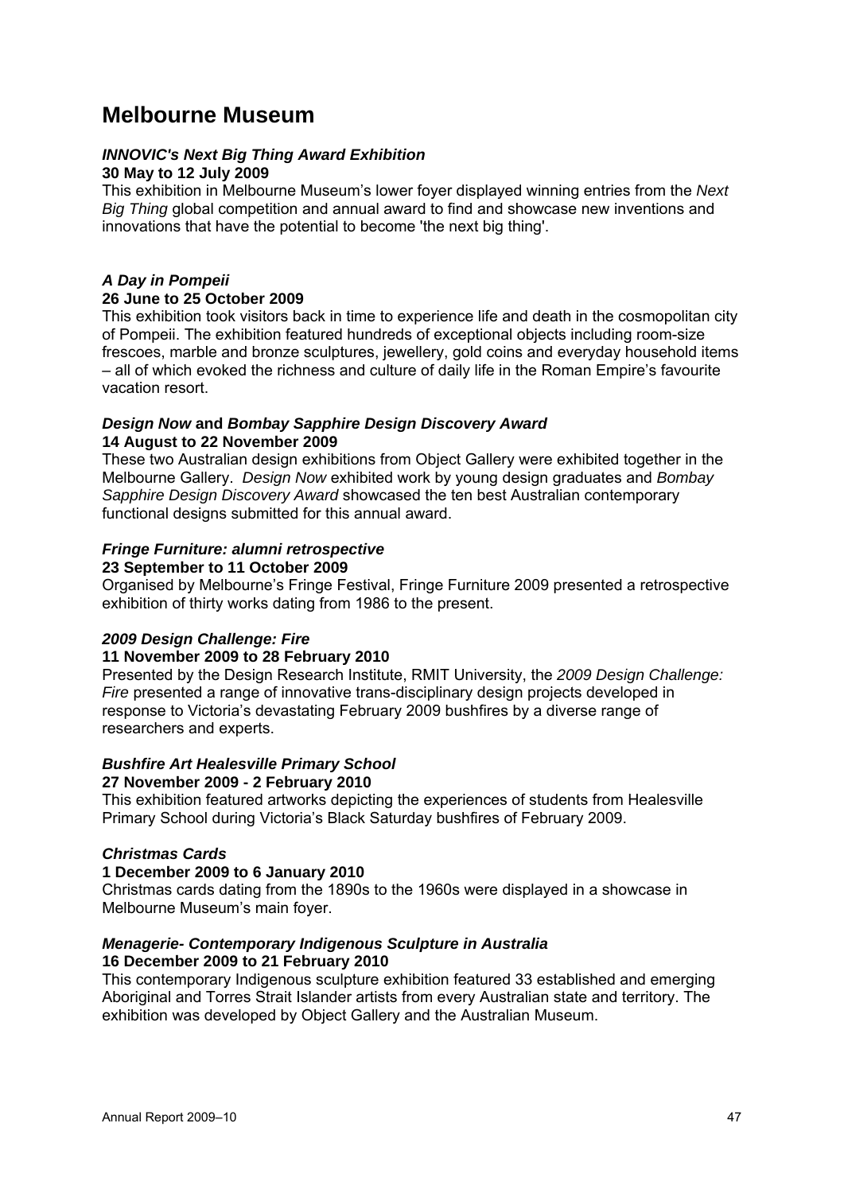# Melbourne Museum

### *INNOVIC's Next Big Thing Award Exhibition*

**30 May to 12 July 2009**

This exhibition in Melbourne Museum's lower foyer displayed winning entries from the *Next Big Thing* global competition and annual award to find and showcase new inventions and innovations that have the potential to become 'the next big thing'.

### *A Day in Pompeii*

**26 June to 25 October 2009**

This exhibition took visitors back in time to experience life and death in the cosmopolitan city of Pompeii. The exhibition featured hundreds of exceptional objects including room-size frescoes, marble and bronze sculptures, jewellery, gold coins and everyday household items – all of which evoked the richness and culture of daily life in the Roman Empire's favourite vacation resort.

### *Design Now* and *Bombay Sapphire Design Discovery Award*

**14 August to 22 November 2009**

These two Australian design exhibitions from Object Gallery were exhibited together in the Melbourne Gallery. *Design Now* exhibited work by young design graduates and *Bombay Sapphire Design Discovery Award* showcased the ten best Australian contemporary functional designs submitted for this annual award.

### *Fringe Furniture: alumni retrospective*

**23 September to 11 October 2009**

Organised by Melbourne's Fringe Festival, Fringe Furniture 2009 presented a retrospective exhibition of thirty works dating from 1986 to the present.

### *2009 Design Challenge: Fire*

**11 November 2009 to 28 February 2010**

Presented by the Design Research Institute, RMIT University, the *2009 Design Challenge: Fire* presented a range of innovative trans-disciplinary design projects developed in response to Victoria's devastating February 2009 bushfires by a diverse range of researchers and experts.

### *Bushfire Art Healesville Primary School*

**27 November 2009 - 2 February 2010**

This exhibition featured artworks depicting the experiences of students from Healesville Primary School during Victoria's Black Saturday bushfires of February 2009.

### *Christmas Cards*

**1 December 2009 to 6 January 2010**

Christmas cards dating from the 1890s to the 1960s were displayed in a showcase in Melbourne Museum's main foyer.

### *Menagerie- Contemporary Indigenous Sculpture in Australia*

**16 December 2009 to 21 February 2010**

This contemporary Indigenous sculpture exhibition featured 33 established and emerging Aboriginal and Torres Strait Islander artists from every Australian state and territory. The exhibition was developed by Object Gallery and the Australian Museum.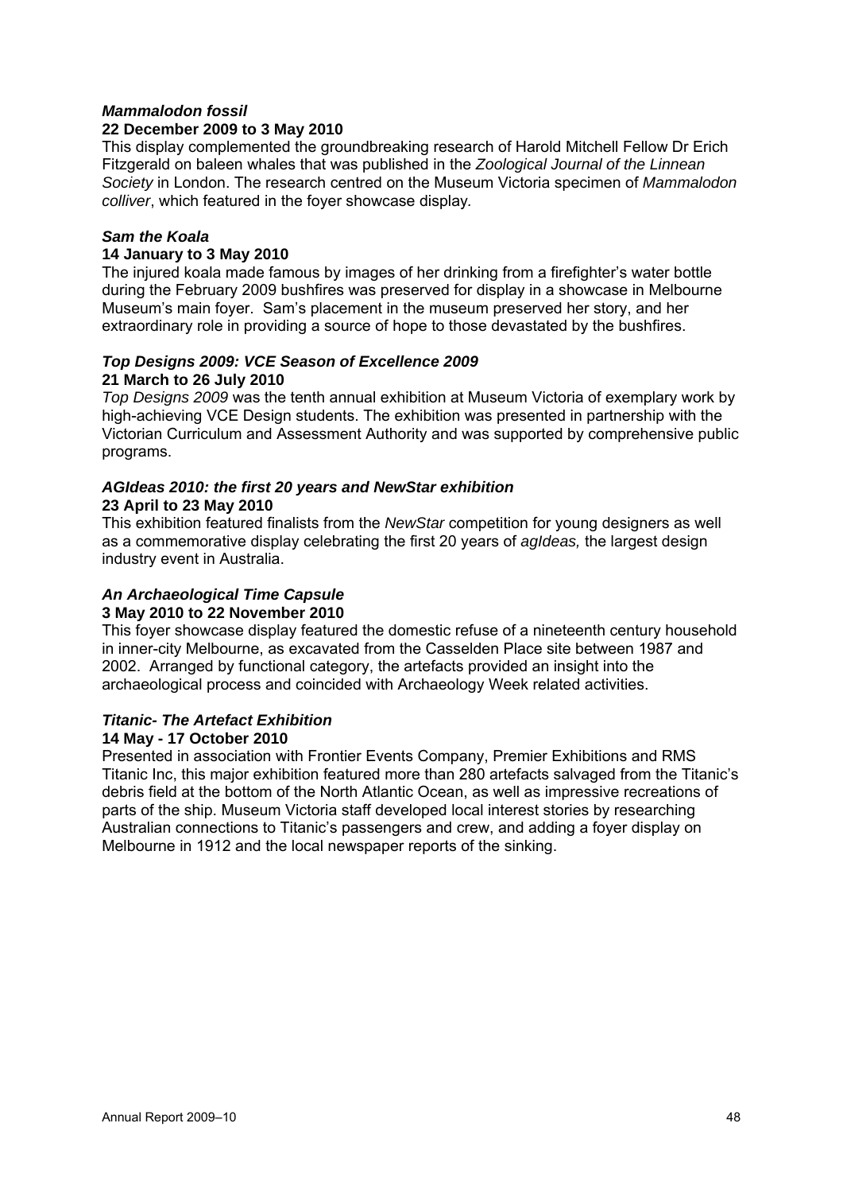***Mammalodon fossil***
**22 December 2009 to 3 May 2010**

This display complemented the groundbreaking research of Harold Mitchell Fellow Dr Erich Fitzgerald on baleen whales that was published in the *Zoological Journal of the Linnean Society* in London. The research centred on the Museum Victoria specimen of *Mammalodon colliver*, which featured in the foyer showcase display.

***Sam the Koala***
**14 January to 3 May 2010**

The injured koala made famous by images of her drinking from a firefighter's water bottle during the February 2009 bushfires was preserved for display in a showcase in Melbourne Museum's main foyer. Sam's placement in the museum preserved her story, and her extraordinary role in providing a source of hope to those devastated by the bushfires.

***Top Designs 2009: VCE Season of Excellence 2009***
**21 March to 26 July 2010**

*Top Designs 2009* was the tenth annual exhibition at Museum Victoria of exemplary work by high-achieving VCE Design students. The exhibition was presented in partnership with the Victorian Curriculum and Assessment Authority and was supported by comprehensive public programs.

***AGIdeas 2010: the first 20 years and NewStar exhibition***
**23 April to 23 May 2010**

This exhibition featured finalists from the *NewStar* competition for young designers as well as a commemorative display celebrating the first 20 years of *agIdeas,* the largest design industry event in Australia.

***An Archaeological Time Capsule***
**3 May 2010 to 22 November 2010**

This foyer showcase display featured the domestic refuse of a nineteenth century household in inner-city Melbourne, as excavated from the Casselden Place site between 1987 and 2002. Arranged by functional category, the artefacts provided an insight into the archaeological process and coincided with Archaeology Week related activities.

***Titanic- The Artefact Exhibition***
**14 May - 17 October 2010**

Presented in association with Frontier Events Company, Premier Exhibitions and RMS Titanic Inc, this major exhibition featured more than 280 artefacts salvaged from the Titanic's debris field at the bottom of the North Atlantic Ocean, as well as impressive recreations of parts of the ship. Museum Victoria staff developed local interest stories by researching Australian connections to Titanic's passengers and crew, and adding a foyer display on Melbourne in 1912 and the local newspaper reports of the sinking.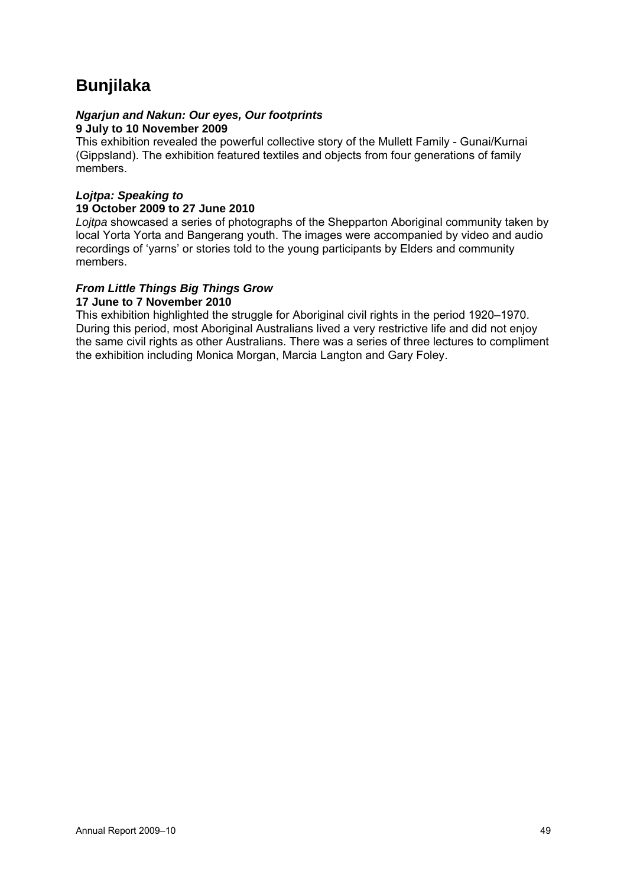# Bunjilaka

***Ngarjun and Nakun: Our eyes, Our footprints***
**9 July to 10 November 2009**
This exhibition revealed the powerful collective story of the Mullett Family - Gunai/Kurnai (Gippsland). The exhibition featured textiles and objects from four generations of family members.

***Lojtpa: Speaking to***
**19 October 2009 to 27 June 2010**
*Lojtpa* showcased a series of photographs of the Shepparton Aboriginal community taken by local Yorta Yorta and Bangerang youth. The images were accompanied by video and audio recordings of 'yarns' or stories told to the young participants by Elders and community members.

***From Little Things Big Things Grow***
**17 June to 7 November 2010**
This exhibition highlighted the struggle for Aboriginal civil rights in the period 1920–1970. During this period, most Aboriginal Australians lived a very restrictive life and did not enjoy the same civil rights as other Australians. There was a series of three lectures to compliment the exhibition including Monica Morgan, Marcia Langton and Gary Foley.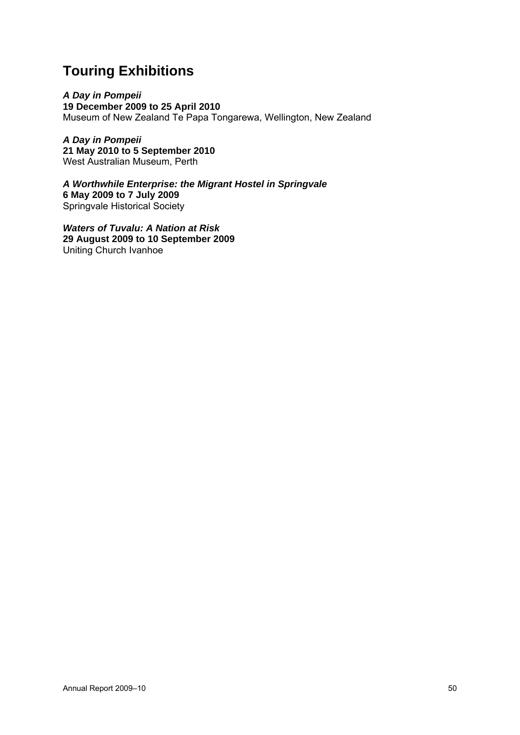# Touring Exhibitions

***A Day in Pompeii***
**19 December 2009 to 25 April 2010**
Museum of New Zealand Te Papa Tongarewa, Wellington, New Zealand

***A Day in Pompeii***
**21 May 2010 to 5 September 2010**
West Australian Museum, Perth

***A Worthwhile Enterprise: the Migrant Hostel in Springvale***
**6 May 2009 to 7 July 2009**
Springvale Historical Society

***Waters of Tuvalu: A Nation at Risk***
**29 August 2009 to 10 September 2009**
Uniting Church Ivanhoe